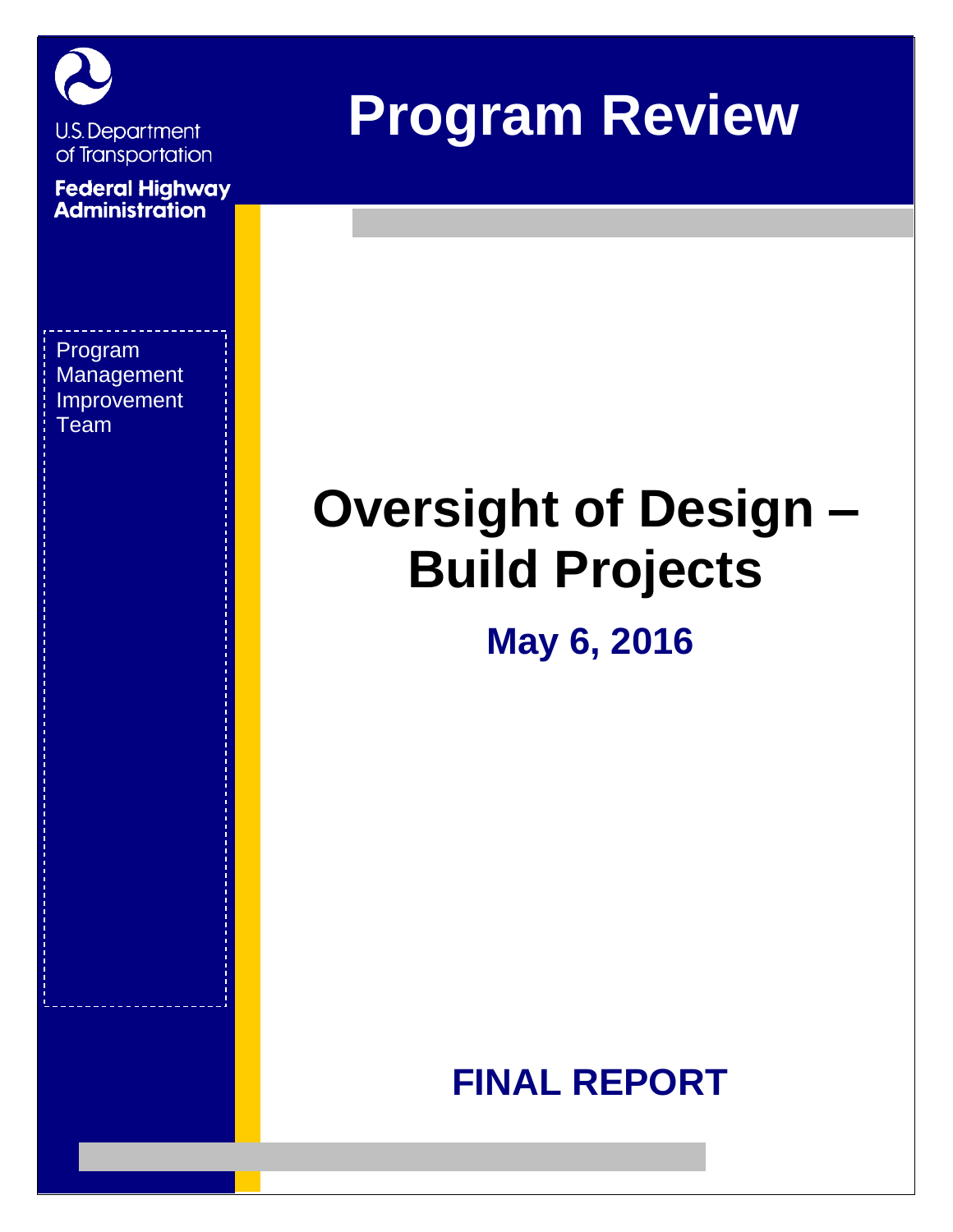U.S. Department of Transportation

**Federal Highway Administration**

# Program Review

Program Management Improvement Team

# Oversight of Design – Build Projects

## May 6, 2016

## FINAL REPORT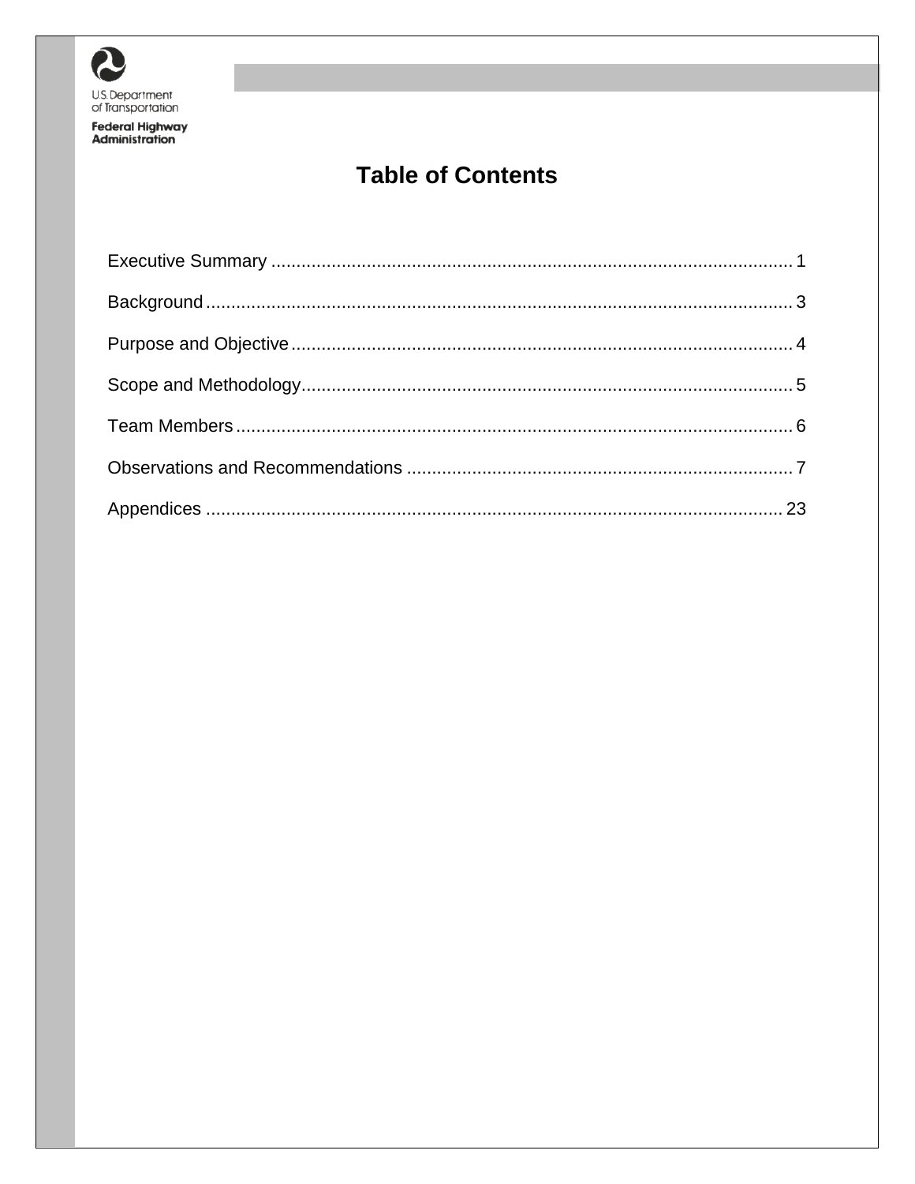# Table of Contents

| | |
|---|---|
| Executive Summary | 1 |
| Background | 3 |
| Purpose and Objective | 4 |
| Scope and Methodology | 5 |
| Team Members | 6 |
| Observations and Recommendations | 7 |
| Appendices | 23 |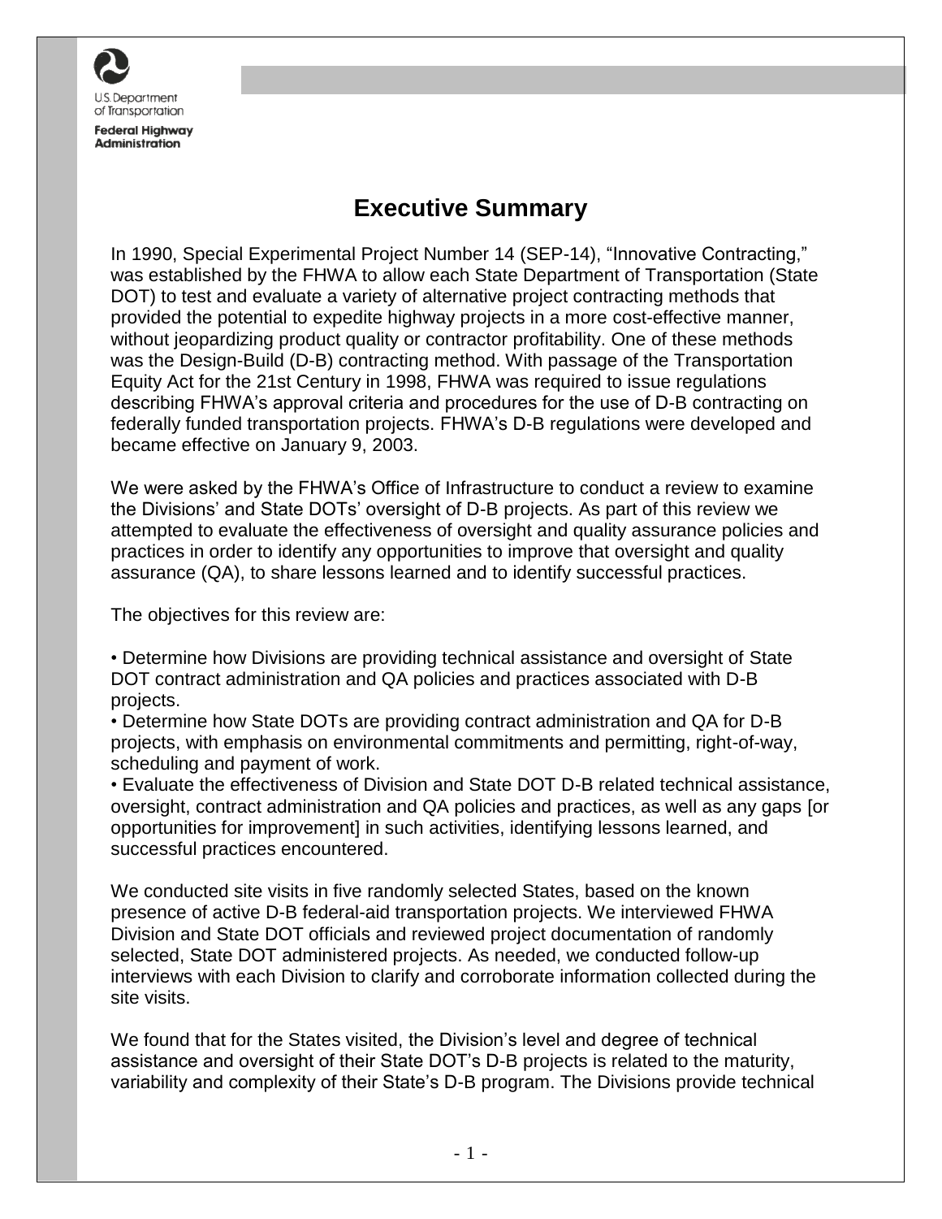# Executive Summary

In 1990, Special Experimental Project Number 14 (SEP-14), "Innovative Contracting," was established by the FHWA to allow each State Department of Transportation (State DOT) to test and evaluate a variety of alternative project contracting methods that provided the potential to expedite highway projects in a more cost-effective manner, without jeopardizing product quality or contractor profitability. One of these methods was the Design-Build (D-B) contracting method. With passage of the Transportation Equity Act for the 21st Century in 1998, FHWA was required to issue regulations describing FHWA's approval criteria and procedures for the use of D-B contracting on federally funded transportation projects. FHWA's D-B regulations were developed and became effective on January 9, 2003.

We were asked by the FHWA's Office of Infrastructure to conduct a review to examine the Divisions' and State DOTs' oversight of D-B projects. As part of this review we attempted to evaluate the effectiveness of oversight and quality assurance policies and practices in order to identify any opportunities to improve that oversight and quality assurance (QA), to share lessons learned and to identify successful practices.

The objectives for this review are:

- Determine how Divisions are providing technical assistance and oversight of State DOT contract administration and QA policies and practices associated with D-B projects.
- Determine how State DOTs are providing contract administration and QA for D-B projects, with emphasis on environmental commitments and permitting, right-of-way, scheduling and payment of work.
- Evaluate the effectiveness of Division and State DOT D-B related technical assistance, oversight, contract administration and QA policies and practices, as well as any gaps [or opportunities for improvement] in such activities, identifying lessons learned, and successful practices encountered.

We conducted site visits in five randomly selected States, based on the known presence of active D-B federal-aid transportation projects. We interviewed FHWA Division and State DOT officials and reviewed project documentation of randomly selected, State DOT administered projects. As needed, we conducted follow-up interviews with each Division to clarify and corroborate information collected during the site visits.

We found that for the States visited, the Division's level and degree of technical assistance and oversight of their State DOT's D-B projects is related to the maturity, variability and complexity of their State's D-B program. The Divisions provide technical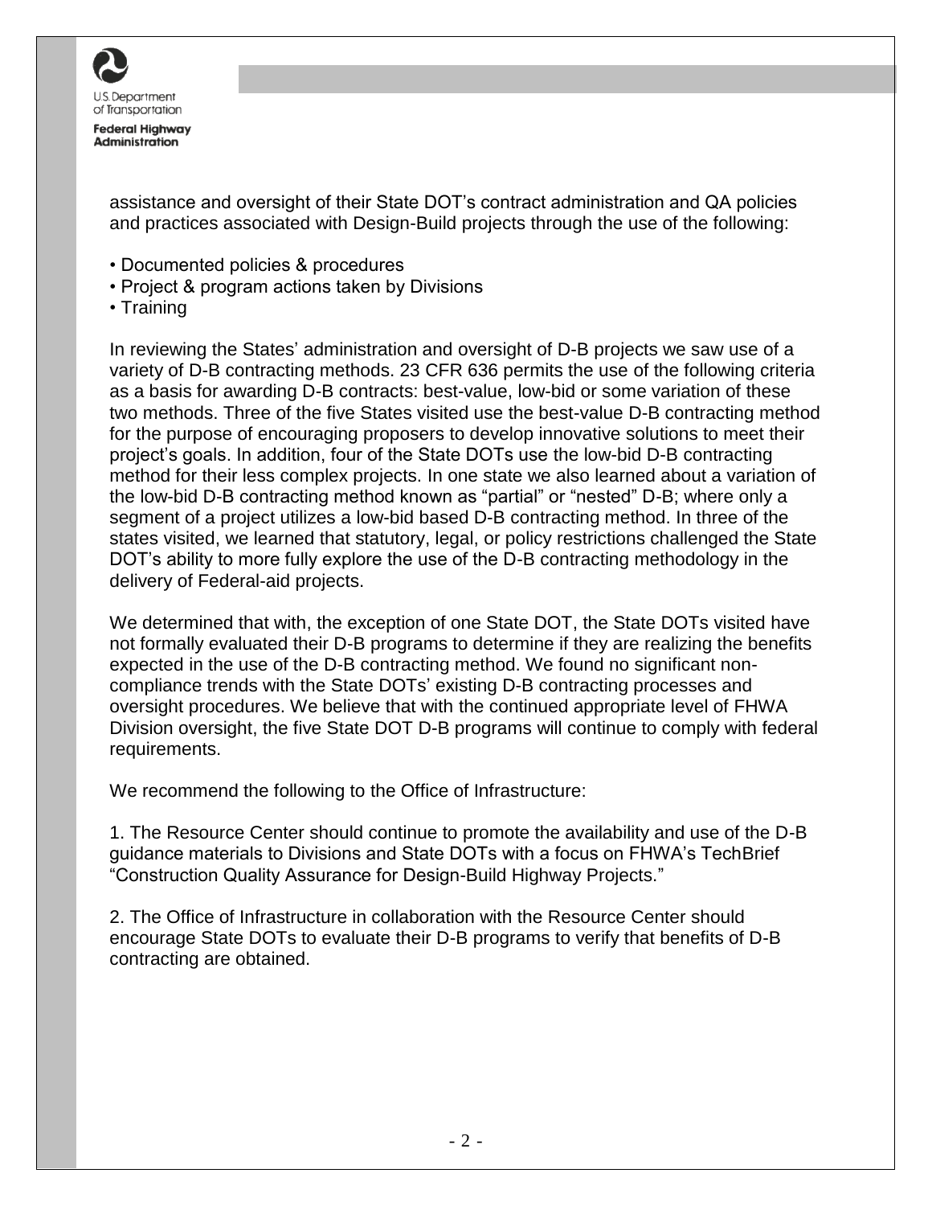assistance and oversight of their State DOT's contract administration and QA policies and practices associated with Design-Build projects through the use of the following:

- Documented policies & procedures
- Project & program actions taken by Divisions
- Training

In reviewing the States' administration and oversight of D-B projects we saw use of a variety of D-B contracting methods. 23 CFR 636 permits the use of the following criteria as a basis for awarding D-B contracts: best-value, low-bid or some variation of these two methods. Three of the five States visited use the best-value D-B contracting method for the purpose of encouraging proposers to develop innovative solutions to meet their project's goals. In addition, four of the State DOTs use the low-bid D-B contracting method for their less complex projects. In one state we also learned about a variation of the low-bid D-B contracting method known as "partial" or "nested" D-B; where only a segment of a project utilizes a low-bid based D-B contracting method. In three of the states visited, we learned that statutory, legal, or policy restrictions challenged the State DOT's ability to more fully explore the use of the D-B contracting methodology in the delivery of Federal-aid projects.

We determined that with, the exception of one State DOT, the State DOTs visited have not formally evaluated their D-B programs to determine if they are realizing the benefits expected in the use of the D-B contracting method. We found no significant non-compliance trends with the State DOTs' existing D-B contracting processes and oversight procedures. We believe that with the continued appropriate level of FHWA Division oversight, the five State DOT D-B programs will continue to comply with federal requirements.

We recommend the following to the Office of Infrastructure:

1. The Resource Center should continue to promote the availability and use of the D-B guidance materials to Divisions and State DOTs with a focus on FHWA's TechBrief "Construction Quality Assurance for Design-Build Highway Projects."

2. The Office of Infrastructure in collaboration with the Resource Center should encourage State DOTs to evaluate their D-B programs to verify that benefits of D-B contracting are obtained.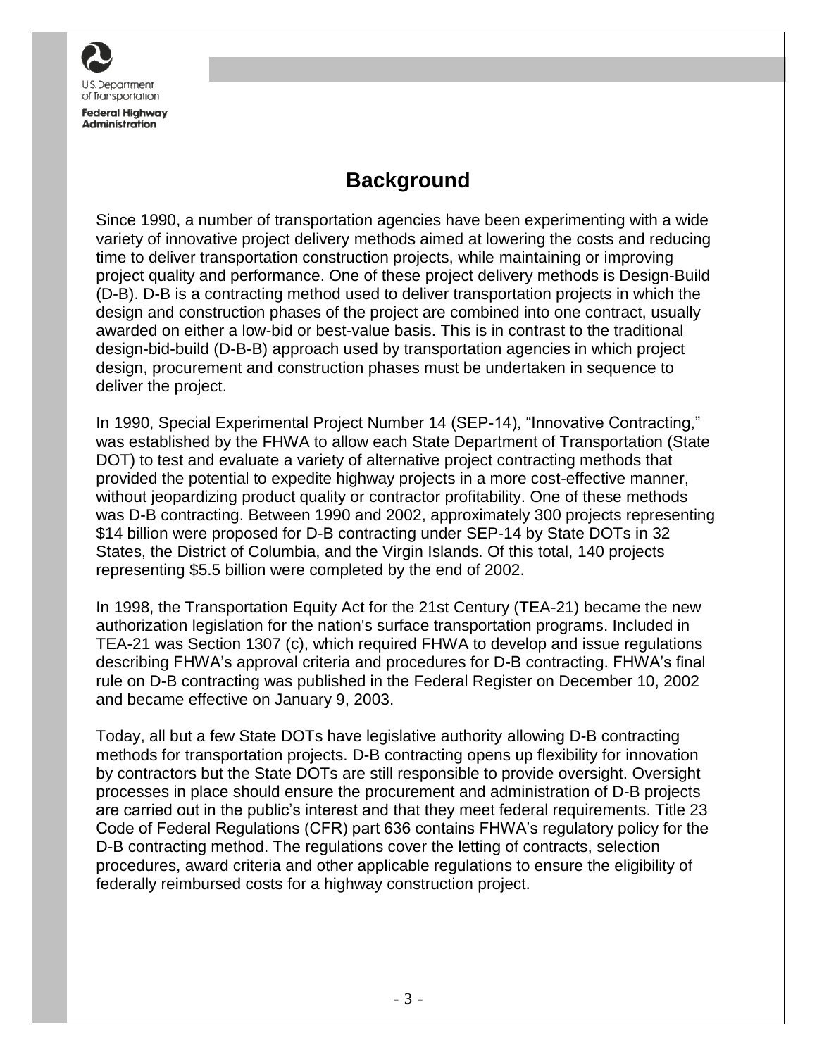# Background

Since 1990, a number of transportation agencies have been experimenting with a wide variety of innovative project delivery methods aimed at lowering the costs and reducing time to deliver transportation construction projects, while maintaining or improving project quality and performance. One of these project delivery methods is Design-Build (D-B). D-B is a contracting method used to deliver transportation projects in which the design and construction phases of the project are combined into one contract, usually awarded on either a low-bid or best-value basis. This is in contrast to the traditional design-bid-build (D-B-B) approach used by transportation agencies in which project design, procurement and construction phases must be undertaken in sequence to deliver the project.

In 1990, Special Experimental Project Number 14 (SEP-14), "Innovative Contracting," was established by the FHWA to allow each State Department of Transportation (State DOT) to test and evaluate a variety of alternative project contracting methods that provided the potential to expedite highway projects in a more cost-effective manner, without jeopardizing product quality or contractor profitability. One of these methods was D-B contracting. Between 1990 and 2002, approximately 300 projects representing $14 billion were proposed for D-B contracting under SEP-14 by State DOTs in 32 States, the District of Columbia, and the Virgin Islands. Of this total, 140 projects representing $5.5 billion were completed by the end of 2002.

In 1998, the Transportation Equity Act for the 21st Century (TEA-21) became the new authorization legislation for the nation's surface transportation programs. Included in TEA-21 was Section 1307 (c), which required FHWA to develop and issue regulations describing FHWA's approval criteria and procedures for D-B contracting. FHWA's final rule on D-B contracting was published in the Federal Register on December 10, 2002 and became effective on January 9, 2003.

Today, all but a few State DOTs have legislative authority allowing D-B contracting methods for transportation projects. D-B contracting opens up flexibility for innovation by contractors but the State DOTs are still responsible to provide oversight. Oversight processes in place should ensure the procurement and administration of D-B projects are carried out in the public's interest and that they meet federal requirements. Title 23 Code of Federal Regulations (CFR) part 636 contains FHWA's regulatory policy for the D-B contracting method. The regulations cover the letting of contracts, selection procedures, award criteria and other applicable regulations to ensure the eligibility of federally reimbursed costs for a highway construction project.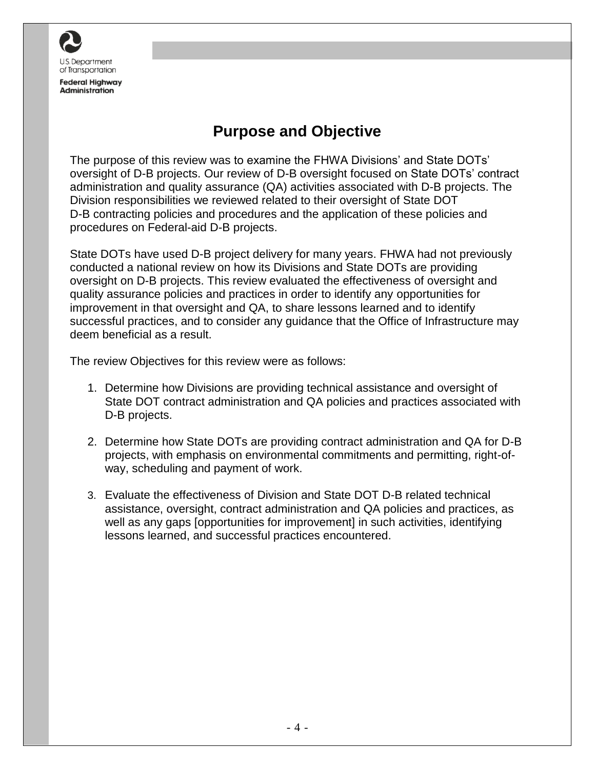# Purpose and Objective

The purpose of this review was to examine the FHWA Divisions' and State DOTs' oversight of D-B projects. Our review of D-B oversight focused on State DOTs' contract administration and quality assurance (QA) activities associated with D-B projects. The Division responsibilities we reviewed related to their oversight of State DOT D-B contracting policies and procedures and the application of these policies and procedures on Federal-aid D-B projects.

State DOTs have used D-B project delivery for many years. FHWA had not previously conducted a national review on how its Divisions and State DOTs are providing oversight on D-B projects. This review evaluated the effectiveness of oversight and quality assurance policies and practices in order to identify any opportunities for improvement in that oversight and QA, to share lessons learned and to identify successful practices, and to consider any guidance that the Office of Infrastructure may deem beneficial as a result.

The review Objectives for this review were as follows:

1. Determine how Divisions are providing technical assistance and oversight of State DOT contract administration and QA policies and practices associated with D-B projects.

2. Determine how State DOTs are providing contract administration and QA for D-B projects, with emphasis on environmental commitments and permitting, right-of-way, scheduling and payment of work.

3. Evaluate the effectiveness of Division and State DOT D-B related technical assistance, oversight, contract administration and QA policies and practices, as well as any gaps [opportunities for improvement] in such activities, identifying lessons learned, and successful practices encountered.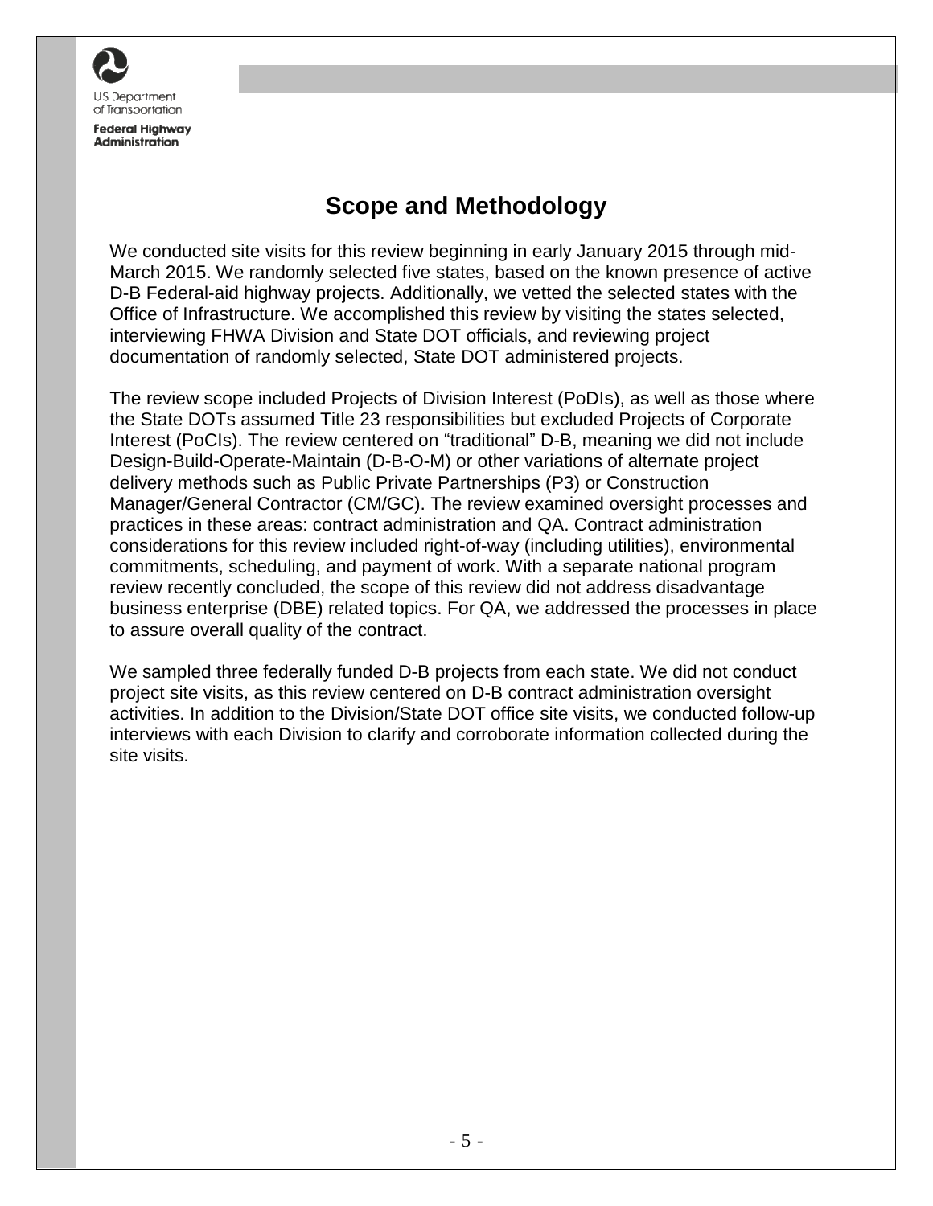## Scope and Methodology

We conducted site visits for this review beginning in early January 2015 through mid-March 2015. We randomly selected five states, based on the known presence of active D-B Federal-aid highway projects. Additionally, we vetted the selected states with the Office of Infrastructure. We accomplished this review by visiting the states selected, interviewing FHWA Division and State DOT officials, and reviewing project documentation of randomly selected, State DOT administered projects.

The review scope included Projects of Division Interest (PoDIs), as well as those where the State DOTs assumed Title 23 responsibilities but excluded Projects of Corporate Interest (PoCIs). The review centered on "traditional" D-B, meaning we did not include Design-Build-Operate-Maintain (D-B-O-M) or other variations of alternate project delivery methods such as Public Private Partnerships (P3) or Construction Manager/General Contractor (CM/GC). The review examined oversight processes and practices in these areas: contract administration and QA. Contract administration considerations for this review included right-of-way (including utilities), environmental commitments, scheduling, and payment of work. With a separate national program review recently concluded, the scope of this review did not address disadvantage business enterprise (DBE) related topics. For QA, we addressed the processes in place to assure overall quality of the contract.

We sampled three federally funded D-B projects from each state. We did not conduct project site visits, as this review centered on D-B contract administration oversight activities. In addition to the Division/State DOT office site visits, we conducted follow-up interviews with each Division to clarify and corroborate information collected during the site visits.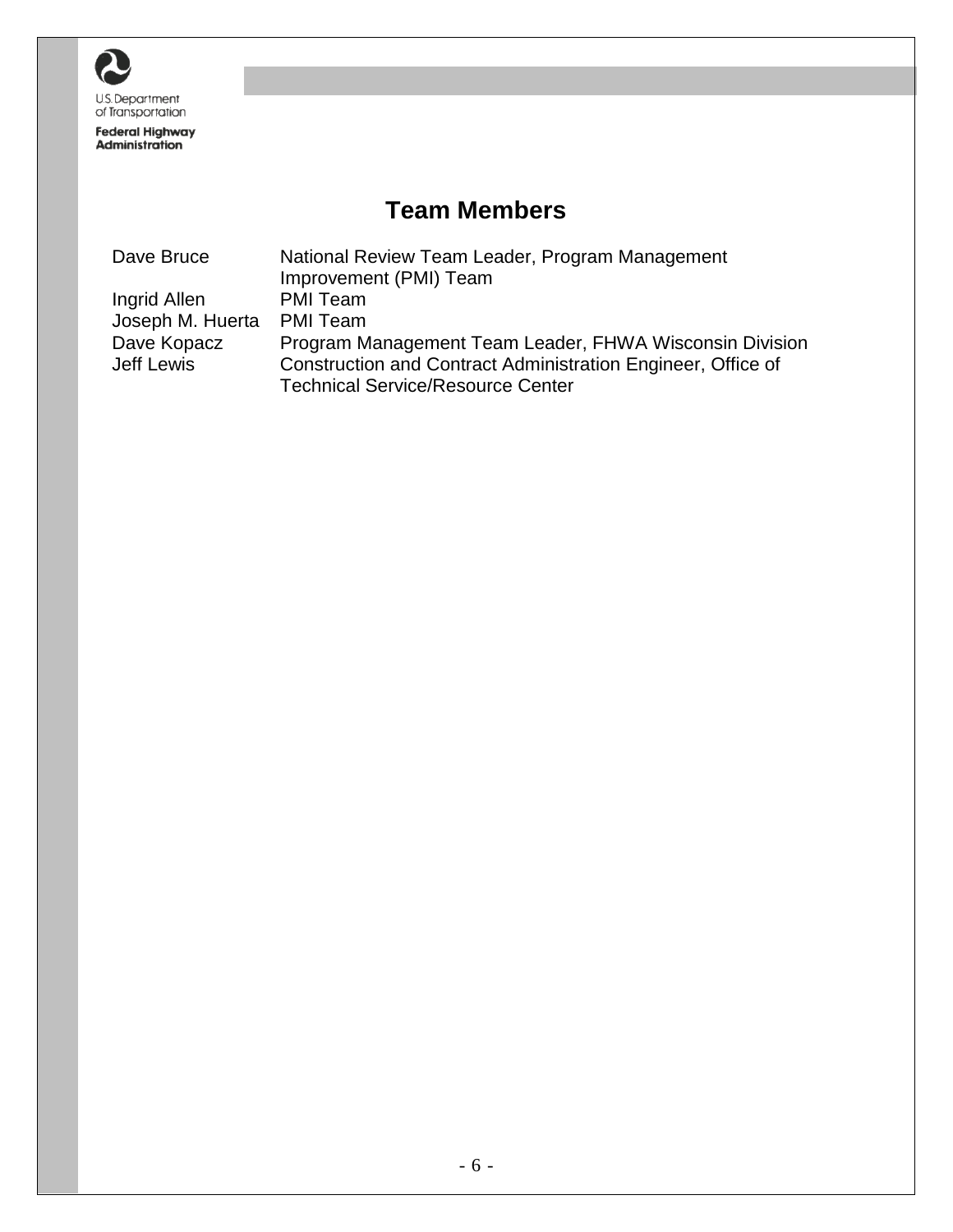## Team Members

| | |
|---|---|
| Dave Bruce | National Review Team Leader, Program Management Improvement (PMI) Team |
| Ingrid Allen | PMI Team |
| Joseph M. Huerta | PMI Team |
| Dave Kopacz | Program Management Team Leader, FHWA Wisconsin Division |
| Jeff Lewis | Construction and Contract Administration Engineer, Office of Technical Service/Resource Center |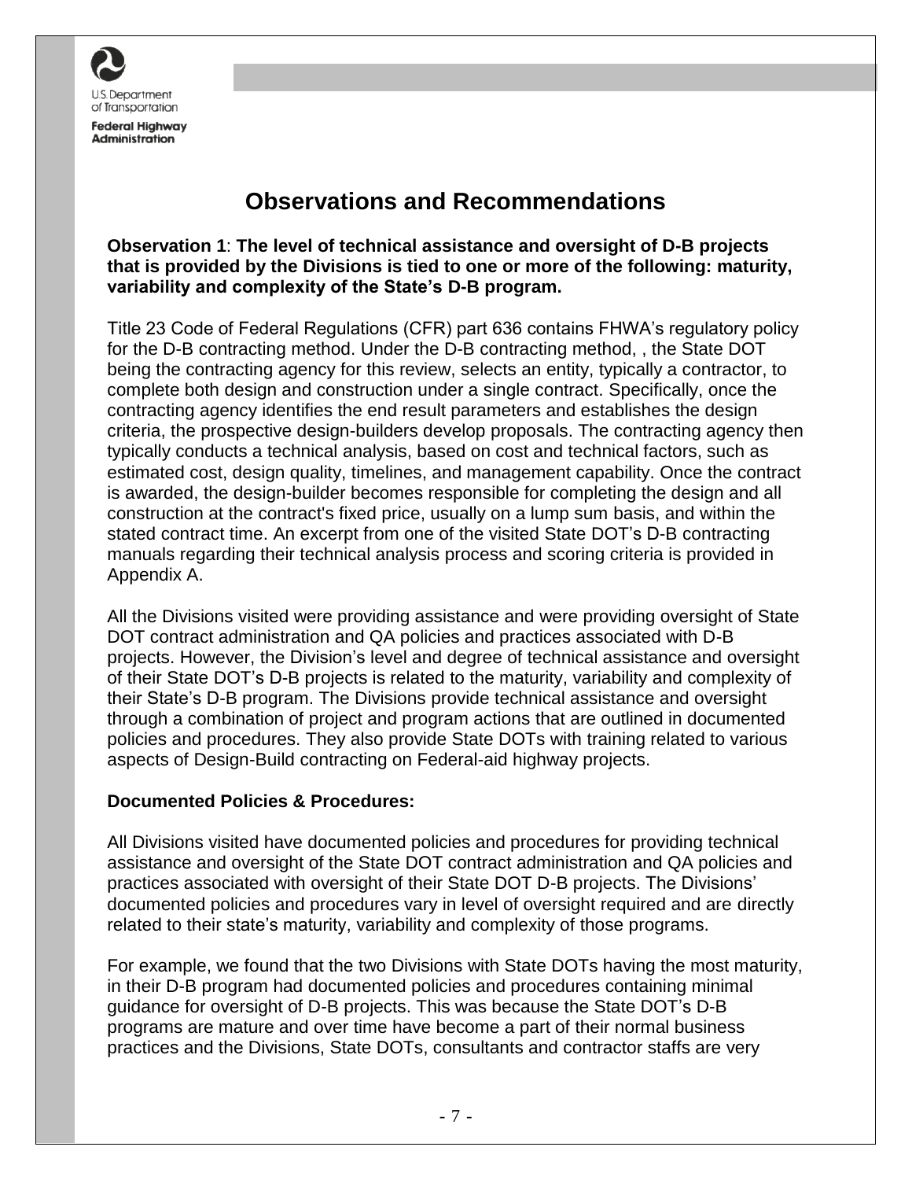# Observations and Recommendations

**Observation 1**: **The level of technical assistance and oversight of D-B projects that is provided by the Divisions is tied to one or more of the following: maturity, variability and complexity of the State's D-B program.**

Title 23 Code of Federal Regulations (CFR) part 636 contains FHWA's regulatory policy for the D-B contracting method. Under the D-B contracting method, , the State DOT being the contracting agency for this review, selects an entity, typically a contractor, to complete both design and construction under a single contract. Specifically, once the contracting agency identifies the end result parameters and establishes the design criteria, the prospective design-builders develop proposals. The contracting agency then typically conducts a technical analysis, based on cost and technical factors, such as estimated cost, design quality, timelines, and management capability. Once the contract is awarded, the design-builder becomes responsible for completing the design and all construction at the contract's fixed price, usually on a lump sum basis, and within the stated contract time. An excerpt from one of the visited State DOT's D-B contracting manuals regarding their technical analysis process and scoring criteria is provided in Appendix A.

All the Divisions visited were providing assistance and were providing oversight of State DOT contract administration and QA policies and practices associated with D-B projects. However, the Division's level and degree of technical assistance and oversight of their State DOT's D-B projects is related to the maturity, variability and complexity of their State's D-B program. The Divisions provide technical assistance and oversight through a combination of project and program actions that are outlined in documented policies and procedures. They also provide State DOTs with training related to various aspects of Design-Build contracting on Federal-aid highway projects.

**Documented Policies & Procedures:**

All Divisions visited have documented policies and procedures for providing technical assistance and oversight of the State DOT contract administration and QA policies and practices associated with oversight of their State DOT D-B projects. The Divisions' documented policies and procedures vary in level of oversight required and are directly related to their state's maturity, variability and complexity of those programs.

For example, we found that the two Divisions with State DOTs having the most maturity, in their D-B program had documented policies and procedures containing minimal guidance for oversight of D-B projects. This was because the State DOT's D-B programs are mature and over time have become a part of their normal business practices and the Divisions, State DOTs, consultants and contractor staffs are very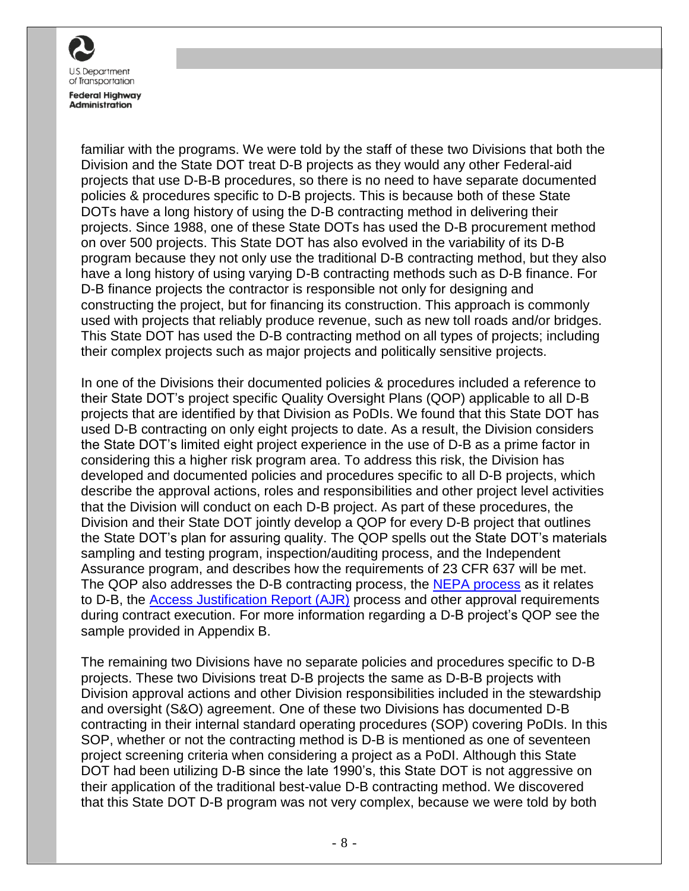familiar with the programs. We were told by the staff of these two Divisions that both the Division and the State DOT treat D-B projects as they would any other Federal-aid projects that use D-B-B procedures, so there is no need to have separate documented policies & procedures specific to D-B projects. This is because both of these State DOTs have a long history of using the D-B contracting method in delivering their projects. Since 1988, one of these State DOTs has used the D-B procurement method on over 500 projects. This State DOT has also evolved in the variability of its D-B program because they not only use the traditional D-B contracting method, but they also have a long history of using varying D-B contracting methods such as D-B finance. For D-B finance projects the contractor is responsible not only for designing and constructing the project, but for financing its construction. This approach is commonly used with projects that reliably produce revenue, such as new toll roads and/or bridges. This State DOT has used the D-B contracting method on all types of projects; including their complex projects such as major projects and politically sensitive projects.

In one of the Divisions their documented policies & procedures included a reference to their State DOT's project specific Quality Oversight Plans (QOP) applicable to all D-B projects that are identified by that Division as PoDIs. We found that this State DOT has used D-B contracting on only eight projects to date. As a result, the Division considers the State DOT's limited eight project experience in the use of D-B as a prime factor in considering this a higher risk program area. To address this risk, the Division has developed and documented policies and procedures specific to all D-B projects, which describe the approval actions, roles and responsibilities and other project level activities that the Division will conduct on each D-B project. As part of these procedures, the Division and their State DOT jointly develop a QOP for every D-B project that outlines the State DOT's plan for assuring quality. The QOP spells out the State DOT's materials sampling and testing program, inspection/auditing process, and the Independent Assurance program, and describes how the requirements of 23 CFR 637 will be met. The QOP also addresses the D-B contracting process, the NEPA process as it relates to D-B, the Access Justification Report (AJR) process and other approval requirements during contract execution. For more information regarding a D-B project's QOP see the sample provided in Appendix B.

The remaining two Divisions have no separate policies and procedures specific to D-B projects. These two Divisions treat D-B projects the same as D-B-B projects with Division approval actions and other Division responsibilities included in the stewardship and oversight (S&O) agreement. One of these two Divisions has documented D-B contracting in their internal standard operating procedures (SOP) covering PoDIs. In this SOP, whether or not the contracting method is D-B is mentioned as one of seventeen project screening criteria when considering a project as a PoDI. Although this State DOT had been utilizing D-B since the late 1990's, this State DOT is not aggressive on their application of the traditional best-value D-B contracting method. We discovered that this State DOT D-B program was not very complex, because we were told by both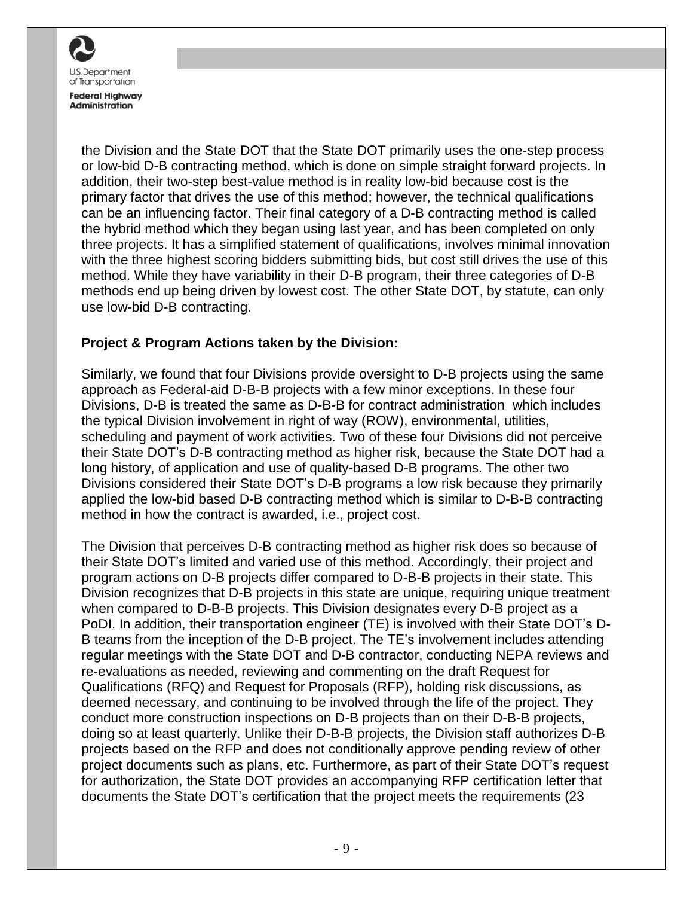the Division and the State DOT that the State DOT primarily uses the one-step process or low-bid D-B contracting method, which is done on simple straight forward projects. In addition, their two-step best-value method is in reality low-bid because cost is the primary factor that drives the use of this method; however, the technical qualifications can be an influencing factor. Their final category of a D-B contracting method is called the hybrid method which they began using last year, and has been completed on only three projects. It has a simplified statement of qualifications, involves minimal innovation with the three highest scoring bidders submitting bids, but cost still drives the use of this method. While they have variability in their D-B program, their three categories of D-B methods end up being driven by lowest cost. The other State DOT, by statute, can only use low-bid D-B contracting.

**Project & Program Actions taken by the Division:**

Similarly, we found that four Divisions provide oversight to D-B projects using the same approach as Federal-aid D-B-B projects with a few minor exceptions. In these four Divisions, D-B is treated the same as D-B-B for contract administration which includes the typical Division involvement in right of way (ROW), environmental, utilities, scheduling and payment of work activities. Two of these four Divisions did not perceive their State DOT's D-B contracting method as higher risk, because the State DOT had a long history, of application and use of quality-based D-B programs. The other two Divisions considered their State DOT's D-B programs a low risk because they primarily applied the low-bid based D-B contracting method which is similar to D-B-B contracting method in how the contract is awarded, i.e., project cost.

The Division that perceives D-B contracting method as higher risk does so because of their State DOT's limited and varied use of this method. Accordingly, their project and program actions on D-B projects differ compared to D-B-B projects in their state. This Division recognizes that D-B projects in this state are unique, requiring unique treatment when compared to D-B-B projects. This Division designates every D-B project as a PoDI. In addition, their transportation engineer (TE) is involved with their State DOT's D-B teams from the inception of the D-B project. The TE's involvement includes attending regular meetings with the State DOT and D-B contractor, conducting NEPA reviews and re-evaluations as needed, reviewing and commenting on the draft Request for Qualifications (RFQ) and Request for Proposals (RFP), holding risk discussions, as deemed necessary, and continuing to be involved through the life of the project. They conduct more construction inspections on D-B projects than on their D-B-B projects, doing so at least quarterly. Unlike their D-B-B projects, the Division staff authorizes D-B projects based on the RFP and does not conditionally approve pending review of other project documents such as plans, etc. Furthermore, as part of their State DOT's request for authorization, the State DOT provides an accompanying RFP certification letter that documents the State DOT's certification that the project meets the requirements (23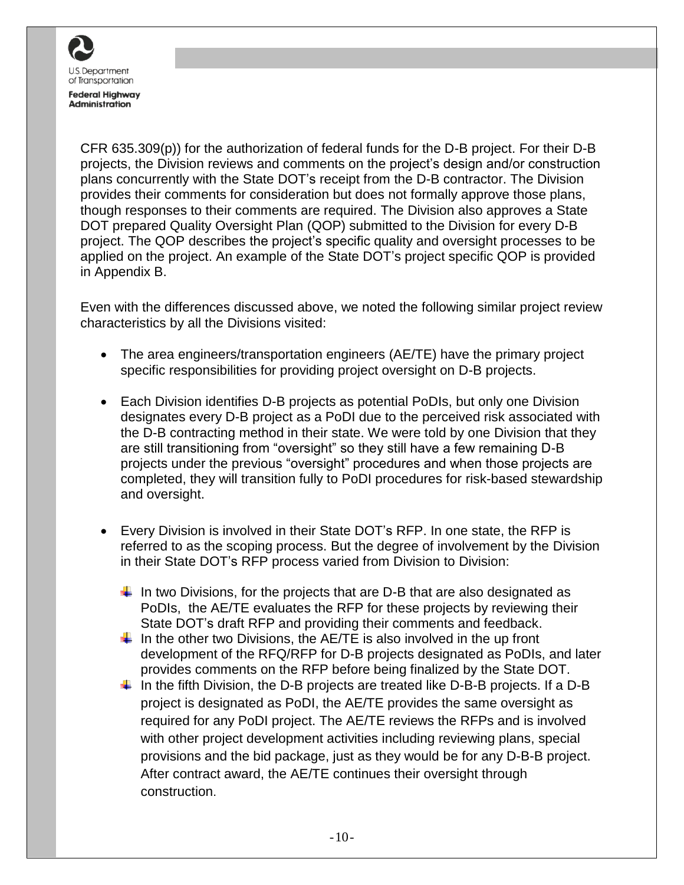CFR 635.309(p)) for the authorization of federal funds for the D-B project. For their D-B projects, the Division reviews and comments on the project's design and/or construction plans concurrently with the State DOT's receipt from the D-B contractor. The Division provides their comments for consideration but does not formally approve those plans, though responses to their comments are required. The Division also approves a State DOT prepared Quality Oversight Plan (QOP) submitted to the Division for every D-B project. The QOP describes the project's specific quality and oversight processes to be applied on the project. An example of the State DOT's project specific QOP is provided in Appendix B.

Even with the differences discussed above, we noted the following similar project review characteristics by all the Divisions visited:

- The area engineers/transportation engineers (AE/TE) have the primary project specific responsibilities for providing project oversight on D-B projects.

- Each Division identifies D-B projects as potential PoDIs, but only one Division designates every D-B project as a PoDI due to the perceived risk associated with the D-B contracting method in their state. We were told by one Division that they are still transitioning from "oversight" so they still have a few remaining D-B projects under the previous "oversight" procedures and when those projects are completed, they will transition fully to PoDI procedures for risk-based stewardship and oversight.

- Every Division is involved in their State DOT's RFP. In one state, the RFP is referred to as the scoping process. But the degree of involvement by the Division in their State DOT's RFP process varied from Division to Division:

  - In two Divisions, for the projects that are D-B that are also designated as PoDIs, the AE/TE evaluates the RFP for these projects by reviewing their State DOT's draft RFP and providing their comments and feedback.
  - In the other two Divisions, the AE/TE is also involved in the up front development of the RFQ/RFP for D-B projects designated as PoDIs, and later provides comments on the RFP before being finalized by the State DOT.
  - In the fifth Division, the D-B projects are treated like D-B-B projects. If a D-B project is designated as PoDI, the AE/TE provides the same oversight as required for any PoDI project. The AE/TE reviews the RFPs and is involved with other project development activities including reviewing plans, special provisions and the bid package, just as they would be for any D-B-B project. After contract award, the AE/TE continues their oversight through construction.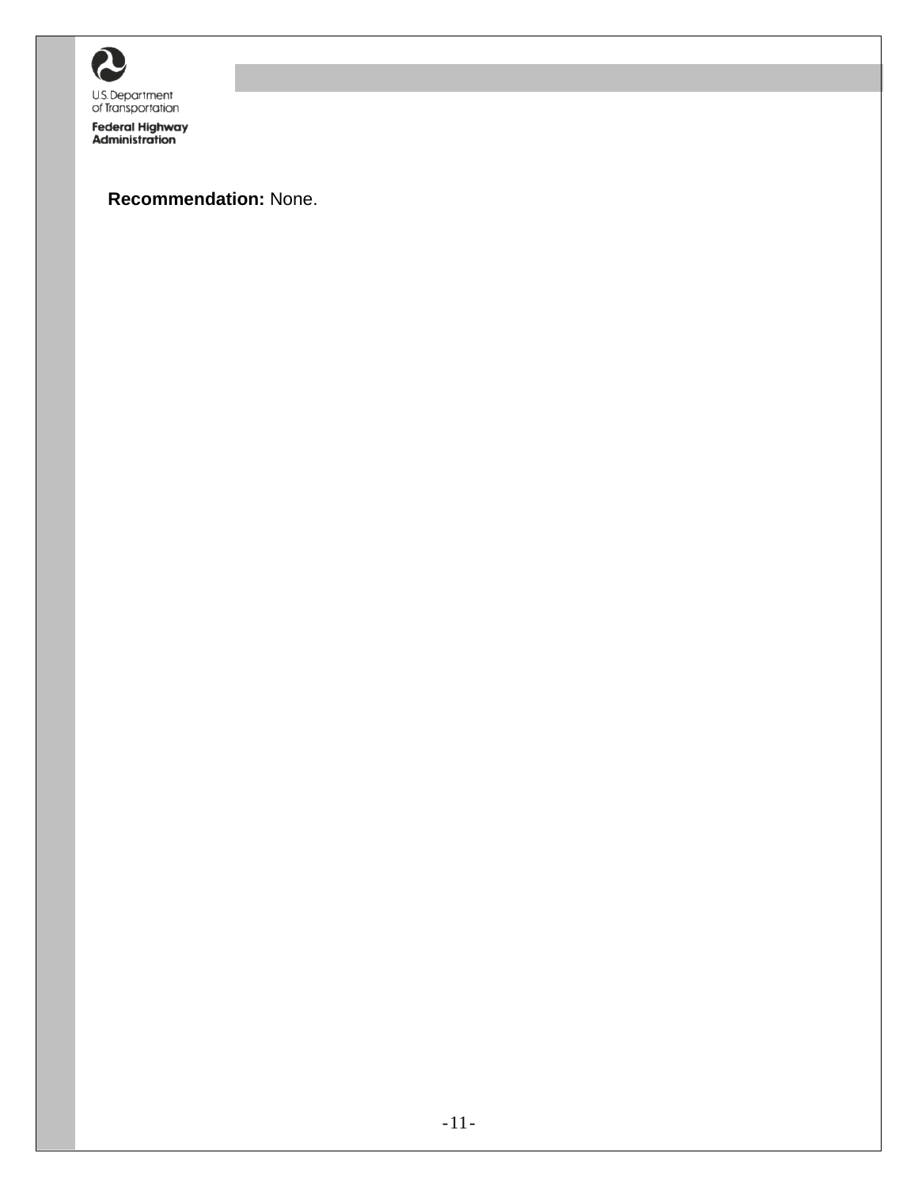**Recommendation:** None.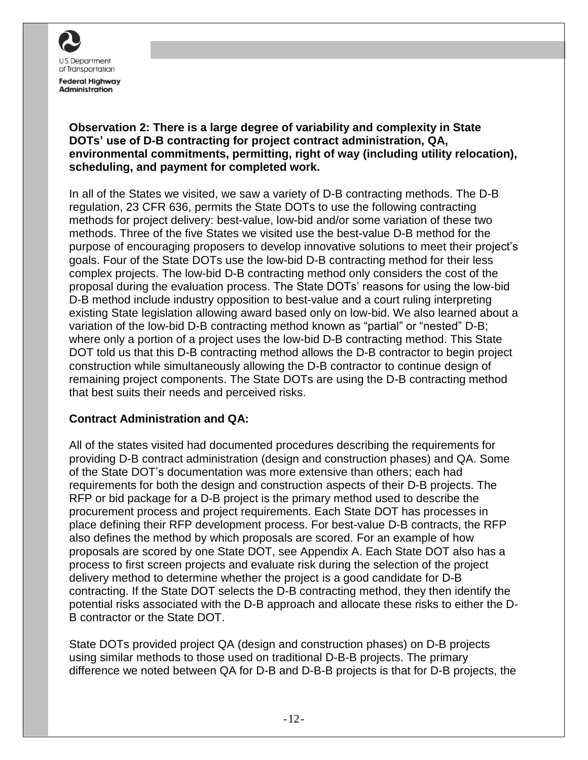**Observation 2: There is a large degree of variability and complexity in State DOTs' use of D-B contracting for project contract administration, QA, environmental commitments, permitting, right of way (including utility relocation), scheduling, and payment for completed work.**

In all of the States we visited, we saw a variety of D-B contracting methods. The D-B regulation, 23 CFR 636, permits the State DOTs to use the following contracting methods for project delivery: best-value, low-bid and/or some variation of these two methods. Three of the five States we visited use the best-value D-B method for the purpose of encouraging proposers to develop innovative solutions to meet their project's goals. Four of the State DOTs use the low-bid D-B contracting method for their less complex projects. The low-bid D-B contracting method only considers the cost of the proposal during the evaluation process. The State DOTs' reasons for using the low-bid D-B method include industry opposition to best-value and a court ruling interpreting existing State legislation allowing award based only on low-bid. We also learned about a variation of the low-bid D-B contracting method known as "partial" or "nested" D-B; where only a portion of a project uses the low-bid D-B contracting method. This State DOT told us that this D-B contracting method allows the D-B contractor to begin project construction while simultaneously allowing the D-B contractor to continue design of remaining project components. The State DOTs are using the D-B contracting method that best suits their needs and perceived risks.

**Contract Administration and QA:**

All of the states visited had documented procedures describing the requirements for providing D-B contract administration (design and construction phases) and QA. Some of the State DOT's documentation was more extensive than others; each had requirements for both the design and construction aspects of their D-B projects. The RFP or bid package for a D-B project is the primary method used to describe the procurement process and project requirements. Each State DOT has processes in place defining their RFP development process. For best-value D-B contracts, the RFP also defines the method by which proposals are scored. For an example of how proposals are scored by one State DOT, see Appendix A. Each State DOT also has a process to first screen projects and evaluate risk during the selection of the project delivery method to determine whether the project is a good candidate for D-B contracting. If the State DOT selects the D-B contracting method, they then identify the potential risks associated with the D-B approach and allocate these risks to either the D-B contractor or the State DOT.

State DOTs provided project QA (design and construction phases) on D-B projects using similar methods to those used on traditional D-B-B projects. The primary difference we noted between QA for D-B and D-B-B projects is that for D-B projects, the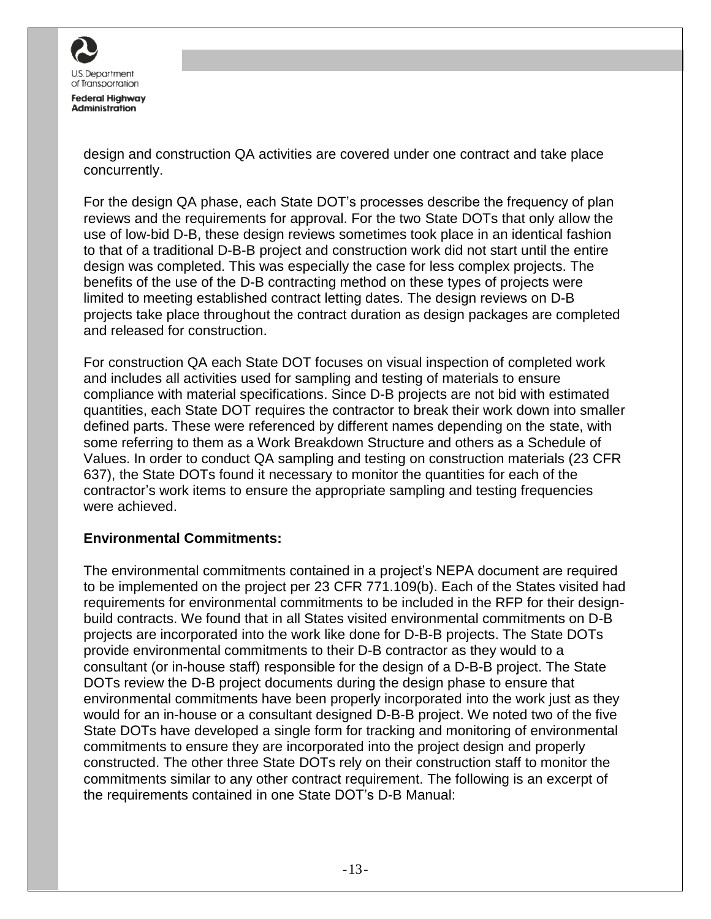design and construction QA activities are covered under one contract and take place concurrently.

For the design QA phase, each State DOT's processes describe the frequency of plan reviews and the requirements for approval. For the two State DOTs that only allow the use of low-bid D-B, these design reviews sometimes took place in an identical fashion to that of a traditional D-B-B project and construction work did not start until the entire design was completed. This was especially the case for less complex projects. The benefits of the use of the D-B contracting method on these types of projects were limited to meeting established contract letting dates. The design reviews on D-B projects take place throughout the contract duration as design packages are completed and released for construction.

For construction QA each State DOT focuses on visual inspection of completed work and includes all activities used for sampling and testing of materials to ensure compliance with material specifications. Since D-B projects are not bid with estimated quantities, each State DOT requires the contractor to break their work down into smaller defined parts. These were referenced by different names depending on the state, with some referring to them as a Work Breakdown Structure and others as a Schedule of Values. In order to conduct QA sampling and testing on construction materials (23 CFR 637), the State DOTs found it necessary to monitor the quantities for each of the contractor's work items to ensure the appropriate sampling and testing frequencies were achieved.

**Environmental Commitments:**

The environmental commitments contained in a project's NEPA document are required to be implemented on the project per 23 CFR 771.109(b). Each of the States visited had requirements for environmental commitments to be included in the RFP for their design-build contracts. We found that in all States visited environmental commitments on D-B projects are incorporated into the work like done for D-B-B projects. The State DOTs provide environmental commitments to their D-B contractor as they would to a consultant (or in-house staff) responsible for the design of a D-B-B project. The State DOTs review the D-B project documents during the design phase to ensure that environmental commitments have been properly incorporated into the work just as they would for an in-house or a consultant designed D-B-B project. We noted two of the five State DOTs have developed a single form for tracking and monitoring of environmental commitments to ensure they are incorporated into the project design and properly constructed. The other three State DOTs rely on their construction staff to monitor the commitments similar to any other contract requirement. The following is an excerpt of the requirements contained in one State DOT's D-B Manual: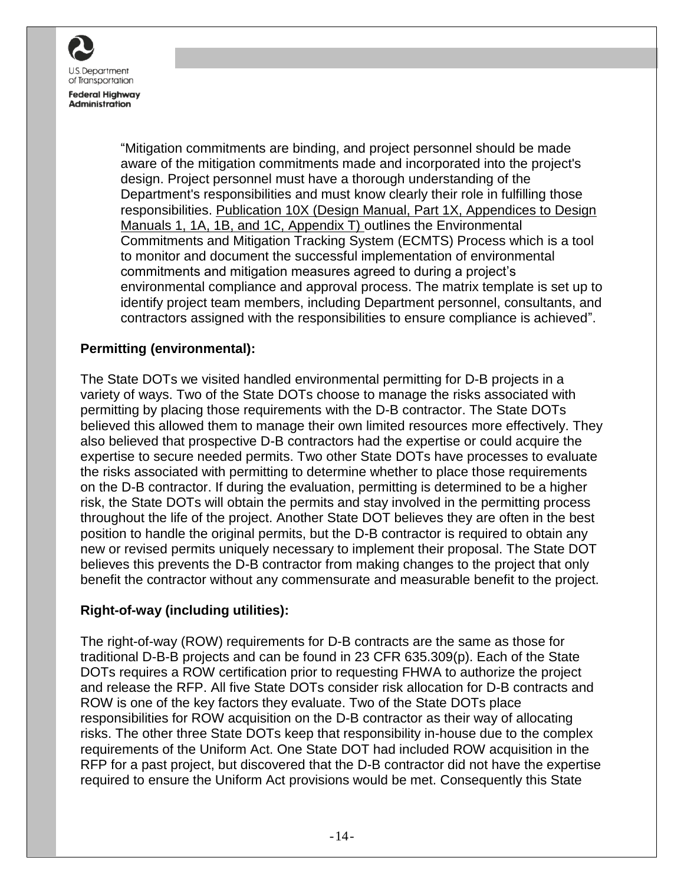> "Mitigation commitments are binding, and project personnel should be made aware of the mitigation commitments made and incorporated into the project's design. Project personnel must have a thorough understanding of the Department's responsibilities and must know clearly their role in fulfilling those responsibilities. Publication 10X (Design Manual, Part 1X, Appendices to Design Manuals 1, 1A, 1B, and 1C, Appendix T) outlines the Environmental Commitments and Mitigation Tracking System (ECMTS) Process which is a tool to monitor and document the successful implementation of environmental commitments and mitigation measures agreed to during a project's environmental compliance and approval process. The matrix template is set up to identify project team members, including Department personnel, consultants, and contractors assigned with the responsibilities to ensure compliance is achieved".

**Permitting (environmental):**

The State DOTs we visited handled environmental permitting for D-B projects in a variety of ways. Two of the State DOTs choose to manage the risks associated with permitting by placing those requirements with the D-B contractor. The State DOTs believed this allowed them to manage their own limited resources more effectively. They also believed that prospective D-B contractors had the expertise or could acquire the expertise to secure needed permits. Two other State DOTs have processes to evaluate the risks associated with permitting to determine whether to place those requirements on the D-B contractor. If during the evaluation, permitting is determined to be a higher risk, the State DOTs will obtain the permits and stay involved in the permitting process throughout the life of the project. Another State DOT believes they are often in the best position to handle the original permits, but the D-B contractor is required to obtain any new or revised permits uniquely necessary to implement their proposal. The State DOT believes this prevents the D-B contractor from making changes to the project that only benefit the contractor without any commensurate and measurable benefit to the project.

**Right-of-way (including utilities):**

The right-of-way (ROW) requirements for D-B contracts are the same as those for traditional D-B-B projects and can be found in 23 CFR 635.309(p). Each of the State DOTs requires a ROW certification prior to requesting FHWA to authorize the project and release the RFP. All five State DOTs consider risk allocation for D-B contracts and ROW is one of the key factors they evaluate. Two of the State DOTs place responsibilities for ROW acquisition on the D-B contractor as their way of allocating risks. The other three State DOTs keep that responsibility in-house due to the complex requirements of the Uniform Act. One State DOT had included ROW acquisition in the RFP for a past project, but discovered that the D-B contractor did not have the expertise required to ensure the Uniform Act provisions would be met. Consequently this State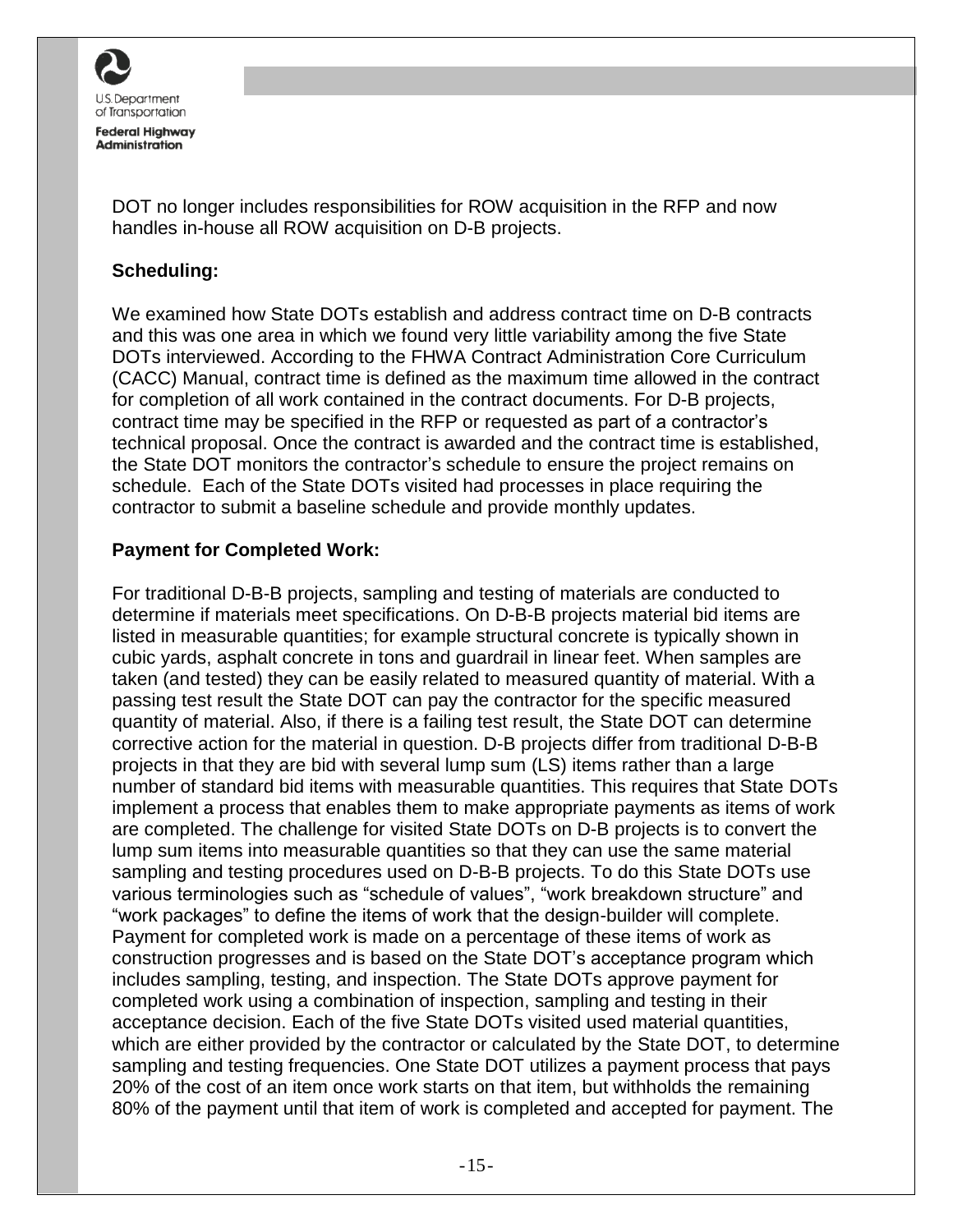DOT no longer includes responsibilities for ROW acquisition in the RFP and now handles in-house all ROW acquisition on D-B projects.

**Scheduling:**

We examined how State DOTs establish and address contract time on D-B contracts and this was one area in which we found very little variability among the five State DOTs interviewed. According to the FHWA Contract Administration Core Curriculum (CACC) Manual, contract time is defined as the maximum time allowed in the contract for completion of all work contained in the contract documents. For D-B projects, contract time may be specified in the RFP or requested as part of a contractor's technical proposal. Once the contract is awarded and the contract time is established, the State DOT monitors the contractor's schedule to ensure the project remains on schedule. Each of the State DOTs visited had processes in place requiring the contractor to submit a baseline schedule and provide monthly updates.

**Payment for Completed Work:**

For traditional D-B-B projects, sampling and testing of materials are conducted to determine if materials meet specifications. On D-B-B projects material bid items are listed in measurable quantities; for example structural concrete is typically shown in cubic yards, asphalt concrete in tons and guardrail in linear feet. When samples are taken (and tested) they can be easily related to measured quantity of material. With a passing test result the State DOT can pay the contractor for the specific measured quantity of material. Also, if there is a failing test result, the State DOT can determine corrective action for the material in question. D-B projects differ from traditional D-B-B projects in that they are bid with several lump sum (LS) items rather than a large number of standard bid items with measurable quantities. This requires that State DOTs implement a process that enables them to make appropriate payments as items of work are completed. The challenge for visited State DOTs on D-B projects is to convert the lump sum items into measurable quantities so that they can use the same material sampling and testing procedures used on D-B-B projects. To do this State DOTs use various terminologies such as "schedule of values", "work breakdown structure" and "work packages" to define the items of work that the design-builder will complete. Payment for completed work is made on a percentage of these items of work as construction progresses and is based on the State DOT's acceptance program which includes sampling, testing, and inspection. The State DOTs approve payment for completed work using a combination of inspection, sampling and testing in their acceptance decision. Each of the five State DOTs visited used material quantities, which are either provided by the contractor or calculated by the State DOT, to determine sampling and testing frequencies. One State DOT utilizes a payment process that pays 20% of the cost of an item once work starts on that item, but withholds the remaining 80% of the payment until that item of work is completed and accepted for payment. The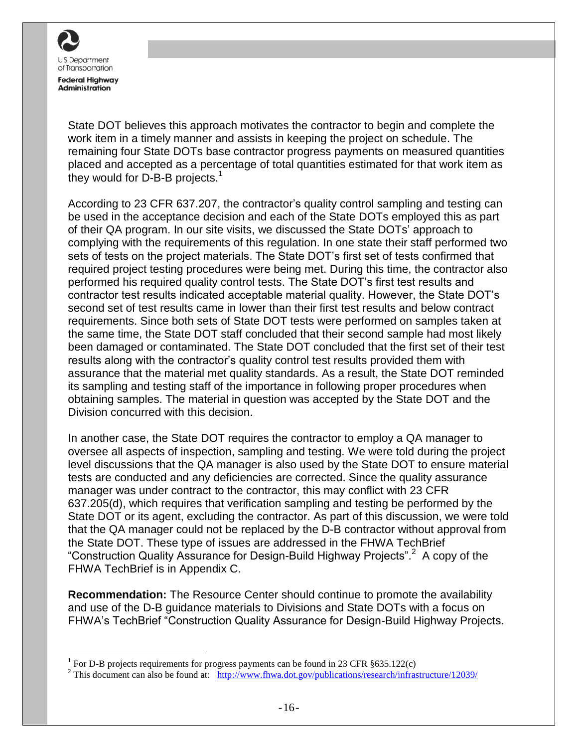State DOT believes this approach motivates the contractor to begin and complete the work item in a timely manner and assists in keeping the project on schedule. The remaining four State DOTs base contractor progress payments on measured quantities placed and accepted as a percentage of total quantities estimated for that work item as they would for D-B-B projects.[1]

According to 23 CFR 637.207, the contractor's quality control sampling and testing can be used in the acceptance decision and each of the State DOTs employed this as part of their QA program. In our site visits, we discussed the State DOTs' approach to complying with the requirements of this regulation. In one state their staff performed two sets of tests on the project materials. The State DOT's first set of tests confirmed that required project testing procedures were being met. During this time, the contractor also performed his required quality control tests. The State DOT's first test results and contractor test results indicated acceptable material quality. However, the State DOT's second set of test results came in lower than their first test results and below contract requirements. Since both sets of State DOT tests were performed on samples taken at the same time, the State DOT staff concluded that their second sample had most likely been damaged or contaminated. The State DOT concluded that the first set of their test results along with the contractor's quality control test results provided them with assurance that the material met quality standards. As a result, the State DOT reminded its sampling and testing staff of the importance in following proper procedures when obtaining samples. The material in question was accepted by the State DOT and the Division concurred with this decision.

In another case, the State DOT requires the contractor to employ a QA manager to oversee all aspects of inspection, sampling and testing. We were told during the project level discussions that the QA manager is also used by the State DOT to ensure material tests are conducted and any deficiencies are corrected. Since the quality assurance manager was under contract to the contractor, this may conflict with 23 CFR 637.205(d), which requires that verification sampling and testing be performed by the State DOT or its agent, excluding the contractor. As part of this discussion, we were told that the QA manager could not be replaced by the D-B contractor without approval from the State DOT. These type of issues are addressed in the FHWA TechBrief "Construction Quality Assurance for Design-Build Highway Projects".[2] A copy of the FHWA TechBrief is in Appendix C.

**Recommendation:** The Resource Center should continue to promote the availability and use of the D-B guidance materials to Divisions and State DOTs with a focus on FHWA's TechBrief "Construction Quality Assurance for Design-Build Highway Projects.

---

[1] For D-B projects requirements for progress payments can be found in 23 CFR §635.122(c)

[2] This document can also be found at: http://www.fhwa.dot.gov/publications/research/infrastructure/12039/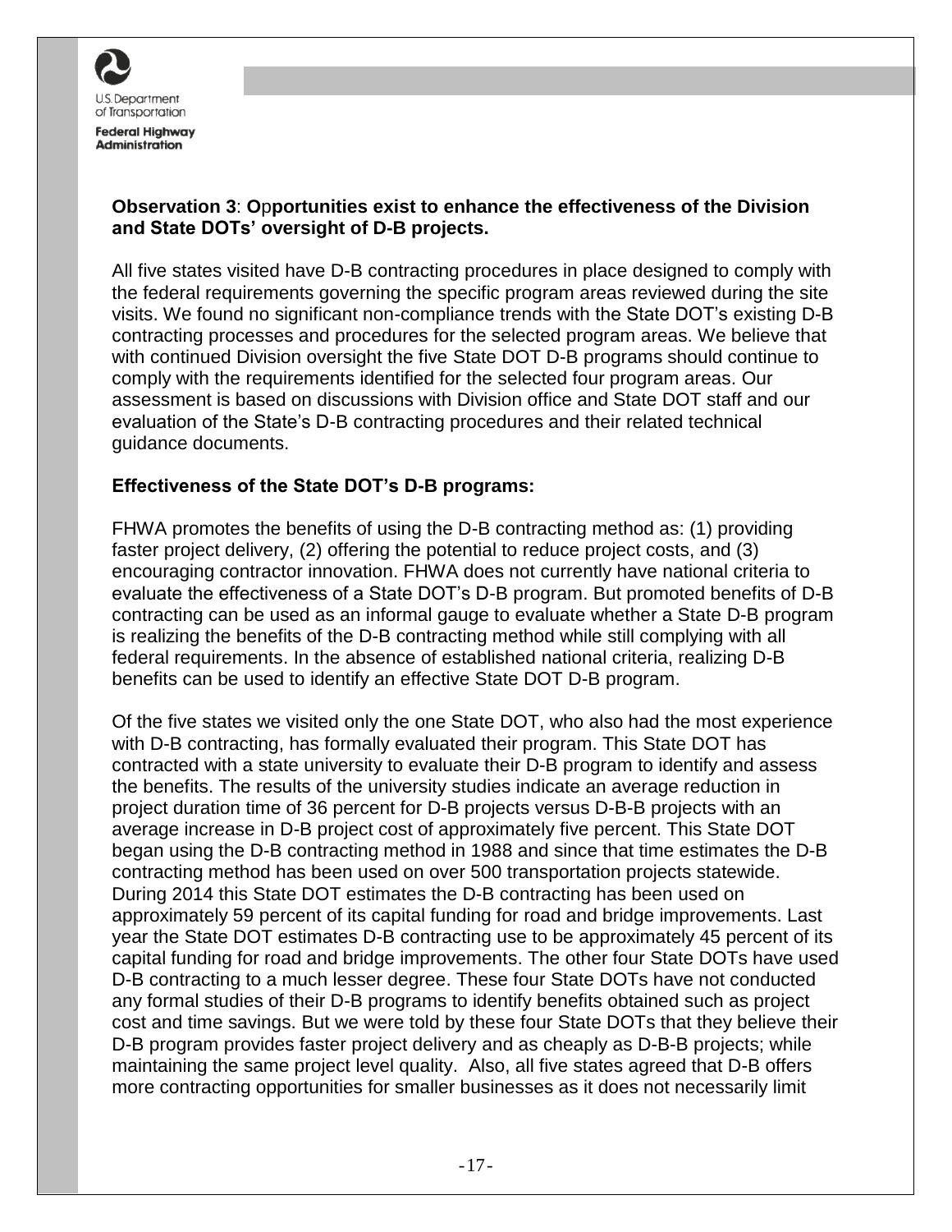**Observation 3**: **Opportunities exist to enhance the effectiveness of the Division and State DOTs' oversight of D-B projects.**

All five states visited have D-B contracting procedures in place designed to comply with the federal requirements governing the specific program areas reviewed during the site visits. We found no significant non-compliance trends with the State DOT's existing D-B contracting processes and procedures for the selected program areas. We believe that with continued Division oversight the five State DOT D-B programs should continue to comply with the requirements identified for the selected four program areas. Our assessment is based on discussions with Division office and State DOT staff and our evaluation of the State's D-B contracting procedures and their related technical guidance documents.

**Effectiveness of the State DOT's D-B programs:**

FHWA promotes the benefits of using the D-B contracting method as: (1) providing faster project delivery, (2) offering the potential to reduce project costs, and (3) encouraging contractor innovation. FHWA does not currently have national criteria to evaluate the effectiveness of a State DOT's D-B program. But promoted benefits of D-B contracting can be used as an informal gauge to evaluate whether a State D-B program is realizing the benefits of the D-B contracting method while still complying with all federal requirements. In the absence of established national criteria, realizing D-B benefits can be used to identify an effective State DOT D-B program.

Of the five states we visited only the one State DOT, who also had the most experience with D-B contracting, has formally evaluated their program. This State DOT has contracted with a state university to evaluate their D-B program to identify and assess the benefits. The results of the university studies indicate an average reduction in project duration time of 36 percent for D-B projects versus D-B-B projects with an average increase in D-B project cost of approximately five percent. This State DOT began using the D-B contracting method in 1988 and since that time estimates the D-B contracting method has been used on over 500 transportation projects statewide. During 2014 this State DOT estimates the D-B contracting has been used on approximately 59 percent of its capital funding for road and bridge improvements. Last year the State DOT estimates D-B contracting use to be approximately 45 percent of its capital funding for road and bridge improvements. The other four State DOTs have used D-B contracting to a much lesser degree. These four State DOTs have not conducted any formal studies of their D-B programs to identify benefits obtained such as project cost and time savings. But we were told by these four State DOTs that they believe their D-B program provides faster project delivery and as cheaply as D-B-B projects; while maintaining the same project level quality. Also, all five states agreed that D-B offers more contracting opportunities for smaller businesses as it does not necessarily limit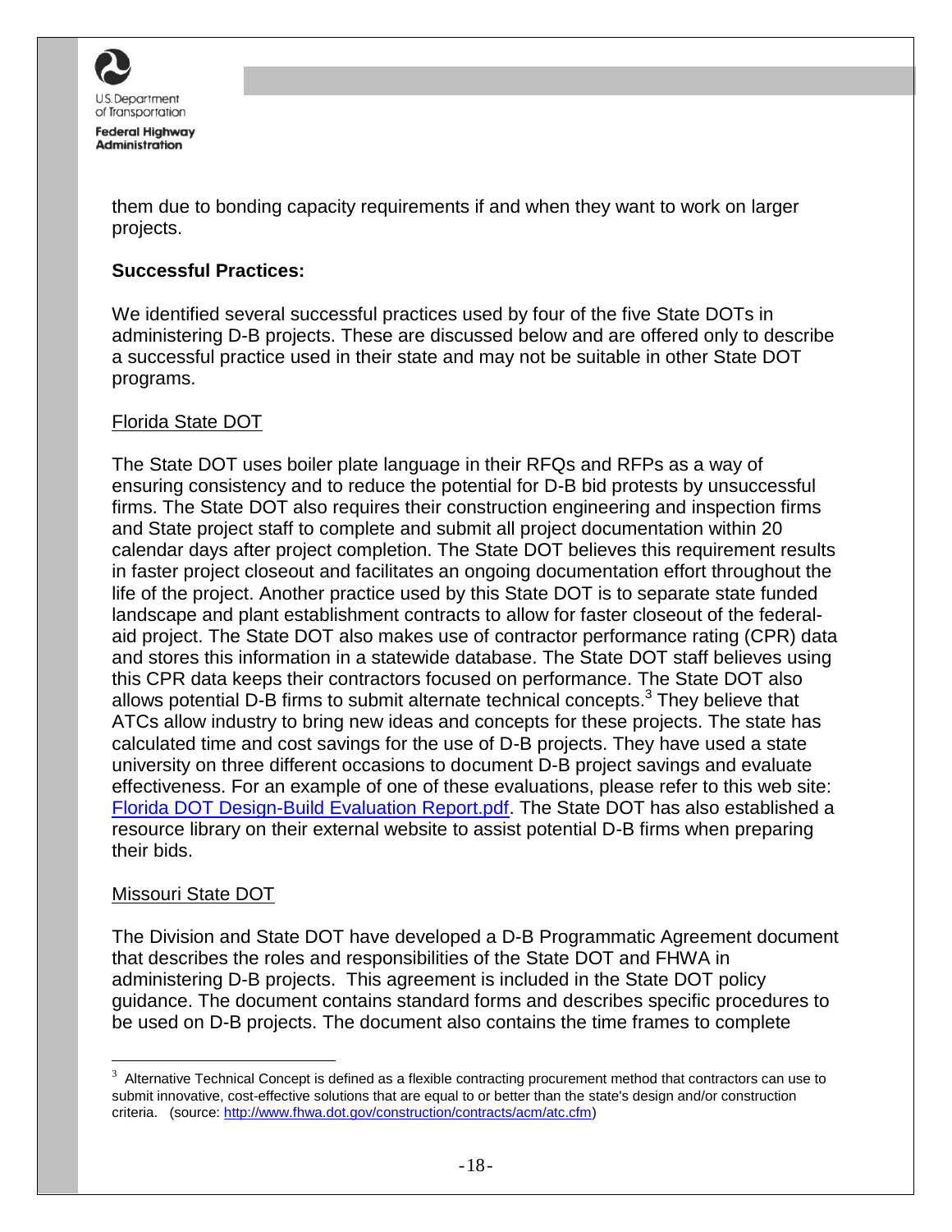them due to bonding capacity requirements if and when they want to work on larger projects.

**Successful Practices:**

We identified several successful practices used by four of the five State DOTs in administering D-B projects. These are discussed below and are offered only to describe a successful practice used in their state and may not be suitable in other State DOT programs.

Florida State DOT

The State DOT uses boiler plate language in their RFQs and RFPs as a way of ensuring consistency and to reduce the potential for D-B bid protests by unsuccessful firms. The State DOT also requires their construction engineering and inspection firms and State project staff to complete and submit all project documentation within 20 calendar days after project completion. The State DOT believes this requirement results in faster project closeout and facilitates an ongoing documentation effort throughout the life of the project. Another practice used by this State DOT is to separate state funded landscape and plant establishment contracts to allow for faster closeout of the federal-aid project. The State DOT also makes use of contractor performance rating (CPR) data and stores this information in a statewide database. The State DOT staff believes using this CPR data keeps their contractors focused on performance. The State DOT also allows potential D-B firms to submit alternate technical concepts.[3] They believe that ATCs allow industry to bring new ideas and concepts for these projects. The state has calculated time and cost savings for the use of D-B projects. They have used a state university on three different occasions to document D-B project savings and evaluate effectiveness. For an example of one of these evaluations, please refer to this web site: Florida DOT Design-Build Evaluation Report.pdf. The State DOT has also established a resource library on their external website to assist potential D-B firms when preparing their bids.

Missouri State DOT

The Division and State DOT have developed a D-B Programmatic Agreement document that describes the roles and responsibilities of the State DOT and FHWA in administering D-B projects. This agreement is included in the State DOT policy guidance. The document contains standard forms and describes specific procedures to be used on D-B projects. The document also contains the time frames to complete

---

[3] Alternative Technical Concept is defined as a flexible contracting procurement method that contractors can use to submit innovative, cost-effective solutions that are equal to or better than the state's design and/or construction criteria. (source: http://www.fhwa.dot.gov/construction/contracts/acm/atc.cfm)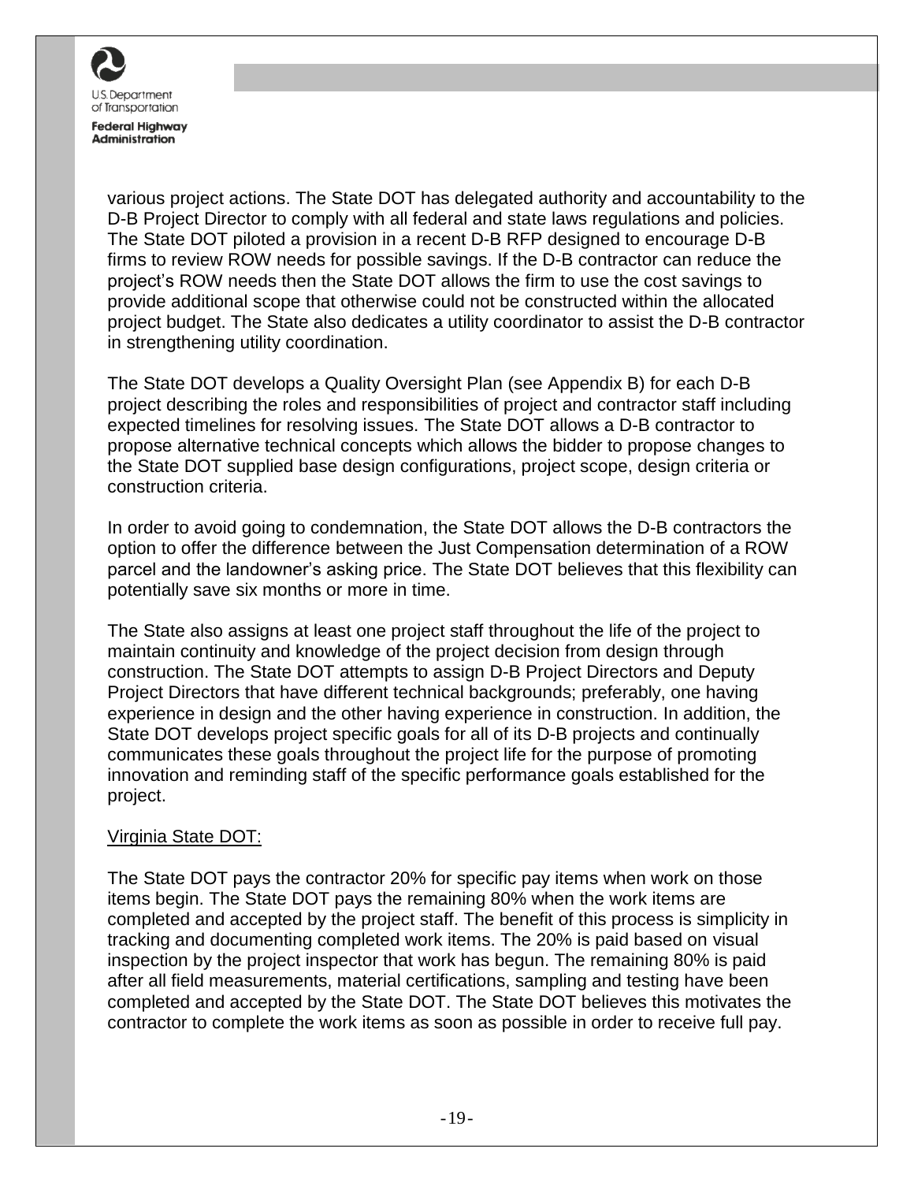various project actions. The State DOT has delegated authority and accountability to the D-B Project Director to comply with all federal and state laws regulations and policies. The State DOT piloted a provision in a recent D-B RFP designed to encourage D-B firms to review ROW needs for possible savings. If the D-B contractor can reduce the project's ROW needs then the State DOT allows the firm to use the cost savings to provide additional scope that otherwise could not be constructed within the allocated project budget. The State also dedicates a utility coordinator to assist the D-B contractor in strengthening utility coordination.

The State DOT develops a Quality Oversight Plan (see Appendix B) for each D-B project describing the roles and responsibilities of project and contractor staff including expected timelines for resolving issues. The State DOT allows a D-B contractor to propose alternative technical concepts which allows the bidder to propose changes to the State DOT supplied base design configurations, project scope, design criteria or construction criteria.

In order to avoid going to condemnation, the State DOT allows the D-B contractors the option to offer the difference between the Just Compensation determination of a ROW parcel and the landowner's asking price. The State DOT believes that this flexibility can potentially save six months or more in time.

The State also assigns at least one project staff throughout the life of the project to maintain continuity and knowledge of the project decision from design through construction. The State DOT attempts to assign D-B Project Directors and Deputy Project Directors that have different technical backgrounds; preferably, one having experience in design and the other having experience in construction. In addition, the State DOT develops project specific goals for all of its D-B projects and continually communicates these goals throughout the project life for the purpose of promoting innovation and reminding staff of the specific performance goals established for the project.

Virginia State DOT:

The State DOT pays the contractor 20% for specific pay items when work on those items begin. The State DOT pays the remaining 80% when the work items are completed and accepted by the project staff. The benefit of this process is simplicity in tracking and documenting completed work items. The 20% is paid based on visual inspection by the project inspector that work has begun. The remaining 80% is paid after all field measurements, material certifications, sampling and testing have been completed and accepted by the State DOT. The State DOT believes this motivates the contractor to complete the work items as soon as possible in order to receive full pay.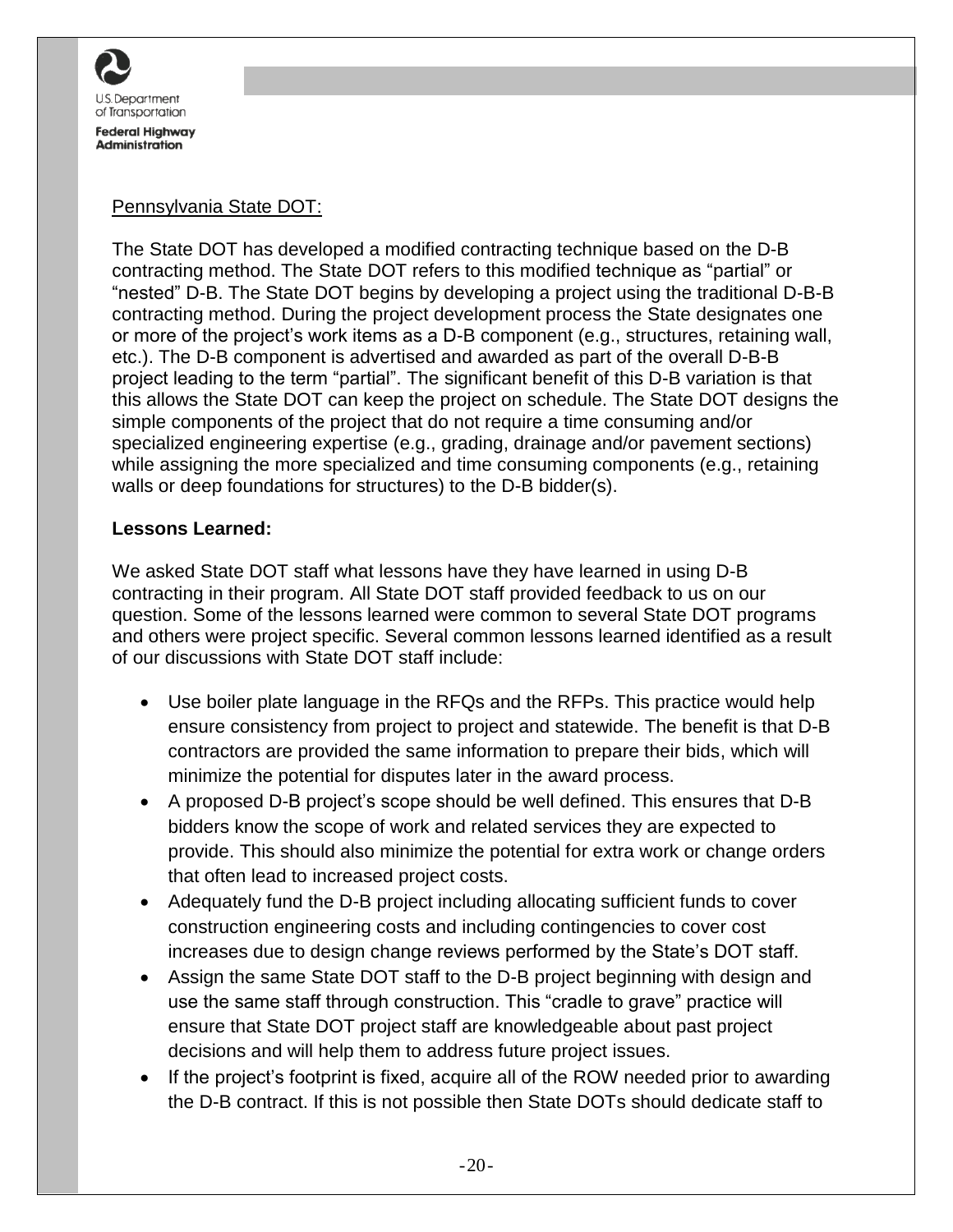Pennsylvania State DOT:

The State DOT has developed a modified contracting technique based on the D-B contracting method. The State DOT refers to this modified technique as “partial” or “nested” D-B. The State DOT begins by developing a project using the traditional D-B-B contracting method. During the project development process the State designates one or more of the project’s work items as a D-B component (e.g., structures, retaining wall, etc.). The D-B component is advertised and awarded as part of the overall D-B-B project leading to the term “partial”. The significant benefit of this D-B variation is that this allows the State DOT can keep the project on schedule. The State DOT designs the simple components of the project that do not require a time consuming and/or specialized engineering expertise (e.g., grading, drainage and/or pavement sections) while assigning the more specialized and time consuming components (e.g., retaining walls or deep foundations for structures) to the D-B bidder(s).

**Lessons Learned:**

We asked State DOT staff what lessons have they have learned in using D-B contracting in their program. All State DOT staff provided feedback to us on our question. Some of the lessons learned were common to several State DOT programs and others were project specific. Several common lessons learned identified as a result of our discussions with State DOT staff include:

- Use boiler plate language in the RFQs and the RFPs. This practice would help ensure consistency from project to project and statewide. The benefit is that D-B contractors are provided the same information to prepare their bids, which will minimize the potential for disputes later in the award process.
- A proposed D-B project’s scope should be well defined. This ensures that D-B bidders know the scope of work and related services they are expected to provide. This should also minimize the potential for extra work or change orders that often lead to increased project costs.
- Adequately fund the D-B project including allocating sufficient funds to cover construction engineering costs and including contingencies to cover cost increases due to design change reviews performed by the State’s DOT staff.
- Assign the same State DOT staff to the D-B project beginning with design and use the same staff through construction. This “cradle to grave” practice will ensure that State DOT project staff are knowledgeable about past project decisions and will help them to address future project issues.
- If the project’s footprint is fixed, acquire all of the ROW needed prior to awarding the D-B contract. If this is not possible then State DOTs should dedicate staff to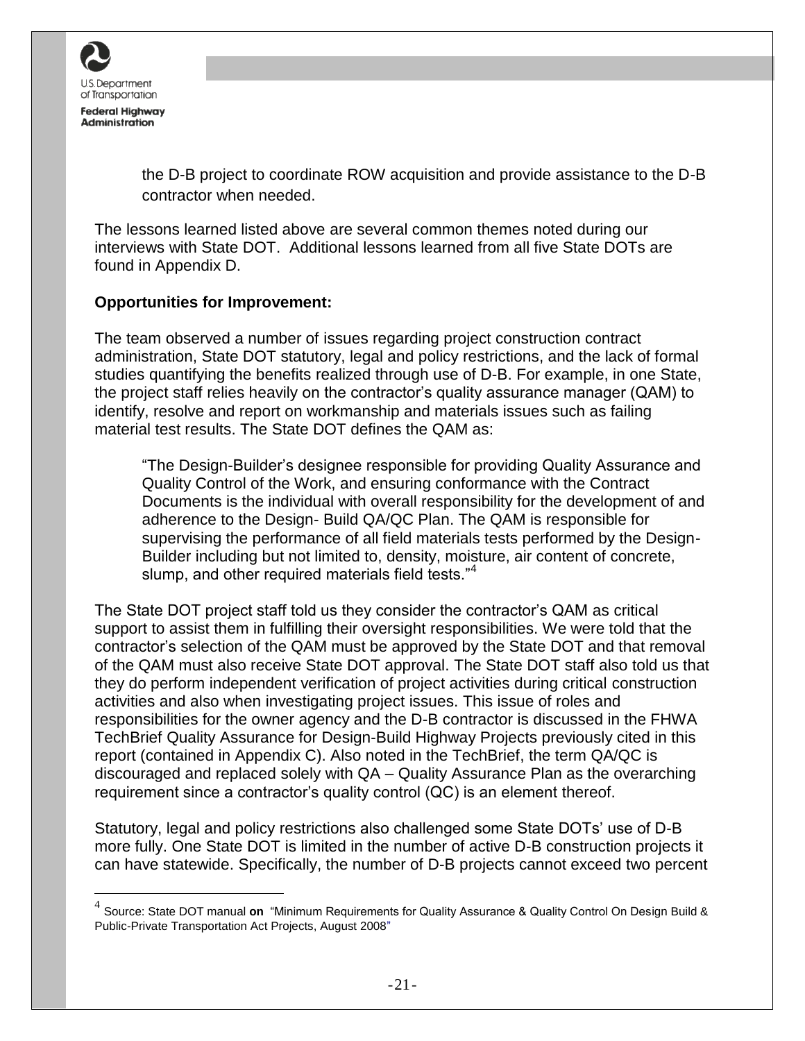the D-B project to coordinate ROW acquisition and provide assistance to the D-B contractor when needed.

The lessons learned listed above are several common themes noted during our interviews with State DOT. Additional lessons learned from all five State DOTs are found in Appendix D.

**Opportunities for Improvement:**

The team observed a number of issues regarding project construction contract administration, State DOT statutory, legal and policy restrictions, and the lack of formal studies quantifying the benefits realized through use of D-B. For example, in one State, the project staff relies heavily on the contractor's quality assurance manager (QAM) to identify, resolve and report on workmanship and materials issues such as failing material test results. The State DOT defines the QAM as:

> "The Design-Builder's designee responsible for providing Quality Assurance and Quality Control of the Work, and ensuring conformance with the Contract Documents is the individual with overall responsibility for the development of and adherence to the Design- Build QA/QC Plan. The QAM is responsible for supervising the performance of all field materials tests performed by the Design-Builder including but not limited to, density, moisture, air content of concrete, slump, and other required materials field tests."[4]

The State DOT project staff told us they consider the contractor's QAM as critical support to assist them in fulfilling their oversight responsibilities. We were told that the contractor's selection of the QAM must be approved by the State DOT and that removal of the QAM must also receive State DOT approval. The State DOT staff also told us that they do perform independent verification of project activities during critical construction activities and also when investigating project issues. This issue of roles and responsibilities for the owner agency and the D-B contractor is discussed in the FHWA TechBrief Quality Assurance for Design-Build Highway Projects previously cited in this report (contained in Appendix C). Also noted in the TechBrief, the term QA/QC is discouraged and replaced solely with QA – Quality Assurance Plan as the overarching requirement since a contractor's quality control (QC) is an element thereof.

Statutory, legal and policy restrictions also challenged some State DOTs' use of D-B more fully. One State DOT is limited in the number of active D-B construction projects it can have statewide. Specifically, the number of D-B projects cannot exceed two percent

---

[4] Source: State DOT manual **on** "Minimum Requirements for Quality Assurance & Quality Control On Design Build & Public-Private Transportation Act Projects, August 2008"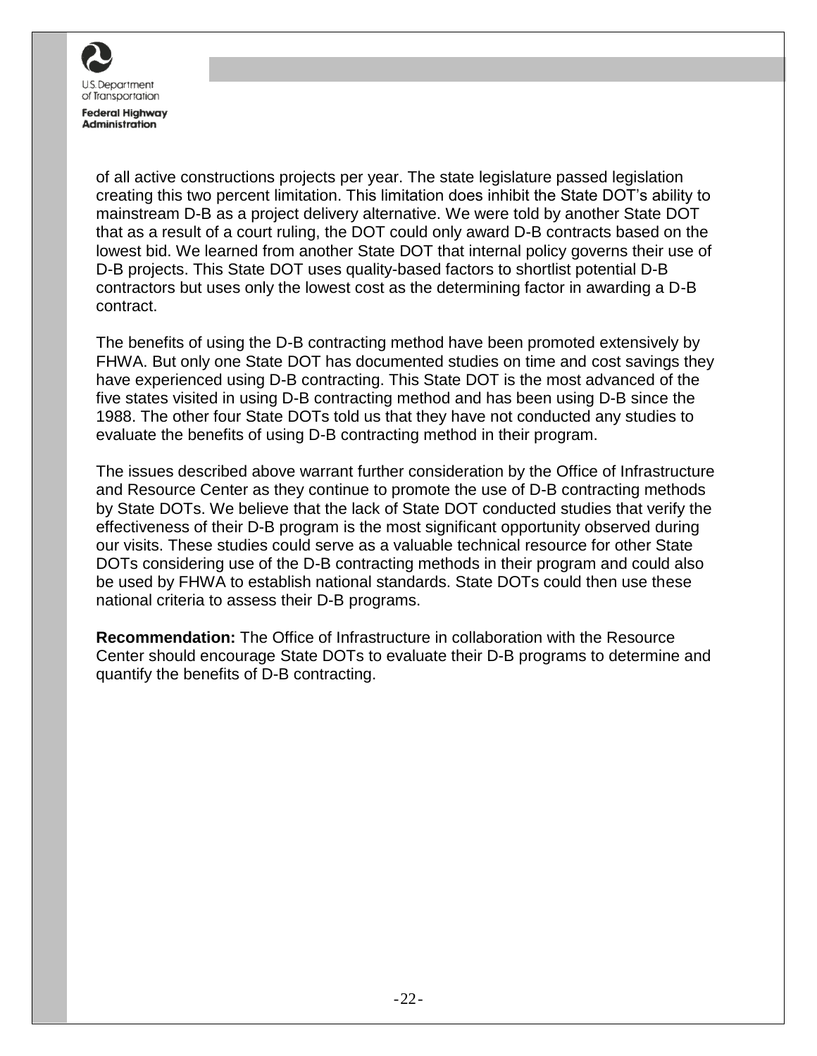of all active constructions projects per year. The state legislature passed legislation creating this two percent limitation. This limitation does inhibit the State DOT's ability to mainstream D-B as a project delivery alternative. We were told by another State DOT that as a result of a court ruling, the DOT could only award D-B contracts based on the lowest bid. We learned from another State DOT that internal policy governs their use of D-B projects. This State DOT uses quality-based factors to shortlist potential D-B contractors but uses only the lowest cost as the determining factor in awarding a D-B contract.

The benefits of using the D-B contracting method have been promoted extensively by FHWA. But only one State DOT has documented studies on time and cost savings they have experienced using D-B contracting. This State DOT is the most advanced of the five states visited in using D-B contracting method and has been using D-B since the 1988. The other four State DOTs told us that they have not conducted any studies to evaluate the benefits of using D-B contracting method in their program.

The issues described above warrant further consideration by the Office of Infrastructure and Resource Center as they continue to promote the use of D-B contracting methods by State DOTs. We believe that the lack of State DOT conducted studies that verify the effectiveness of their D-B program is the most significant opportunity observed during our visits. These studies could serve as a valuable technical resource for other State DOTs considering use of the D-B contracting methods in their program and could also be used by FHWA to establish national standards. State DOTs could then use these national criteria to assess their D-B programs.

**Recommendation:** The Office of Infrastructure in collaboration with the Resource Center should encourage State DOTs to evaluate their D-B programs to determine and quantify the benefits of D-B contracting.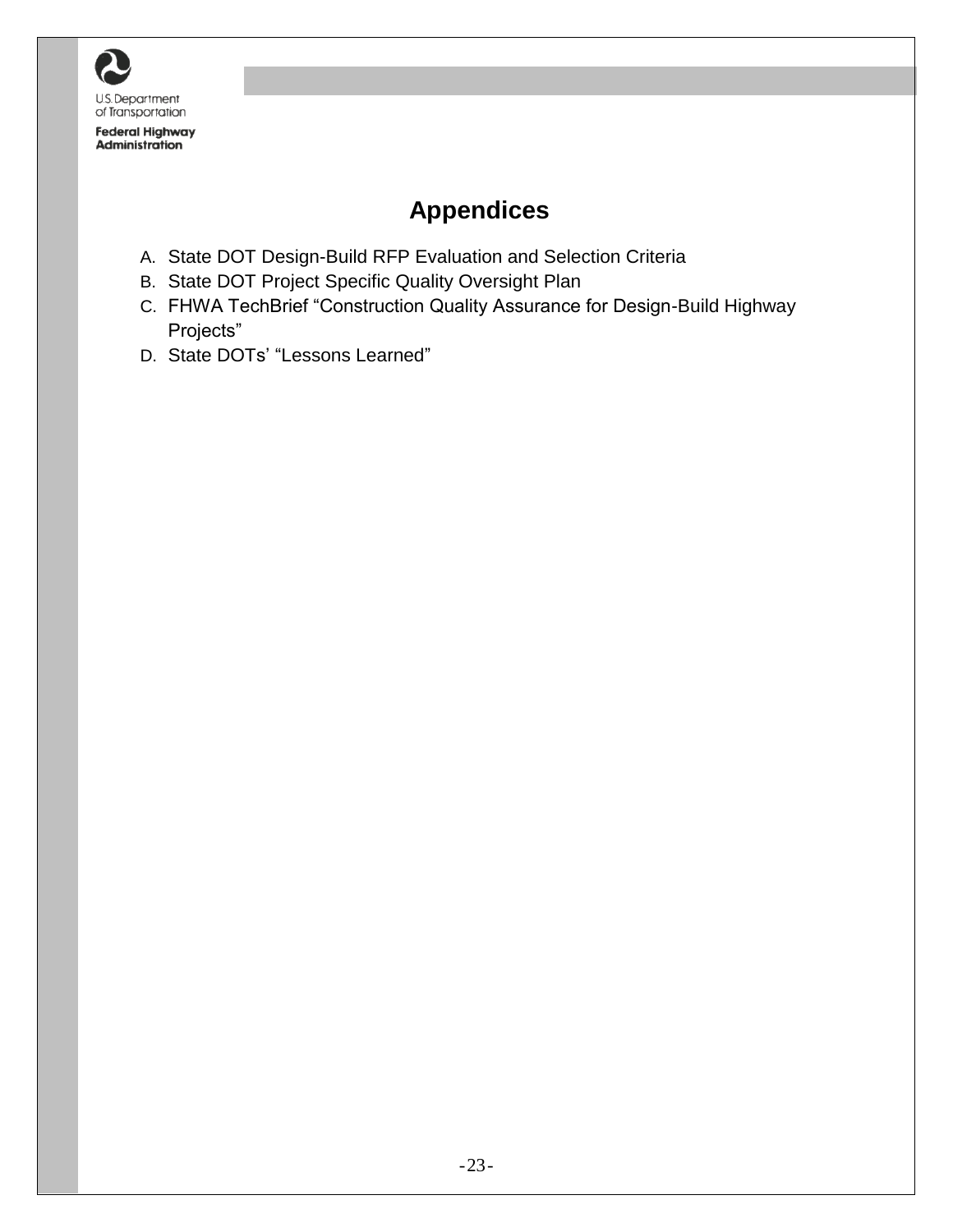# Appendices

A. State DOT Design-Build RFP Evaluation and Selection Criteria
B. State DOT Project Specific Quality Oversight Plan
C. FHWA TechBrief "Construction Quality Assurance for Design-Build Highway Projects"
D. State DOTs' "Lessons Learned"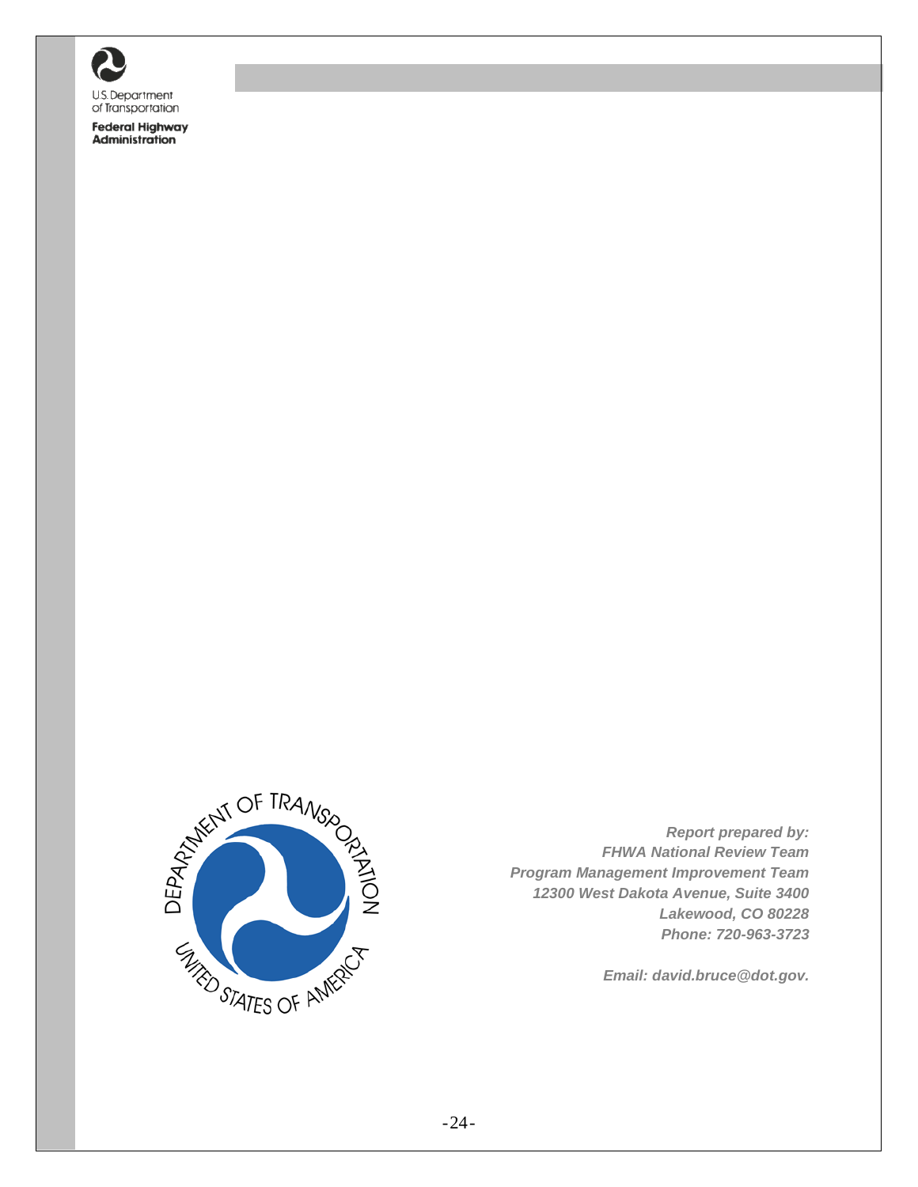U.S. Department of Transportation

**Federal Highway Administration**

***Report prepared by:***
***FHWA National Review Team***
***Program Management Improvement Team***
***12300 West Dakota Avenue, Suite 3400***
***Lakewood, CO 80228***
***Phone: 720-963-3723***

***Email: david.bruce@dot.gov.***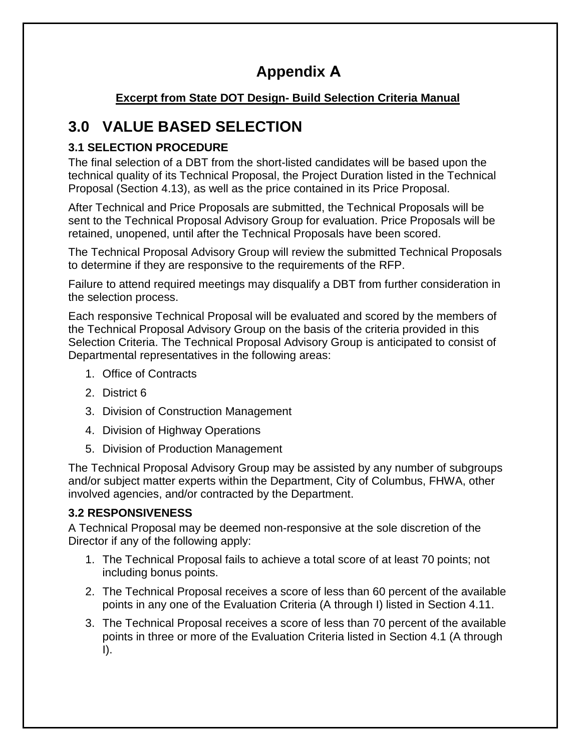# Appendix A

**Excerpt from State DOT Design- Build Selection Criteria Manual**

## 3.0 VALUE BASED SELECTION

### 3.1 SELECTION PROCEDURE

The final selection of a DBT from the short-listed candidates will be based upon the technical quality of its Technical Proposal, the Project Duration listed in the Technical Proposal (Section 4.13), as well as the price contained in its Price Proposal.

After Technical and Price Proposals are submitted, the Technical Proposals will be sent to the Technical Proposal Advisory Group for evaluation. Price Proposals will be retained, unopened, until after the Technical Proposals have been scored.

The Technical Proposal Advisory Group will review the submitted Technical Proposals to determine if they are responsive to the requirements of the RFP.

Failure to attend required meetings may disqualify a DBT from further consideration in the selection process.

Each responsive Technical Proposal will be evaluated and scored by the members of the Technical Proposal Advisory Group on the basis of the criteria provided in this Selection Criteria. The Technical Proposal Advisory Group is anticipated to consist of Departmental representatives in the following areas:

1. Office of Contracts
2. District 6
3. Division of Construction Management
4. Division of Highway Operations
5. Division of Production Management

The Technical Proposal Advisory Group may be assisted by any number of subgroups and/or subject matter experts within the Department, City of Columbus, FHWA, other involved agencies, and/or contracted by the Department.

### 3.2 RESPONSIVENESS

A Technical Proposal may be deemed non-responsive at the sole discretion of the Director if any of the following apply:

1. The Technical Proposal fails to achieve a total score of at least 70 points; not including bonus points.
2. The Technical Proposal receives a score of less than 60 percent of the available points in any one of the Evaluation Criteria (A through I) listed in Section 4.11.
3. The Technical Proposal receives a score of less than 70 percent of the available points in three or more of the Evaluation Criteria listed in Section 4.1 (A through I).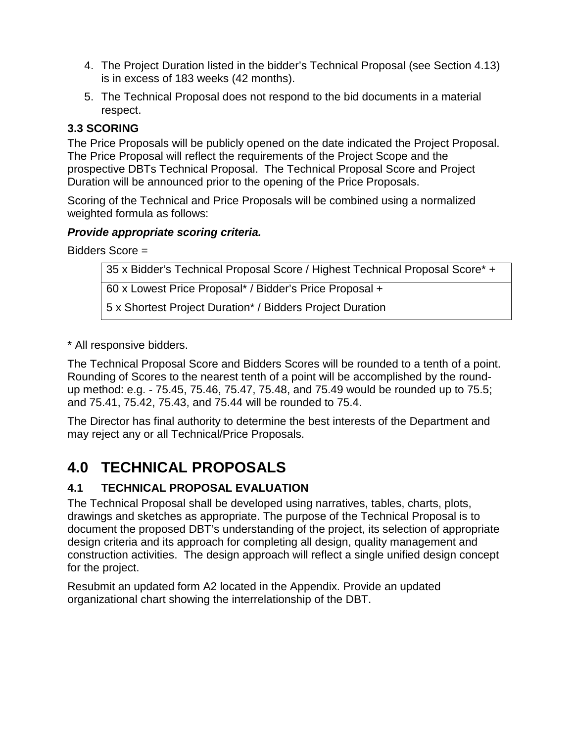4. The Project Duration listed in the bidder's Technical Proposal (see Section 4.13) is in excess of 183 weeks (42 months).
5. The Technical Proposal does not respond to the bid documents in a material respect.

### 3.3 SCORING

The Price Proposals will be publicly opened on the date indicated the Project Proposal. The Price Proposal will reflect the requirements of the Project Scope and the prospective DBTs Technical Proposal. The Technical Proposal Score and Project Duration will be announced prior to the opening of the Price Proposals.

Scoring of the Technical and Price Proposals will be combined using a normalized weighted formula as follows:

***Provide appropriate scoring criteria.***

Bidders Score =

| 35 x Bidder's Technical Proposal Score / Highest Technical Proposal Score* + |
|---|
| 60 x Lowest Price Proposal* / Bidder's Price Proposal + |
| 5 x Shortest Project Duration* / Bidders Project Duration |

\* All responsive bidders.

The Technical Proposal Score and Bidders Scores will be rounded to a tenth of a point. Rounding of Scores to the nearest tenth of a point will be accomplished by the round-up method: e.g. - 75.45, 75.46, 75.47, 75.48, and 75.49 would be rounded up to 75.5; and 75.41, 75.42, 75.43, and 75.44 will be rounded to 75.4.

The Director has final authority to determine the best interests of the Department and may reject any or all Technical/Price Proposals.

# 4.0 TECHNICAL PROPOSALS

### 4.1 TECHNICAL PROPOSAL EVALUATION

The Technical Proposal shall be developed using narratives, tables, charts, plots, drawings and sketches as appropriate. The purpose of the Technical Proposal is to document the proposed DBT's understanding of the project, its selection of appropriate design criteria and its approach for completing all design, quality management and construction activities. The design approach will reflect a single unified design concept for the project.

Resubmit an updated form A2 located in the Appendix. Provide an updated organizational chart showing the interrelationship of the DBT.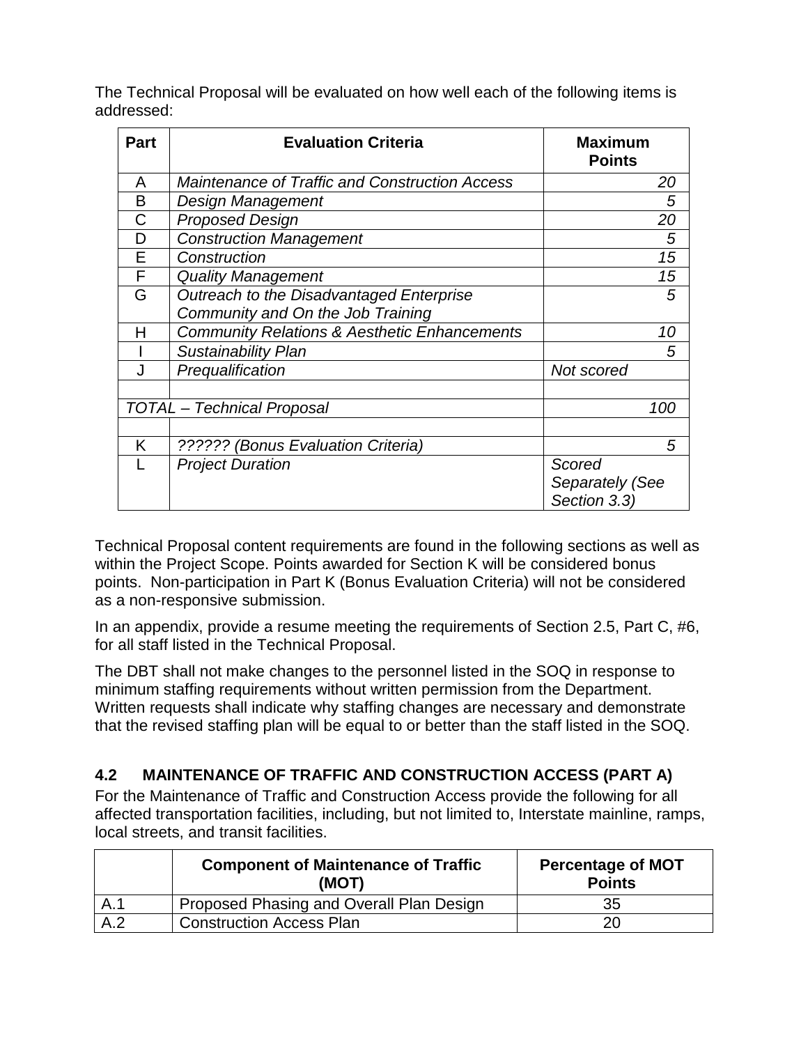The Technical Proposal will be evaluated on how well each of the following items is addressed:

| Part | Evaluation Criteria | Maximum Points |
|---|---|---|
| A | *Maintenance of Traffic and Construction Access* | *20* |
| B | *Design Management* | *5* |
| C | *Proposed Design* | *20* |
| D | *Construction Management* | *5* |
| E | *Construction* | *15* |
| F | *Quality Management* | *15* |
| G | *Outreach to the Disadvantaged Enterprise Community and On the Job Training* | *5* |
| H | *Community Relations & Aesthetic Enhancements* | *10* |
| I | *Sustainability Plan* | *5* |
| J | *Prequalification* | *Not scored* |
| | | |
| *TOTAL – Technical Proposal* | | *100* |
| | | |
| K | *?????? (Bonus Evaluation Criteria)* | *5* |
| L | *Project Duration* | *Scored Separately (See Section 3.3)* |

Technical Proposal content requirements are found in the following sections as well as within the Project Scope. Points awarded for Section K will be considered bonus points. Non-participation in Part K (Bonus Evaluation Criteria) will not be considered as a non-responsive submission.

In an appendix, provide a resume meeting the requirements of Section 2.5, Part C, #6, for all staff listed in the Technical Proposal.

The DBT shall not make changes to the personnel listed in the SOQ in response to minimum staffing requirements without written permission from the Department. Written requests shall indicate why staffing changes are necessary and demonstrate that the revised staffing plan will be equal to or better than the staff listed in the SOQ.

## 4.2 MAINTENANCE OF TRAFFIC AND CONSTRUCTION ACCESS (PART A)

For the Maintenance of Traffic and Construction Access provide the following for all affected transportation facilities, including, but not limited to, Interstate mainline, ramps, local streets, and transit facilities.

| | Component of Maintenance of Traffic (MOT) | Percentage of MOT Points |
|---|---|---|
| A.1 | Proposed Phasing and Overall Plan Design | 35 |
| A.2 | Construction Access Plan | 20 |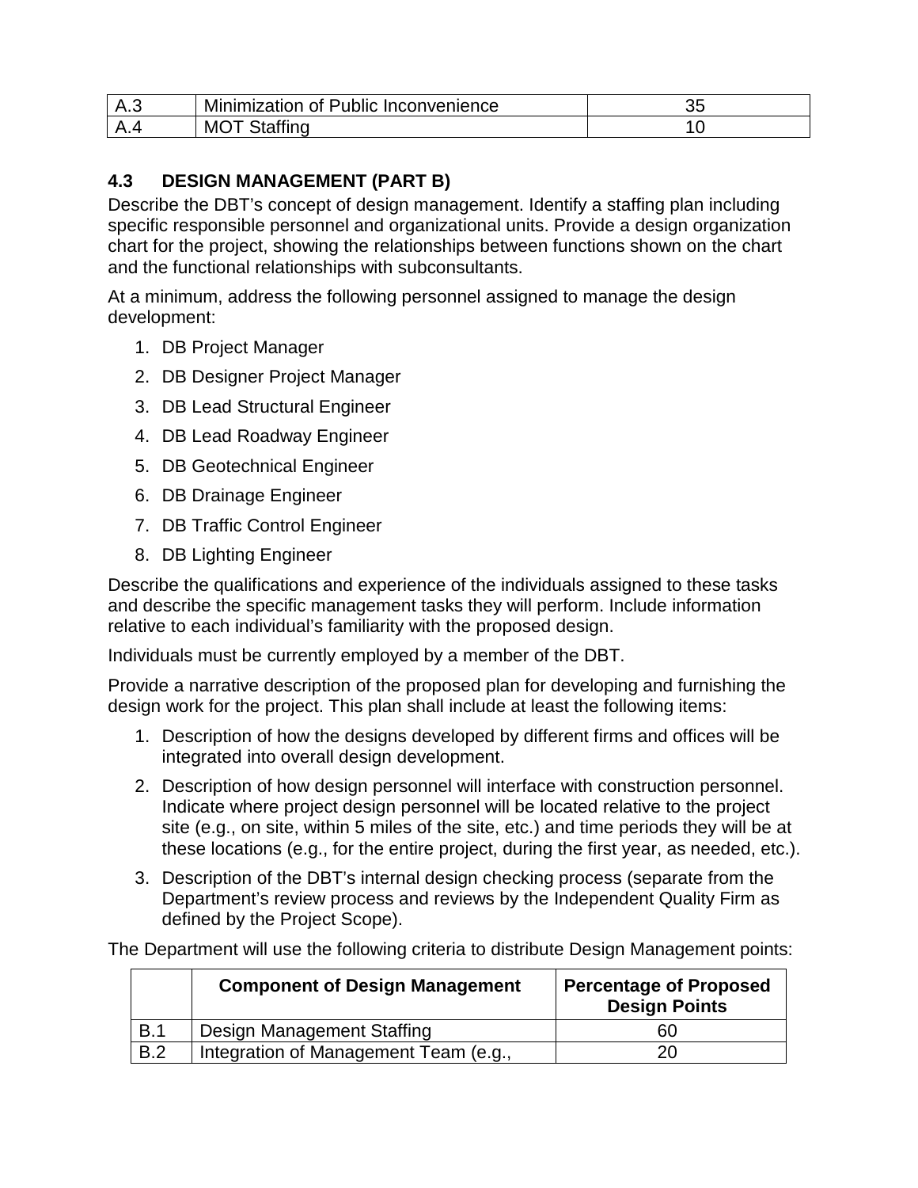| A.3 | Minimization of Public Inconvenience | 35 |
| --- | --- | --- |
| A.4 | MOT Staffing | 10 |

### 4.3 DESIGN MANAGEMENT (PART B)

Describe the DBT's concept of design management. Identify a staffing plan including specific responsible personnel and organizational units. Provide a design organization chart for the project, showing the relationships between functions shown on the chart and the functional relationships with subconsultants.

At a minimum, address the following personnel assigned to manage the design development:

1. DB Project Manager
2. DB Designer Project Manager
3. DB Lead Structural Engineer
4. DB Lead Roadway Engineer
5. DB Geotechnical Engineer
6. DB Drainage Engineer
7. DB Traffic Control Engineer
8. DB Lighting Engineer

Describe the qualifications and experience of the individuals assigned to these tasks and describe the specific management tasks they will perform. Include information relative to each individual's familiarity with the proposed design.

Individuals must be currently employed by a member of the DBT.

Provide a narrative description of the proposed plan for developing and furnishing the design work for the project. This plan shall include at least the following items:

1. Description of how the designs developed by different firms and offices will be integrated into overall design development.
2. Description of how design personnel will interface with construction personnel. Indicate where project design personnel will be located relative to the project site (e.g., on site, within 5 miles of the site, etc.) and time periods they will be at these locations (e.g., for the entire project, during the first year, as needed, etc.).
3. Description of the DBT's internal design checking process (separate from the Department's review process and reviews by the Independent Quality Firm as defined by the Project Scope).

The Department will use the following criteria to distribute Design Management points:

| | Component of Design Management | Percentage of Proposed Design Points |
| --- | --- | --- |
| B.1 | Design Management Staffing | 60 |
| B.2 | Integration of Management Team (e.g., | 20 |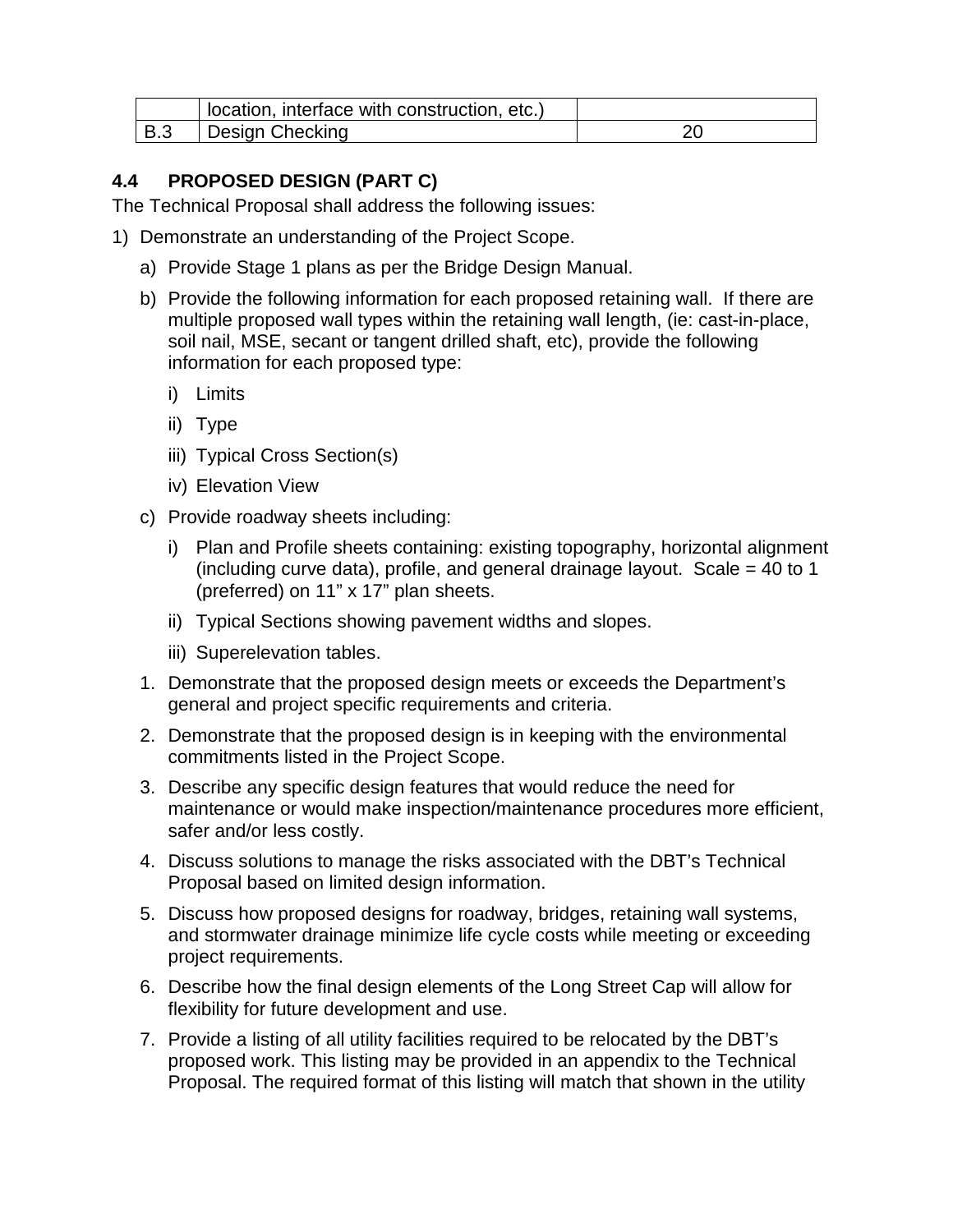| | location, interface with construction, etc.) | |
|---|---|---|
| B.3 | Design Checking | 20 |

### 4.4 PROPOSED DESIGN (PART C)

The Technical Proposal shall address the following issues:

1) Demonstrate an understanding of the Project Scope.
   a) Provide Stage 1 plans as per the Bridge Design Manual.
   b) Provide the following information for each proposed retaining wall. If there are multiple proposed wall types within the retaining wall length, (ie: cast-in-place, soil nail, MSE, secant or tangent drilled shaft, etc), provide the following information for each proposed type:
      i) Limits
      ii) Type
      iii) Typical Cross Section(s)
      iv) Elevation View
   c) Provide roadway sheets including:
      i) Plan and Profile sheets containing: existing topography, horizontal alignment (including curve data), profile, and general drainage layout. Scale = 40 to 1 (preferred) on 11" x 17" plan sheets.
      ii) Typical Sections showing pavement widths and slopes.
      iii) Superelevation tables.
   1. Demonstrate that the proposed design meets or exceeds the Department's general and project specific requirements and criteria.
   2. Demonstrate that the proposed design is in keeping with the environmental commitments listed in the Project Scope.
   3. Describe any specific design features that would reduce the need for maintenance or would make inspection/maintenance procedures more efficient, safer and/or less costly.
   4. Discuss solutions to manage the risks associated with the DBT's Technical Proposal based on limited design information.
   5. Discuss how proposed designs for roadway, bridges, retaining wall systems, and stormwater drainage minimize life cycle costs while meeting or exceeding project requirements.
   6. Describe how the final design elements of the Long Street Cap will allow for flexibility for future development and use.
   7. Provide a listing of all utility facilities required to be relocated by the DBT's proposed work. This listing may be provided in an appendix to the Technical Proposal. The required format of this listing will match that shown in the utility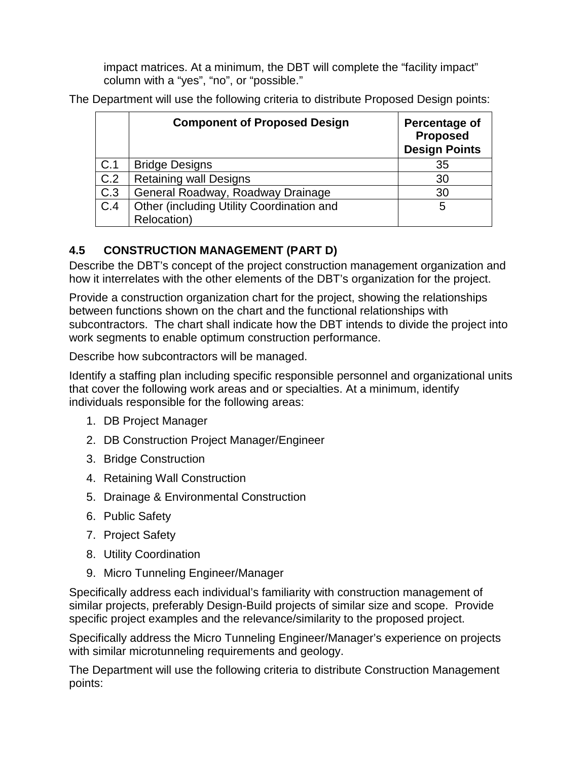impact matrices. At a minimum, the DBT will complete the “facility impact” column with a “yes”, “no”, or “possible.”

The Department will use the following criteria to distribute Proposed Design points:

| | Component of Proposed Design | Percentage of Proposed Design Points |
|---|---|---|
| C.1 | Bridge Designs | 35 |
| C.2 | Retaining wall Designs | 30 |
| C.3 | General Roadway, Roadway Drainage | 30 |
| C.4 | Other (including Utility Coordination and Relocation) | 5 |

## 4.5 CONSTRUCTION MANAGEMENT (PART D)

Describe the DBT’s concept of the project construction management organization and how it interrelates with the other elements of the DBT’s organization for the project.

Provide a construction organization chart for the project, showing the relationships between functions shown on the chart and the functional relationships with subcontractors. The chart shall indicate how the DBT intends to divide the project into work segments to enable optimum construction performance.

Describe how subcontractors will be managed.

Identify a staffing plan including specific responsible personnel and organizational units that cover the following work areas and or specialties. At a minimum, identify individuals responsible for the following areas:

1. DB Project Manager
2. DB Construction Project Manager/Engineer
3. Bridge Construction
4. Retaining Wall Construction
5. Drainage & Environmental Construction
6. Public Safety
7. Project Safety
8. Utility Coordination
9. Micro Tunneling Engineer/Manager

Specifically address each individual’s familiarity with construction management of similar projects, preferably Design-Build projects of similar size and scope. Provide specific project examples and the relevance/similarity to the proposed project.

Specifically address the Micro Tunneling Engineer/Manager’s experience on projects with similar microtunneling requirements and geology.

The Department will use the following criteria to distribute Construction Management points: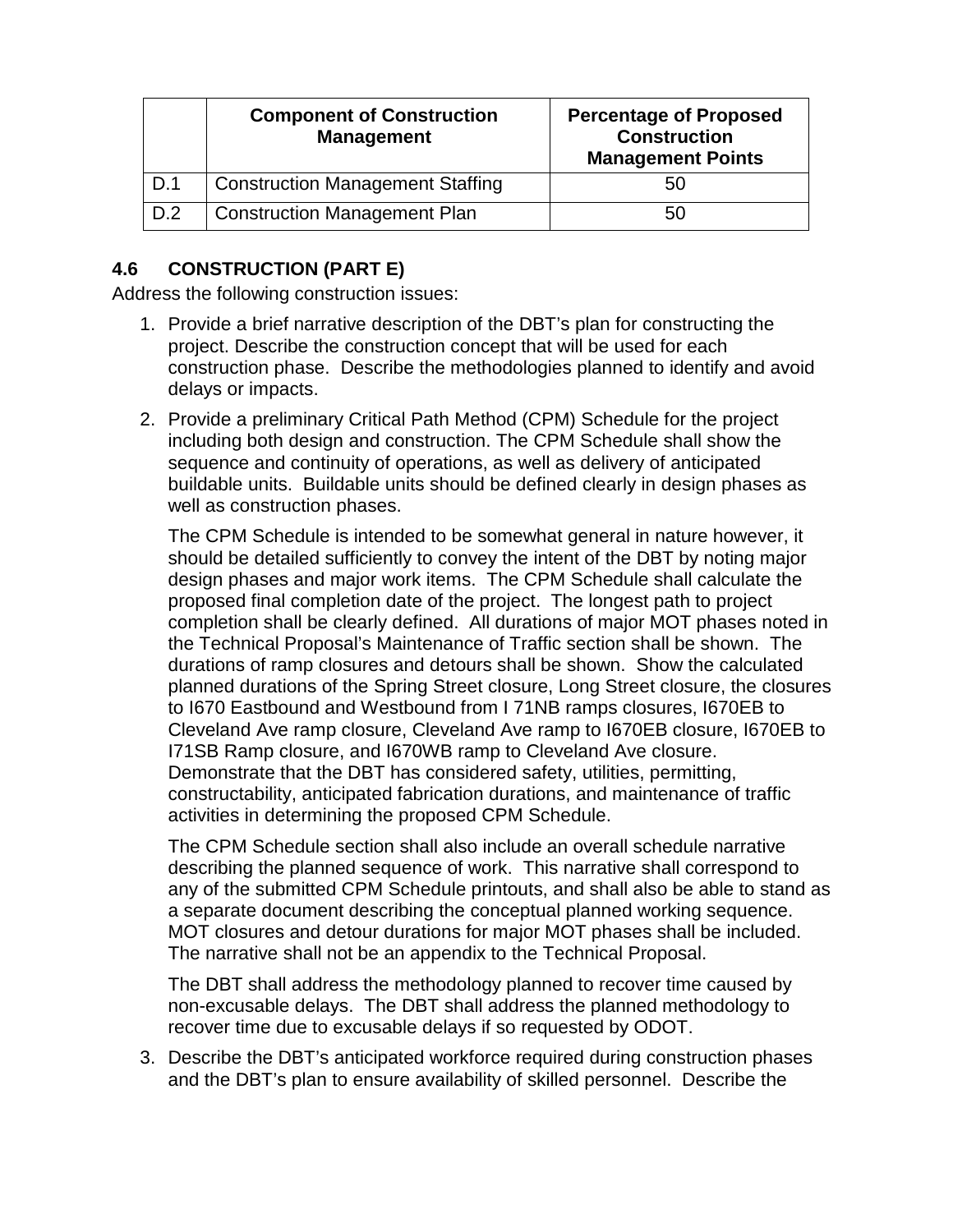| | Component of Construction Management | Percentage of Proposed Construction Management Points |
|---|---|---|
| D.1 | Construction Management Staffing | 50 |
| D.2 | Construction Management Plan | 50 |

## 4.6 CONSTRUCTION (PART E)

Address the following construction issues:

1. Provide a brief narrative description of the DBT's plan for constructing the project. Describe the construction concept that will be used for each construction phase. Describe the methodologies planned to identify and avoid delays or impacts.

2. Provide a preliminary Critical Path Method (CPM) Schedule for the project including both design and construction. The CPM Schedule shall show the sequence and continuity of operations, as well as delivery of anticipated buildable units. Buildable units should be defined clearly in design phases as well as construction phases.

   The CPM Schedule is intended to be somewhat general in nature however, it should be detailed sufficiently to convey the intent of the DBT by noting major design phases and major work items. The CPM Schedule shall calculate the proposed final completion date of the project. The longest path to project completion shall be clearly defined. All durations of major MOT phases noted in the Technical Proposal's Maintenance of Traffic section shall be shown. The durations of ramp closures and detours shall be shown. Show the calculated planned durations of the Spring Street closure, Long Street closure, the closures to I670 Eastbound and Westbound from I 71NB ramps closures, I670EB to Cleveland Ave ramp closure, Cleveland Ave ramp to I670EB closure, I670EB to I71SB Ramp closure, and I670WB ramp to Cleveland Ave closure. Demonstrate that the DBT has considered safety, utilities, permitting, constructability, anticipated fabrication durations, and maintenance of traffic activities in determining the proposed CPM Schedule.

   The CPM Schedule section shall also include an overall schedule narrative describing the planned sequence of work. This narrative shall correspond to any of the submitted CPM Schedule printouts, and shall also be able to stand as a separate document describing the conceptual planned working sequence. MOT closures and detour durations for major MOT phases shall be included. The narrative shall not be an appendix to the Technical Proposal.

   The DBT shall address the methodology planned to recover time caused by non-excusable delays. The DBT shall address the planned methodology to recover time due to excusable delays if so requested by ODOT.

3. Describe the DBT's anticipated workforce required during construction phases and the DBT's plan to ensure availability of skilled personnel. Describe the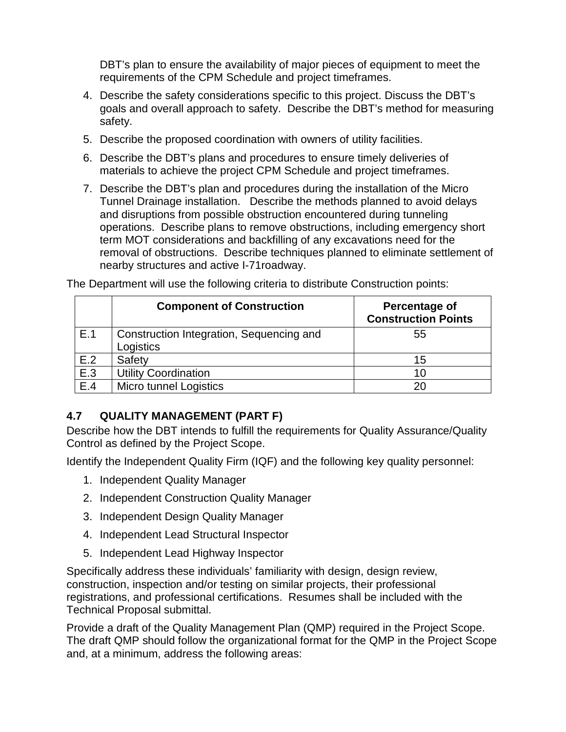DBT's plan to ensure the availability of major pieces of equipment to meet the requirements of the CPM Schedule and project timeframes.

4. Describe the safety considerations specific to this project. Discuss the DBT's goals and overall approach to safety. Describe the DBT's method for measuring safety.
5. Describe the proposed coordination with owners of utility facilities.
6. Describe the DBT's plans and procedures to ensure timely deliveries of materials to achieve the project CPM Schedule and project timeframes.
7. Describe the DBT's plan and procedures during the installation of the Micro Tunnel Drainage installation. Describe the methods planned to avoid delays and disruptions from possible obstruction encountered during tunneling operations. Describe plans to remove obstructions, including emergency short term MOT considerations and backfilling of any excavations need for the removal of obstructions. Describe techniques planned to eliminate settlement of nearby structures and active I-71roadway.

The Department will use the following criteria to distribute Construction points:

| | Component of Construction | Percentage of Construction Points |
|---|---|---|
| E.1 | Construction Integration, Sequencing and Logistics | 55 |
| E.2 | Safety | 15 |
| E.3 | Utility Coordination | 10 |
| E.4 | Micro tunnel Logistics | 20 |

## 4.7 QUALITY MANAGEMENT (PART F)

Describe how the DBT intends to fulfill the requirements for Quality Assurance/Quality Control as defined by the Project Scope.

Identify the Independent Quality Firm (IQF) and the following key quality personnel:

1. Independent Quality Manager
2. Independent Construction Quality Manager
3. Independent Design Quality Manager
4. Independent Lead Structural Inspector
5. Independent Lead Highway Inspector

Specifically address these individuals' familiarity with design, design review, construction, inspection and/or testing on similar projects, their professional registrations, and professional certifications. Resumes shall be included with the Technical Proposal submittal.

Provide a draft of the Quality Management Plan (QMP) required in the Project Scope. The draft QMP should follow the organizational format for the QMP in the Project Scope and, at a minimum, address the following areas: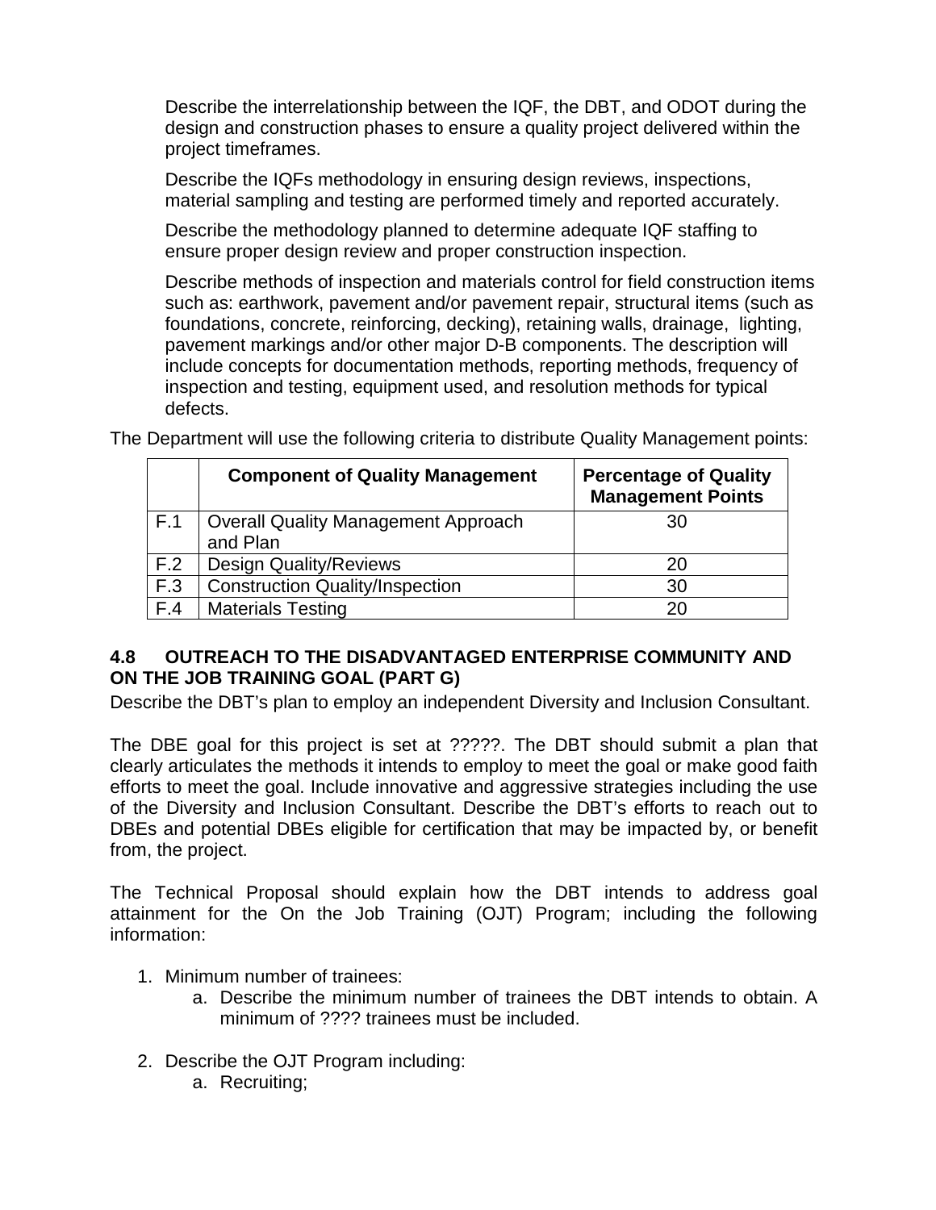Describe the interrelationship between the IQF, the DBT, and ODOT during the design and construction phases to ensure a quality project delivered within the project timeframes.

Describe the IQFs methodology in ensuring design reviews, inspections, material sampling and testing are performed timely and reported accurately.

Describe the methodology planned to determine adequate IQF staffing to ensure proper design review and proper construction inspection.

Describe methods of inspection and materials control for field construction items such as: earthwork, pavement and/or pavement repair, structural items (such as foundations, concrete, reinforcing, decking), retaining walls, drainage, lighting, pavement markings and/or other major D-B components. The description will include concepts for documentation methods, reporting methods, frequency of inspection and testing, equipment used, and resolution methods for typical defects.

The Department will use the following criteria to distribute Quality Management points:

| | Component of Quality Management | Percentage of Quality Management Points |
|---|---|---|
| F.1 | Overall Quality Management Approach and Plan | 30 |
| F.2 | Design Quality/Reviews | 20 |
| F.3 | Construction Quality/Inspection | 30 |
| F.4 | Materials Testing | 20 |

### 4.8 OUTREACH TO THE DISADVANTAGED ENTERPRISE COMMUNITY AND ON THE JOB TRAINING GOAL (PART G)

Describe the DBT's plan to employ an independent Diversity and Inclusion Consultant.

The DBE goal for this project is set at ?????. The DBT should submit a plan that clearly articulates the methods it intends to employ to meet the goal or make good faith efforts to meet the goal. Include innovative and aggressive strategies including the use of the Diversity and Inclusion Consultant. Describe the DBT's efforts to reach out to DBEs and potential DBEs eligible for certification that may be impacted by, or benefit from, the project.

The Technical Proposal should explain how the DBT intends to address goal attainment for the On the Job Training (OJT) Program; including the following information:

1. Minimum number of trainees:
   a. Describe the minimum number of trainees the DBT intends to obtain. A minimum of ???? trainees must be included.
2. Describe the OJT Program including:
   a. Recruiting;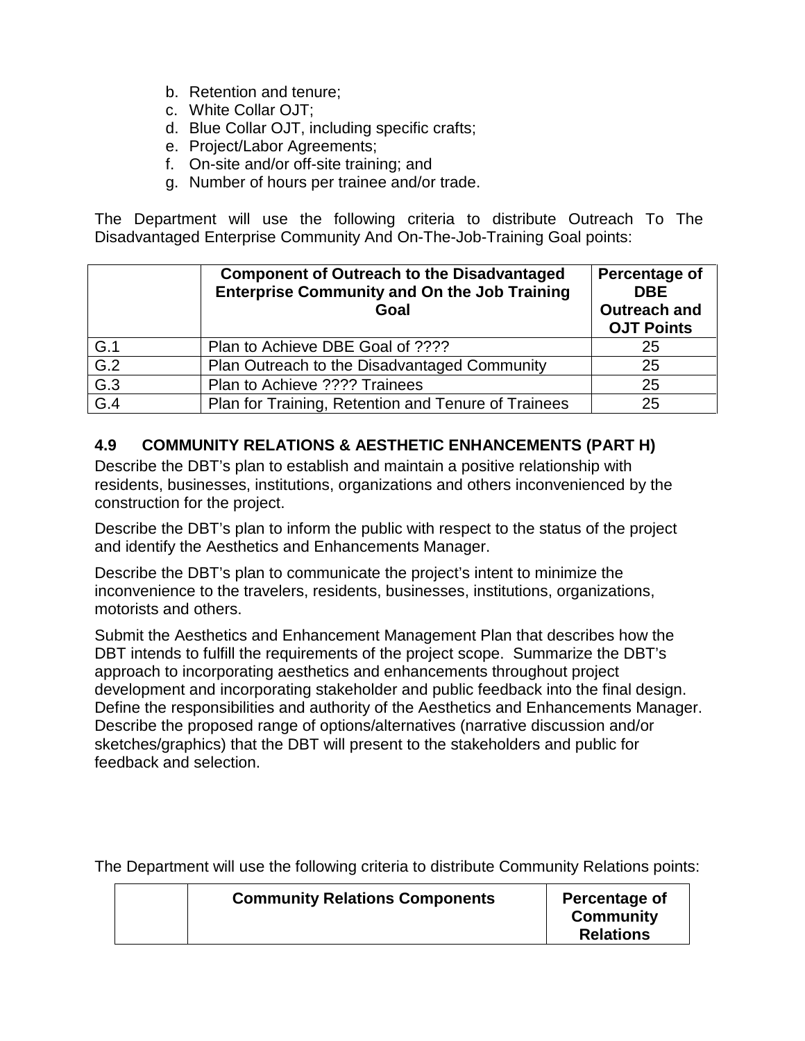b. Retention and tenure;
c. White Collar OJT;
d. Blue Collar OJT, including specific crafts;
e. Project/Labor Agreements;
f. On-site and/or off-site training; and
g. Number of hours per trainee and/or trade.

The Department will use the following criteria to distribute Outreach To The Disadvantaged Enterprise Community And On-The-Job-Training Goal points:

| | Component of Outreach to the Disadvantaged Enterprise Community and On the Job Training Goal | Percentage of DBE Outreach and OJT Points |
|---|---|---|
| G.1 | Plan to Achieve DBE Goal of ???? | 25 |
| G.2 | Plan Outreach to the Disadvantaged Community | 25 |
| G.3 | Plan to Achieve ???? Trainees | 25 |
| G.4 | Plan for Training, Retention and Tenure of Trainees | 25 |

## 4.9 COMMUNITY RELATIONS & AESTHETIC ENHANCEMENTS (PART H)

Describe the DBT's plan to establish and maintain a positive relationship with residents, businesses, institutions, organizations and others inconvenienced by the construction for the project.

Describe the DBT's plan to inform the public with respect to the status of the project and identify the Aesthetics and Enhancements Manager.

Describe the DBT's plan to communicate the project's intent to minimize the inconvenience to the travelers, residents, businesses, institutions, organizations, motorists and others.

Submit the Aesthetics and Enhancement Management Plan that describes how the DBT intends to fulfill the requirements of the project scope. Summarize the DBT's approach to incorporating aesthetics and enhancements throughout project development and incorporating stakeholder and public feedback into the final design. Define the responsibilities and authority of the Aesthetics and Enhancements Manager. Describe the proposed range of options/alternatives (narrative discussion and/or sketches/graphics) that the DBT will present to the stakeholders and public for feedback and selection.

The Department will use the following criteria to distribute Community Relations points:

| | Community Relations Components | Percentage of Community Relations |
|---|---|---|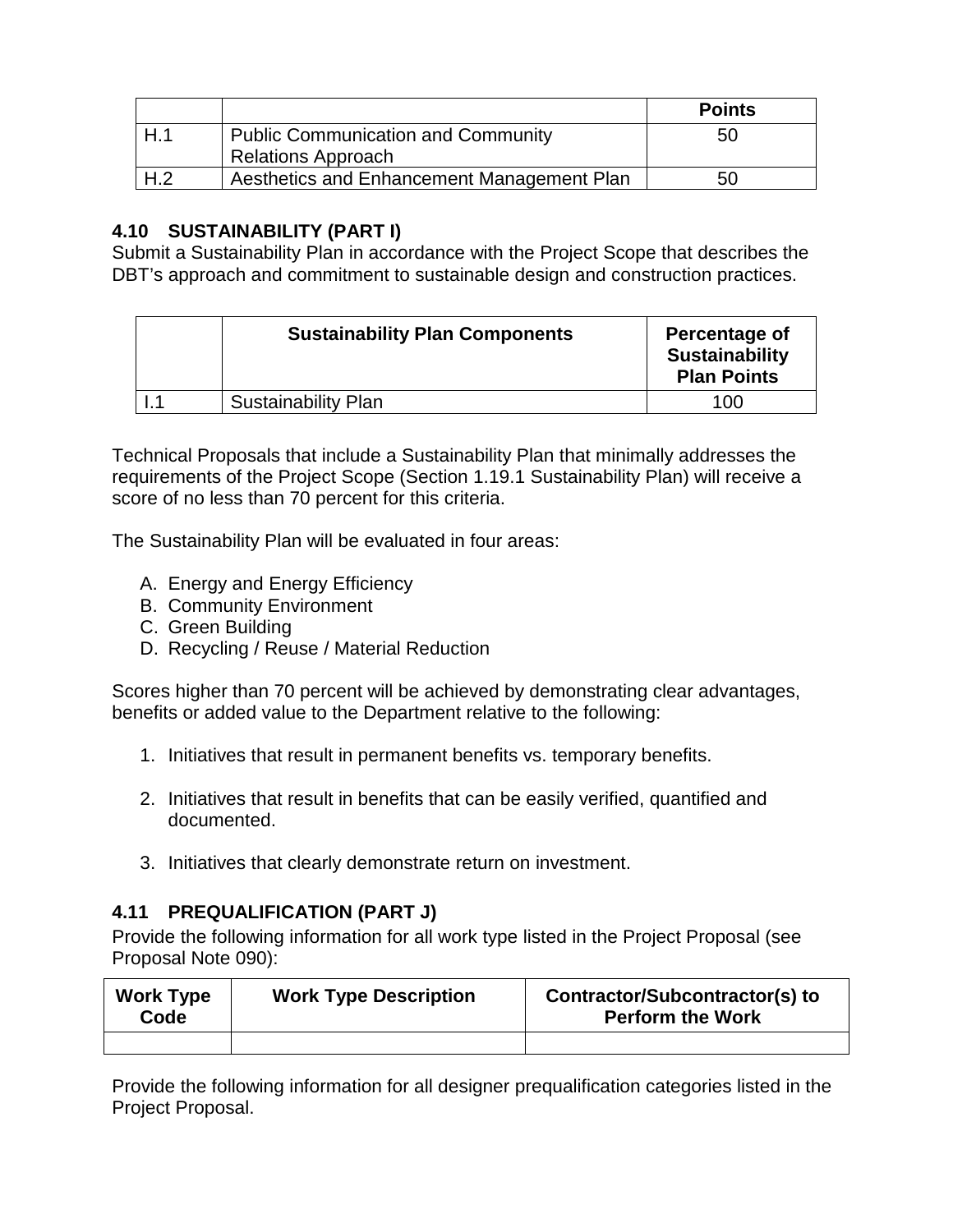| | | Points |
|---|---|---|
| H.1 | Public Communication and Community Relations Approach | 50 |
| H.2 | Aesthetics and Enhancement Management Plan | 50 |

### 4.10 SUSTAINABILITY (PART I)

Submit a Sustainability Plan in accordance with the Project Scope that describes the DBT's approach and commitment to sustainable design and construction practices.

| | Sustainability Plan Components | Percentage of Sustainability Plan Points |
|---|---|---|
| I.1 | Sustainability Plan | 100 |

Technical Proposals that include a Sustainability Plan that minimally addresses the requirements of the Project Scope (Section 1.19.1 Sustainability Plan) will receive a score of no less than 70 percent for this criteria.

The Sustainability Plan will be evaluated in four areas:

A. Energy and Energy Efficiency
B. Community Environment
C. Green Building
D. Recycling / Reuse / Material Reduction

Scores higher than 70 percent will be achieved by demonstrating clear advantages, benefits or added value to the Department relative to the following:

1. Initiatives that result in permanent benefits vs. temporary benefits.

2. Initiatives that result in benefits that can be easily verified, quantified and documented.

3. Initiatives that clearly demonstrate return on investment.

### 4.11 PREQUALIFICATION (PART J)

Provide the following information for all work type listed in the Project Proposal (see Proposal Note 090):

| Work Type Code | Work Type Description | Contractor/Subcontractor(s) to Perform the Work |
|---|---|---|
| | | |

Provide the following information for all designer prequalification categories listed in the Project Proposal.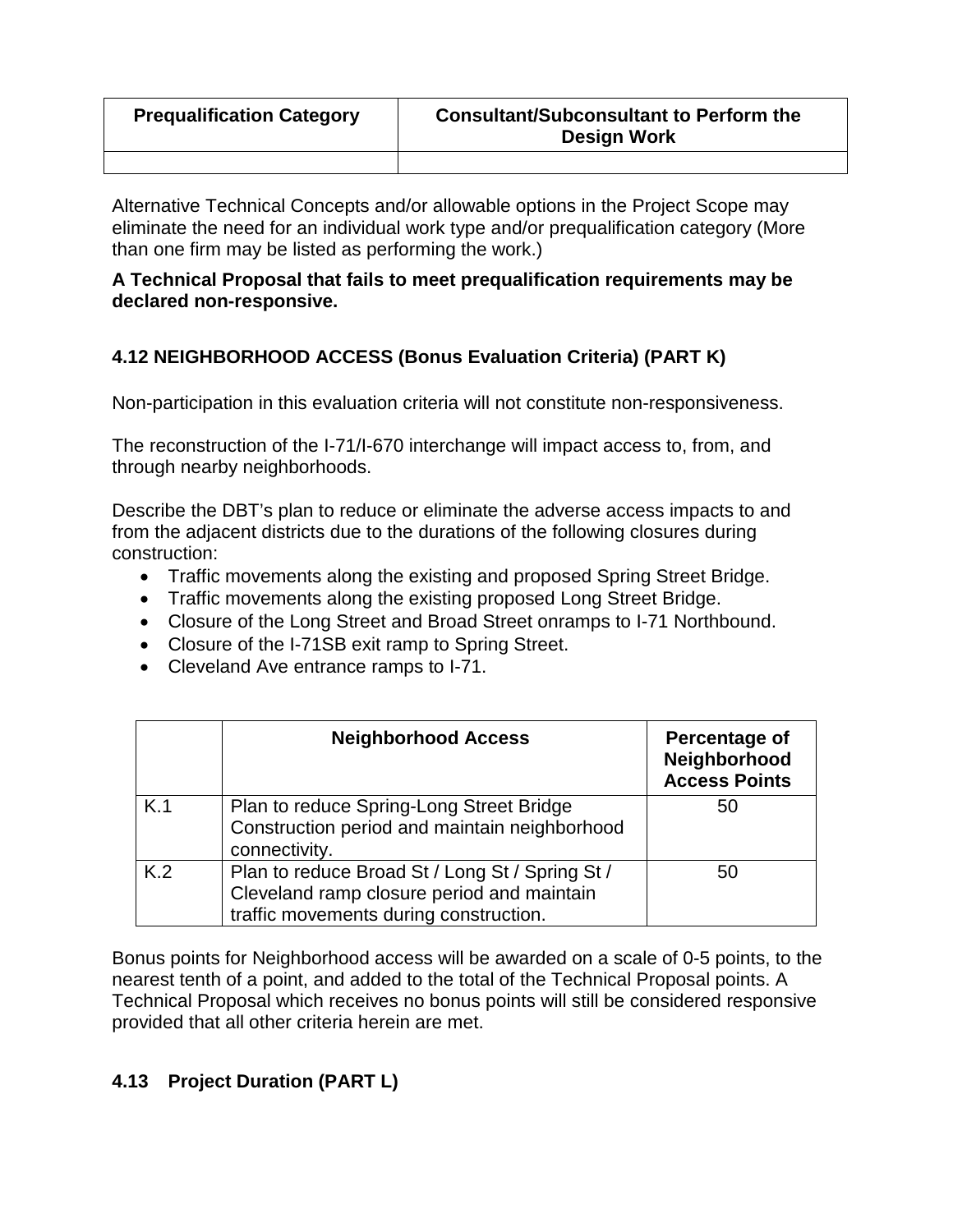| Prequalification Category | Consultant/Subconsultant to Perform the Design Work |
|---|---|
| | |

Alternative Technical Concepts and/or allowable options in the Project Scope may eliminate the need for an individual work type and/or prequalification category (More than one firm may be listed as performing the work.)

**A Technical Proposal that fails to meet prequalification requirements may be declared non-responsive.**

## 4.12 NEIGHBORHOOD ACCESS (Bonus Evaluation Criteria) (PART K)

Non-participation in this evaluation criteria will not constitute non-responsiveness.

The reconstruction of the I-71/I-670 interchange will impact access to, from, and through nearby neighborhoods.

Describe the DBT's plan to reduce or eliminate the adverse access impacts to and from the adjacent districts due to the durations of the following closures during construction:

- Traffic movements along the existing and proposed Spring Street Bridge.
- Traffic movements along the existing proposed Long Street Bridge.
- Closure of the Long Street and Broad Street onramps to I-71 Northbound.
- Closure of the I-71SB exit ramp to Spring Street.
- Cleveland Ave entrance ramps to I-71.

| | Neighborhood Access | Percentage of Neighborhood Access Points |
|---|---|---|
| K.1 | Plan to reduce Spring-Long Street Bridge Construction period and maintain neighborhood connectivity. | 50 |
| K.2 | Plan to reduce Broad St / Long St / Spring St / Cleveland ramp closure period and maintain traffic movements during construction. | 50 |

Bonus points for Neighborhood access will be awarded on a scale of 0-5 points, to the nearest tenth of a point, and added to the total of the Technical Proposal points. A Technical Proposal which receives no bonus points will still be considered responsive provided that all other criteria herein are met.

## 4.13 Project Duration (PART L)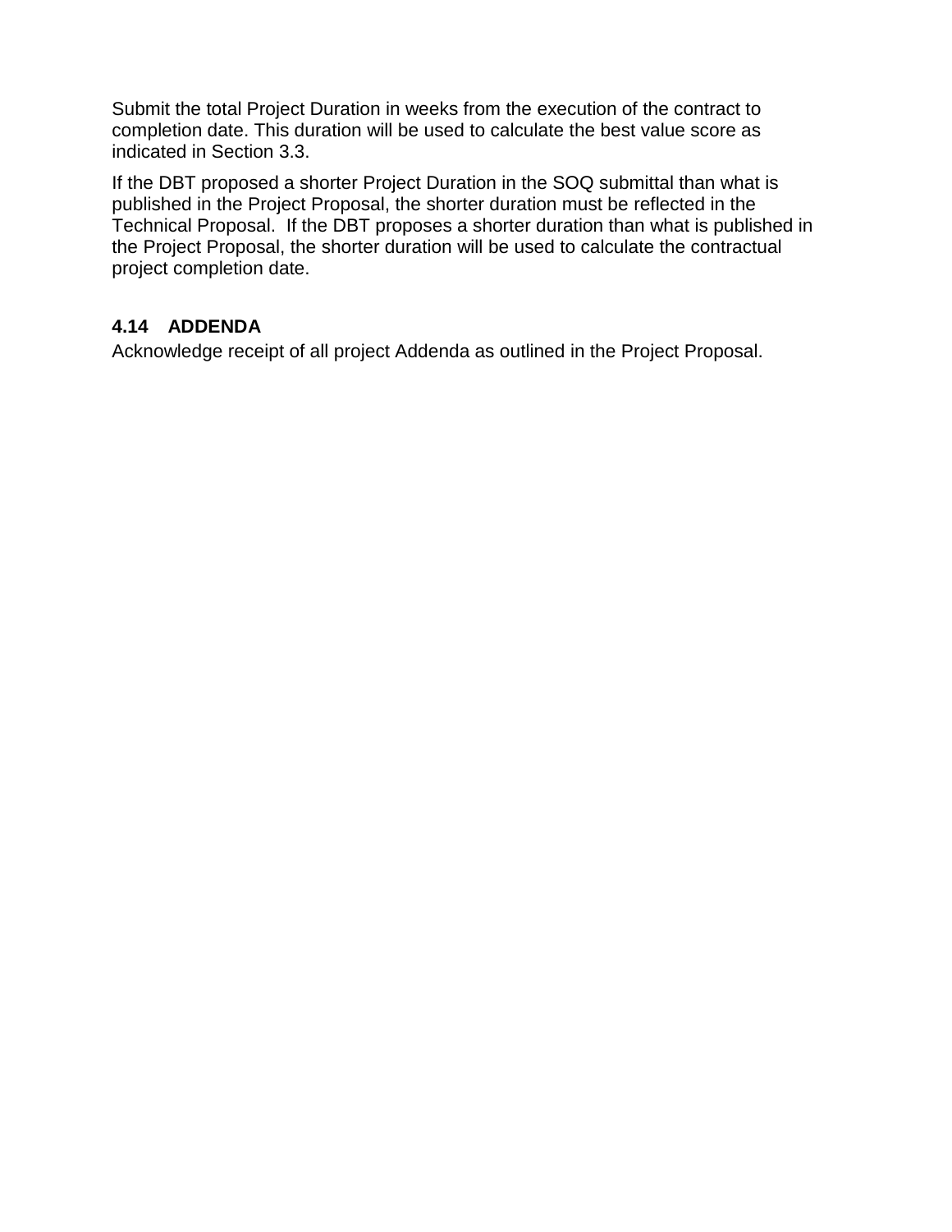Submit the total Project Duration in weeks from the execution of the contract to completion date. This duration will be used to calculate the best value score as indicated in Section 3.3.

If the DBT proposed a shorter Project Duration in the SOQ submittal than what is published in the Project Proposal, the shorter duration must be reflected in the Technical Proposal. If the DBT proposes a shorter duration than what is published in the Project Proposal, the shorter duration will be used to calculate the contractual project completion date.

### 4.14 ADDENDA

Acknowledge receipt of all project Addenda as outlined in the Project Proposal.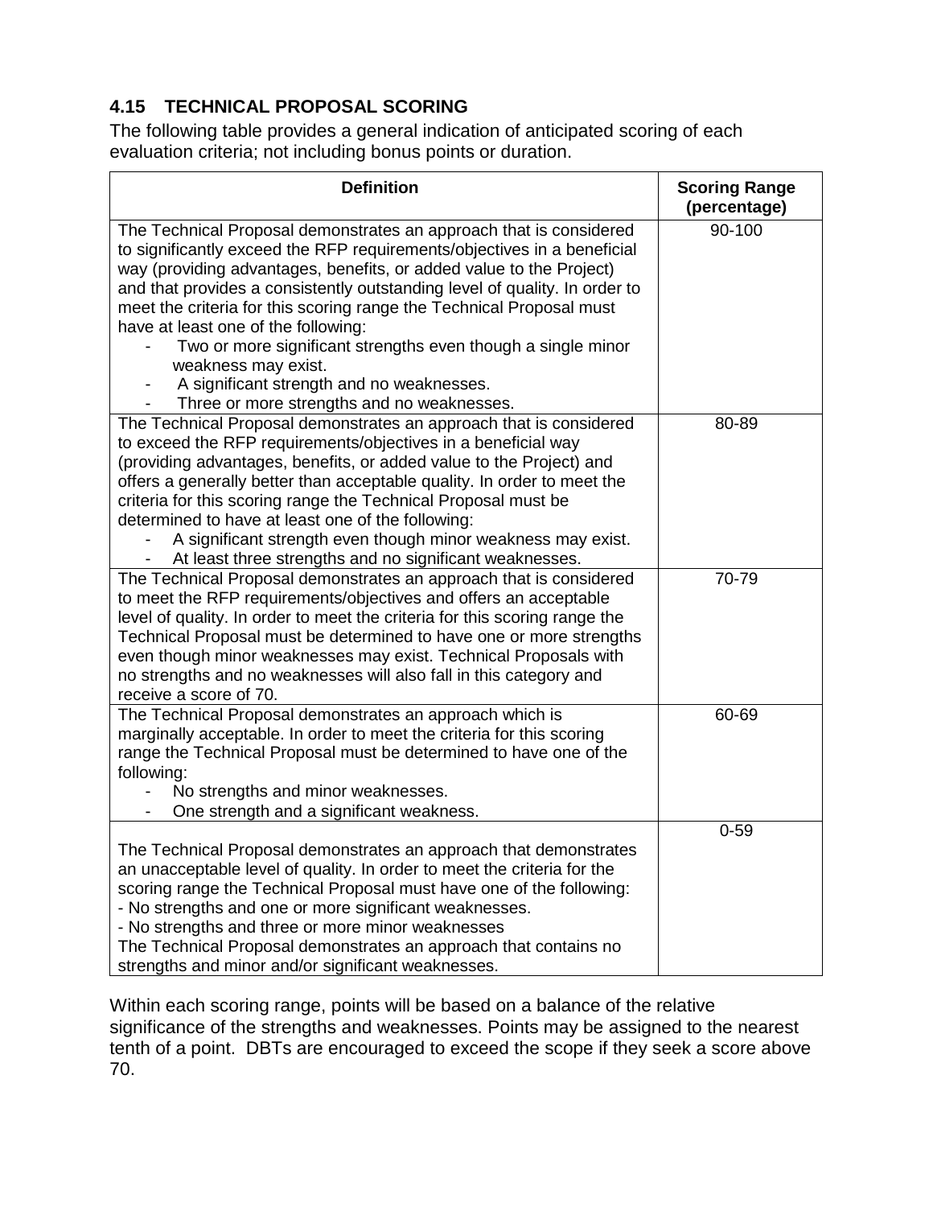### 4.15 TECHNICAL PROPOSAL SCORING

The following table provides a general indication of anticipated scoring of each evaluation criteria; not including bonus points or duration.

| Definition | Scoring Range (percentage) |
|---|---|
| The Technical Proposal demonstrates an approach that is considered to significantly exceed the RFP requirements/objectives in a beneficial way (providing advantages, benefits, or added value to the Project) and that provides a consistently outstanding level of quality. In order to meet the criteria for this scoring range the Technical Proposal must have at least one of the following:<br>- Two or more significant strengths even though a single minor weakness may exist.<br>- A significant strength and no weaknesses.<br>- Three or more strengths and no weaknesses. | 90-100 |
| The Technical Proposal demonstrates an approach that is considered to exceed the RFP requirements/objectives in a beneficial way (providing advantages, benefits, or added value to the Project) and offers a generally better than acceptable quality. In order to meet the criteria for this scoring range the Technical Proposal must be determined to have at least one of the following:<br>- A significant strength even though minor weakness may exist.<br>- At least three strengths and no significant weaknesses. | 80-89 |
| The Technical Proposal demonstrates an approach that is considered to meet the RFP requirements/objectives and offers an acceptable level of quality. In order to meet the criteria for this scoring range the Technical Proposal must be determined to have one or more strengths even though minor weaknesses may exist. Technical Proposals with no strengths and no weaknesses will also fall in this category and receive a score of 70. | 70-79 |
| The Technical Proposal demonstrates an approach which is marginally acceptable. In order to meet the criteria for this scoring range the Technical Proposal must be determined to have one of the following:<br>- No strengths and minor weaknesses.<br>- One strength and a significant weakness. | 60-69 |
| The Technical Proposal demonstrates an approach that demonstrates an unacceptable level of quality. In order to meet the criteria for the scoring range the Technical Proposal must have one of the following:<br>- No strengths and one or more significant weaknesses.<br>- No strengths and three or more minor weaknesses<br>The Technical Proposal demonstrates an approach that contains no strengths and minor and/or significant weaknesses. | 0-59 |

Within each scoring range, points will be based on a balance of the relative significance of the strengths and weaknesses. Points may be assigned to the nearest tenth of a point. DBTs are encouraged to exceed the scope if they seek a score above 70.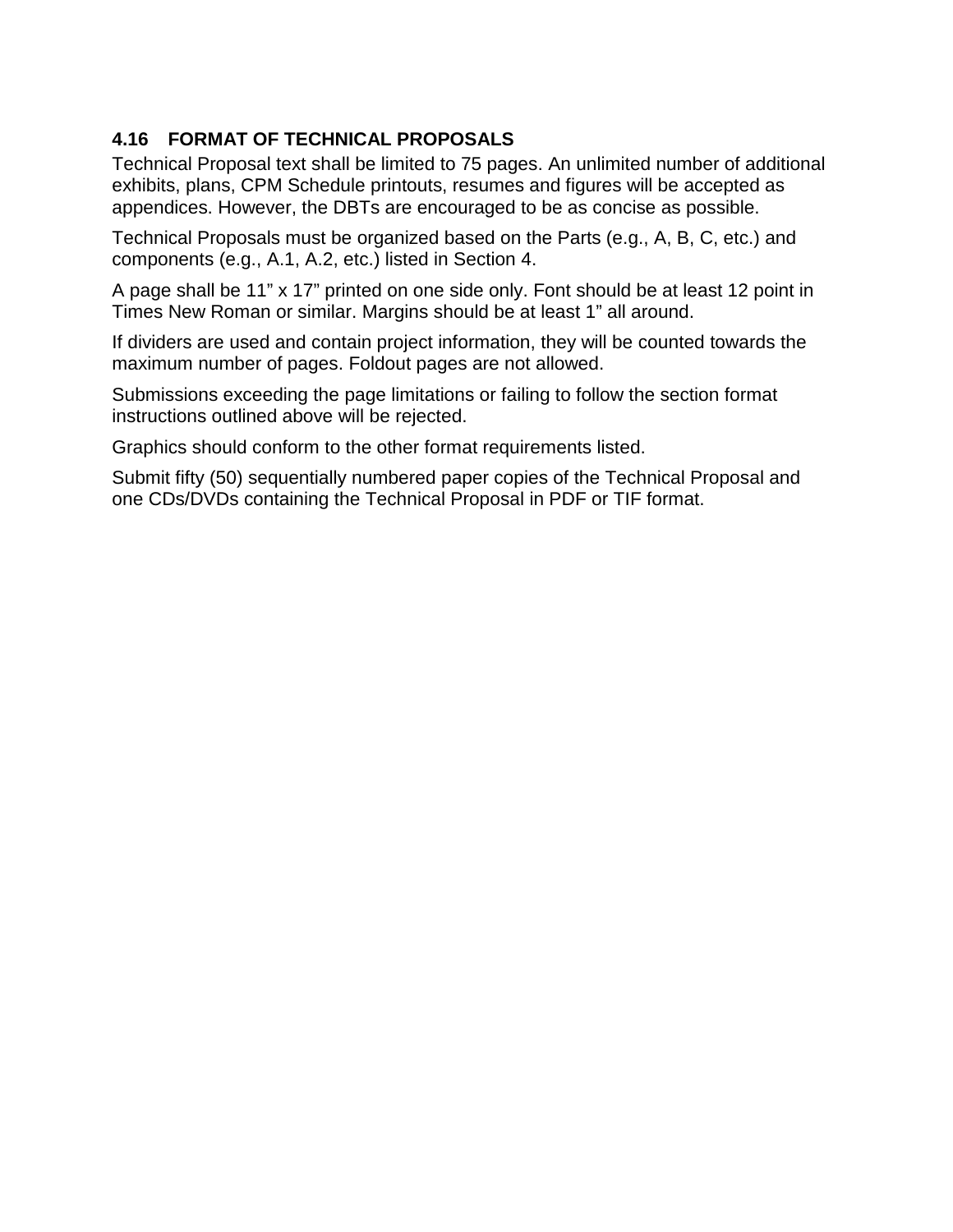### 4.16 FORMAT OF TECHNICAL PROPOSALS

Technical Proposal text shall be limited to 75 pages. An unlimited number of additional exhibits, plans, CPM Schedule printouts, resumes and figures will be accepted as appendices. However, the DBTs are encouraged to be as concise as possible.

Technical Proposals must be organized based on the Parts (e.g., A, B, C, etc.) and components (e.g., A.1, A.2, etc.) listed in Section 4.

A page shall be 11" x 17" printed on one side only. Font should be at least 12 point in Times New Roman or similar. Margins should be at least 1" all around.

If dividers are used and contain project information, they will be counted towards the maximum number of pages. Foldout pages are not allowed.

Submissions exceeding the page limitations or failing to follow the section format instructions outlined above will be rejected.

Graphics should conform to the other format requirements listed.

Submit fifty (50) sequentially numbered paper copies of the Technical Proposal and one CDs/DVDs containing the Technical Proposal in PDF or TIF format.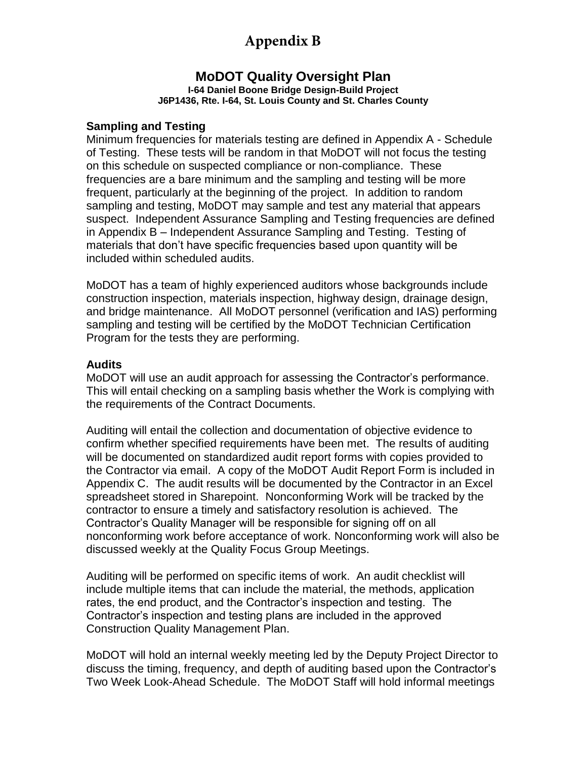# Appendix B

## MoDOT Quality Oversight Plan

**I-64 Daniel Boone Bridge Design-Build Project**
**J6P1436, Rte. I-64, St. Louis County and St. Charles County**

### Sampling and Testing

Minimum frequencies for materials testing are defined in Appendix A - Schedule of Testing. These tests will be random in that MoDOT will not focus the testing on this schedule on suspected compliance or non-compliance. These frequencies are a bare minimum and the sampling and testing will be more frequent, particularly at the beginning of the project. In addition to random sampling and testing, MoDOT may sample and test any material that appears suspect. Independent Assurance Sampling and Testing frequencies are defined in Appendix B – Independent Assurance Sampling and Testing. Testing of materials that don't have specific frequencies based upon quantity will be included within scheduled audits.

MoDOT has a team of highly experienced auditors whose backgrounds include construction inspection, materials inspection, highway design, drainage design, and bridge maintenance. All MoDOT personnel (verification and IAS) performing sampling and testing will be certified by the MoDOT Technician Certification Program for the tests they are performing.

### Audits

MoDOT will use an audit approach for assessing the Contractor's performance. This will entail checking on a sampling basis whether the Work is complying with the requirements of the Contract Documents.

Auditing will entail the collection and documentation of objective evidence to confirm whether specified requirements have been met. The results of auditing will be documented on standardized audit report forms with copies provided to the Contractor via email. A copy of the MoDOT Audit Report Form is included in Appendix C. The audit results will be documented by the Contractor in an Excel spreadsheet stored in Sharepoint. Nonconforming Work will be tracked by the contractor to ensure a timely and satisfactory resolution is achieved. The Contractor's Quality Manager will be responsible for signing off on all nonconforming work before acceptance of work. Nonconforming work will also be discussed weekly at the Quality Focus Group Meetings.

Auditing will be performed on specific items of work. An audit checklist will include multiple items that can include the material, the methods, application rates, the end product, and the Contractor's inspection and testing. The Contractor's inspection and testing plans are included in the approved Construction Quality Management Plan.

MoDOT will hold an internal weekly meeting led by the Deputy Project Director to discuss the timing, frequency, and depth of auditing based upon the Contractor's Two Week Look-Ahead Schedule. The MoDOT Staff will hold informal meetings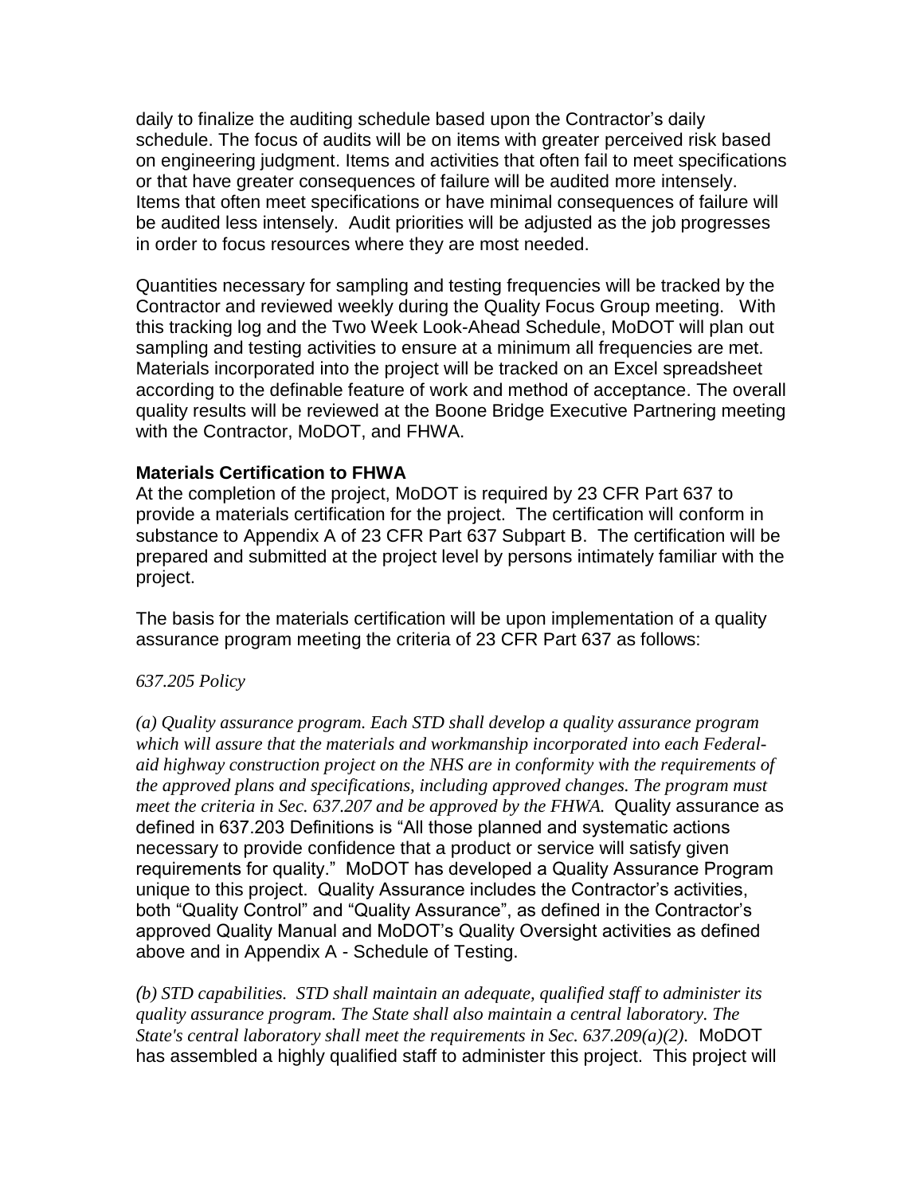daily to finalize the auditing schedule based upon the Contractor's daily schedule. The focus of audits will be on items with greater perceived risk based on engineering judgment. Items and activities that often fail to meet specifications or that have greater consequences of failure will be audited more intensely. Items that often meet specifications or have minimal consequences of failure will be audited less intensely. Audit priorities will be adjusted as the job progresses in order to focus resources where they are most needed.

Quantities necessary for sampling and testing frequencies will be tracked by the Contractor and reviewed weekly during the Quality Focus Group meeting. With this tracking log and the Two Week Look-Ahead Schedule, MoDOT will plan out sampling and testing activities to ensure at a minimum all frequencies are met. Materials incorporated into the project will be tracked on an Excel spreadsheet according to the definable feature of work and method of acceptance. The overall quality results will be reviewed at the Boone Bridge Executive Partnering meeting with the Contractor, MoDOT, and FHWA.

**Materials Certification to FHWA**

At the completion of the project, MoDOT is required by 23 CFR Part 637 to provide a materials certification for the project. The certification will conform in substance to Appendix A of 23 CFR Part 637 Subpart B. The certification will be prepared and submitted at the project level by persons intimately familiar with the project.

The basis for the materials certification will be upon implementation of a quality assurance program meeting the criteria of 23 CFR Part 637 as follows:

*637.205 Policy*

*(a) Quality assurance program. Each STD shall develop a quality assurance program which will assure that the materials and workmanship incorporated into each Federal-aid highway construction project on the NHS are in conformity with the requirements of the approved plans and specifications, including approved changes. The program must meet the criteria in Sec. 637.207 and be approved by the FHWA.* Quality assurance as defined in 637.203 Definitions is "All those planned and systematic actions necessary to provide confidence that a product or service will satisfy given requirements for quality." MoDOT has developed a Quality Assurance Program unique to this project. Quality Assurance includes the Contractor's activities, both "Quality Control" and "Quality Assurance", as defined in the Contractor's approved Quality Manual and MoDOT's Quality Oversight activities as defined above and in Appendix A - Schedule of Testing.

*(b) STD capabilities. STD shall maintain an adequate, qualified staff to administer its quality assurance program. The State shall also maintain a central laboratory. The State's central laboratory shall meet the requirements in Sec. 637.209(a)(2).* MoDOT has assembled a highly qualified staff to administer this project. This project will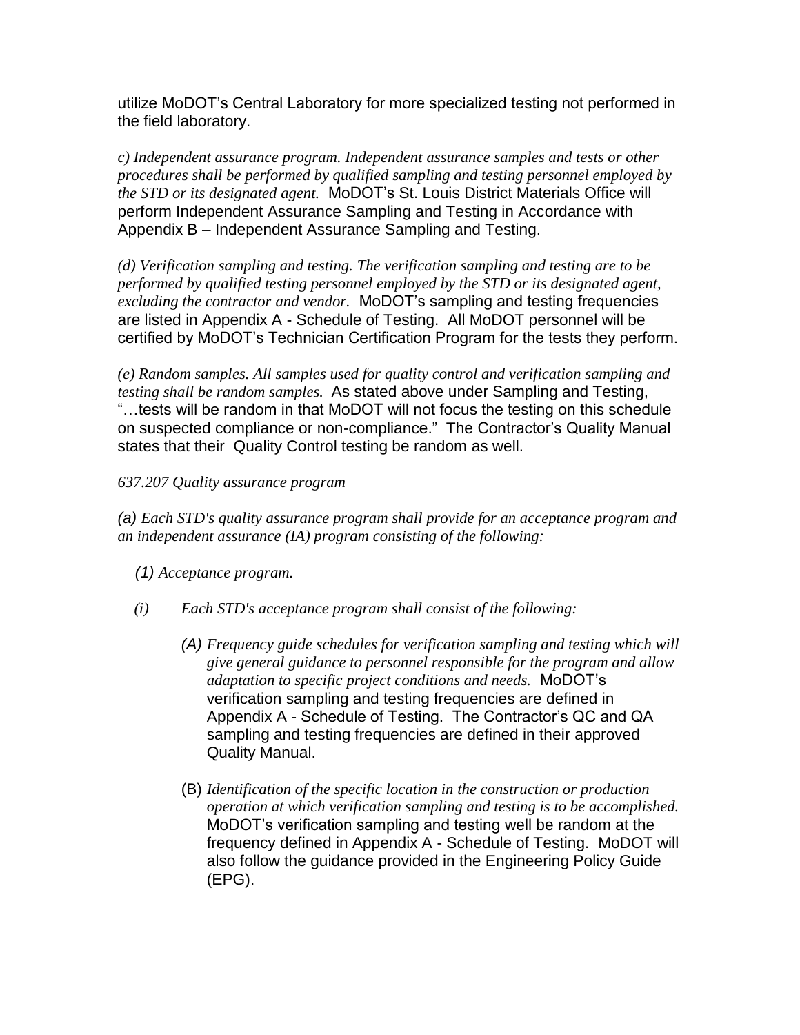utilize MoDOT's Central Laboratory for more specialized testing not performed in the field laboratory.

*c) Independent assurance program. Independent assurance samples and tests or other procedures shall be performed by qualified sampling and testing personnel employed by the STD or its designated agent.* MoDOT's St. Louis District Materials Office will perform Independent Assurance Sampling and Testing in Accordance with Appendix B – Independent Assurance Sampling and Testing.

*(d) Verification sampling and testing. The verification sampling and testing are to be performed by qualified testing personnel employed by the STD or its designated agent, excluding the contractor and vendor.* MoDOT's sampling and testing frequencies are listed in Appendix A - Schedule of Testing. All MoDOT personnel will be certified by MoDOT's Technician Certification Program for the tests they perform.

*(e) Random samples. All samples used for quality control and verification sampling and testing shall be random samples.* As stated above under Sampling and Testing, "…tests will be random in that MoDOT will not focus the testing on this schedule on suspected compliance or non-compliance." The Contractor's Quality Manual states that their Quality Control testing be random as well.

*637.207 Quality assurance program*

*(a) Each STD's quality assurance program shall provide for an acceptance program and an independent assurance (IA) program consisting of the following:*

*(1) Acceptance program.*

*(i) Each STD's acceptance program shall consist of the following:*

*(A) Frequency guide schedules for verification sampling and testing which will give general guidance to personnel responsible for the program and allow adaptation to specific project conditions and needs.* MoDOT's verification sampling and testing frequencies are defined in Appendix A - Schedule of Testing. The Contractor's QC and QA sampling and testing frequencies are defined in their approved Quality Manual.

(B) *Identification of the specific location in the construction or production operation at which verification sampling and testing is to be accomplished.* MoDOT's verification sampling and testing well be random at the frequency defined in Appendix A - Schedule of Testing. MoDOT will also follow the guidance provided in the Engineering Policy Guide (EPG).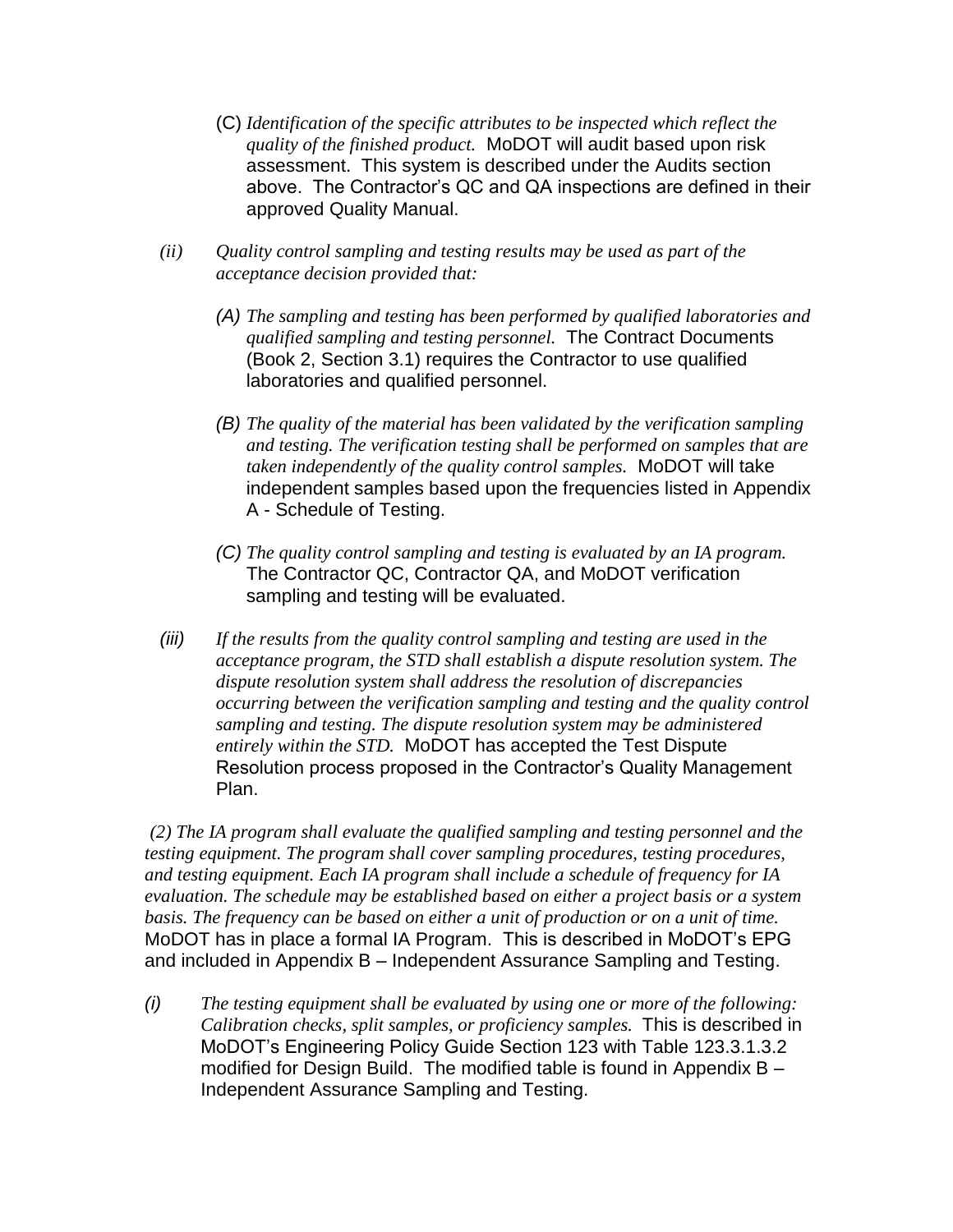(C) *Identification of the specific attributes to be inspected which reflect the quality of the finished product.* MoDOT will audit based upon risk assessment. This system is described under the Audits section above. The Contractor's QC and QA inspections are defined in their approved Quality Manual.

(ii) *Quality control sampling and testing results may be used as part of the acceptance decision provided that:*

(A) *The sampling and testing has been performed by qualified laboratories and qualified sampling and testing personnel.* The Contract Documents (Book 2, Section 3.1) requires the Contractor to use qualified laboratories and qualified personnel.

(B) *The quality of the material has been validated by the verification sampling and testing. The verification testing shall be performed on samples that are taken independently of the quality control samples.* MoDOT will take independent samples based upon the frequencies listed in Appendix A - Schedule of Testing.

(C) *The quality control sampling and testing is evaluated by an IA program.* The Contractor QC, Contractor QA, and MoDOT verification sampling and testing will be evaluated.

(iii) *If the results from the quality control sampling and testing are used in the acceptance program, the STD shall establish a dispute resolution system. The dispute resolution system shall address the resolution of discrepancies occurring between the verification sampling and testing and the quality control sampling and testing. The dispute resolution system may be administered entirely within the STD.* MoDOT has accepted the Test Dispute Resolution process proposed in the Contractor's Quality Management Plan.

*(2) The IA program shall evaluate the qualified sampling and testing personnel and the testing equipment. The program shall cover sampling procedures, testing procedures, and testing equipment. Each IA program shall include a schedule of frequency for IA evaluation. The schedule may be established based on either a project basis or a system basis. The frequency can be based on either a unit of production or on a unit of time.* MoDOT has in place a formal IA Program. This is described in MoDOT's EPG and included in Appendix B – Independent Assurance Sampling and Testing.

(i) *The testing equipment shall be evaluated by using one or more of the following: Calibration checks, split samples, or proficiency samples.* This is described in MoDOT's Engineering Policy Guide Section 123 with Table 123.3.1.3.2 modified for Design Build. The modified table is found in Appendix B – Independent Assurance Sampling and Testing.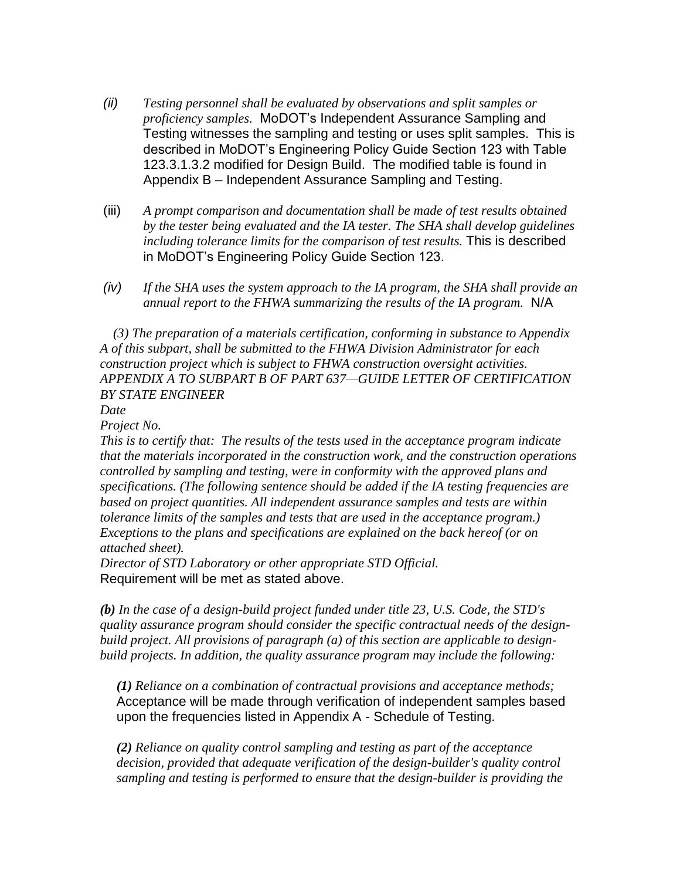*(ii)* *Testing personnel shall be evaluated by observations and split samples or proficiency samples.* MoDOT's Independent Assurance Sampling and Testing witnesses the sampling and testing or uses split samples. This is described in MoDOT's Engineering Policy Guide Section 123 with Table 123.3.1.3.2 modified for Design Build. The modified table is found in Appendix B – Independent Assurance Sampling and Testing.

(iii) *A prompt comparison and documentation shall be made of test results obtained by the tester being evaluated and the IA tester. The SHA shall develop guidelines including tolerance limits for the comparison of test results.* This is described in MoDOT's Engineering Policy Guide Section 123.

*(iv)* *If the SHA uses the system approach to the IA program, the SHA shall provide an annual report to the FHWA summarizing the results of the IA program.* N/A

*(3) The preparation of a materials certification, conforming in substance to Appendix A of this subpart, shall be submitted to the FHWA Division Administrator for each construction project which is subject to FHWA construction oversight activities.*
*APPENDIX A TO SUBPART B OF PART 637—GUIDE LETTER OF CERTIFICATION BY STATE ENGINEER*
*Date*
*Project No.*
*This is to certify that: The results of the tests used in the acceptance program indicate that the materials incorporated in the construction work, and the construction operations controlled by sampling and testing, were in conformity with the approved plans and specifications. (The following sentence should be added if the IA testing frequencies are based on project quantities. All independent assurance samples and tests are within tolerance limits of the samples and tests that are used in the acceptance program.) Exceptions to the plans and specifications are explained on the back hereof (or on attached sheet).*
*Director of STD Laboratory or other appropriate STD Official.*
Requirement will be met as stated above.

***(b)*** *In the case of a design-build project funded under title 23, U.S. Code, the STD's quality assurance program should consider the specific contractual needs of the design-build project. All provisions of paragraph (a) of this section are applicable to design-build projects. In addition, the quality assurance program may include the following:*

***(1)*** *Reliance on a combination of contractual provisions and acceptance methods;* Acceptance will be made through verification of independent samples based upon the frequencies listed in Appendix A - Schedule of Testing.

***(2)*** *Reliance on quality control sampling and testing as part of the acceptance decision, provided that adequate verification of the design-builder's quality control sampling and testing is performed to ensure that the design-builder is providing the*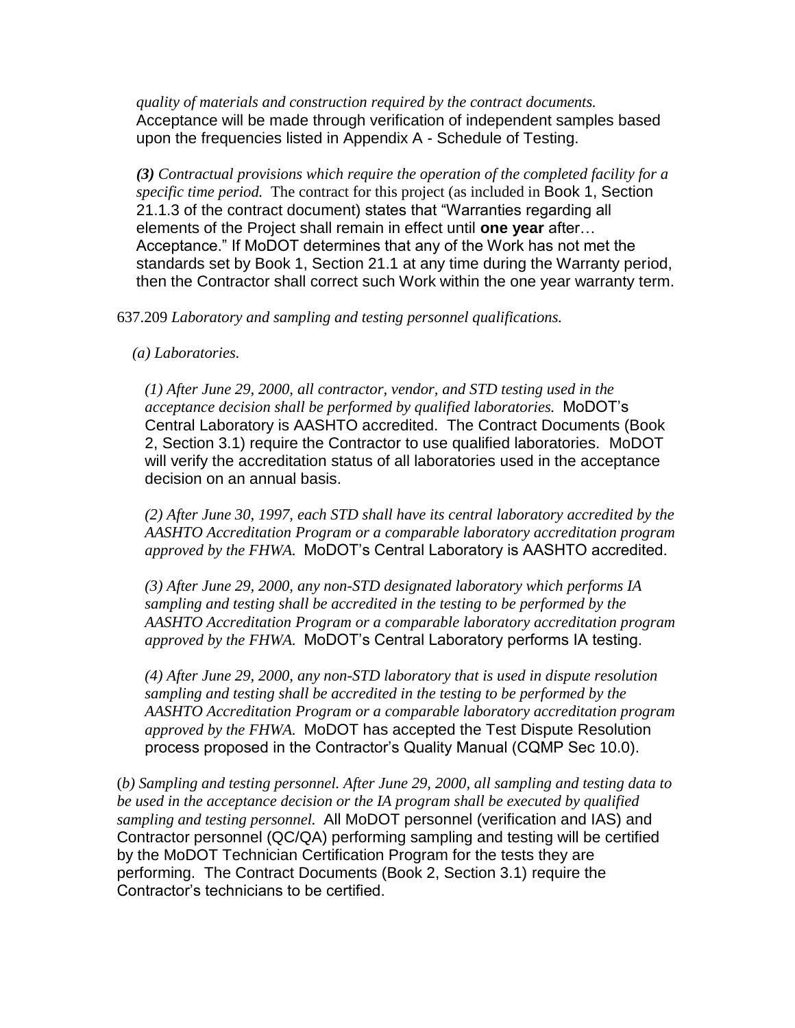*quality of materials and construction required by the contract documents.* Acceptance will be made through verification of independent samples based upon the frequencies listed in Appendix A - Schedule of Testing.

***(3)*** *Contractual provisions which require the operation of the completed facility for a specific time period.* The contract for this project (as included in Book 1, Section 21.1.3 of the contract document) states that "Warranties regarding all elements of the Project shall remain in effect until **one year** after… Acceptance." If MoDOT determines that any of the Work has not met the standards set by Book 1, Section 21.1 at any time during the Warranty period, then the Contractor shall correct such Work within the one year warranty term.

637.209 *Laboratory and sampling and testing personnel qualifications.*

*(a) Laboratories.*

*(1) After June 29, 2000, all contractor, vendor, and STD testing used in the acceptance decision shall be performed by qualified laboratories.* MoDOT's Central Laboratory is AASHTO accredited. The Contract Documents (Book 2, Section 3.1) require the Contractor to use qualified laboratories. MoDOT will verify the accreditation status of all laboratories used in the acceptance decision on an annual basis.

*(2) After June 30, 1997, each STD shall have its central laboratory accredited by the AASHTO Accreditation Program or a comparable laboratory accreditation program approved by the FHWA.* MoDOT's Central Laboratory is AASHTO accredited.

*(3) After June 29, 2000, any non-STD designated laboratory which performs IA sampling and testing shall be accredited in the testing to be performed by the AASHTO Accreditation Program or a comparable laboratory accreditation program approved by the FHWA.* MoDOT's Central Laboratory performs IA testing.

*(4) After June 29, 2000, any non-STD laboratory that is used in dispute resolution sampling and testing shall be accredited in the testing to be performed by the AASHTO Accreditation Program or a comparable laboratory accreditation program approved by the FHWA.* MoDOT has accepted the Test Dispute Resolution process proposed in the Contractor's Quality Manual (CQMP Sec 10.0).

(*b) Sampling and testing personnel. After June 29, 2000, all sampling and testing data to be used in the acceptance decision or the IA program shall be executed by qualified sampling and testing personnel.* All MoDOT personnel (verification and IAS) and Contractor personnel (QC/QA) performing sampling and testing will be certified by the MoDOT Technician Certification Program for the tests they are performing. The Contract Documents (Book 2, Section 3.1) require the Contractor's technicians to be certified.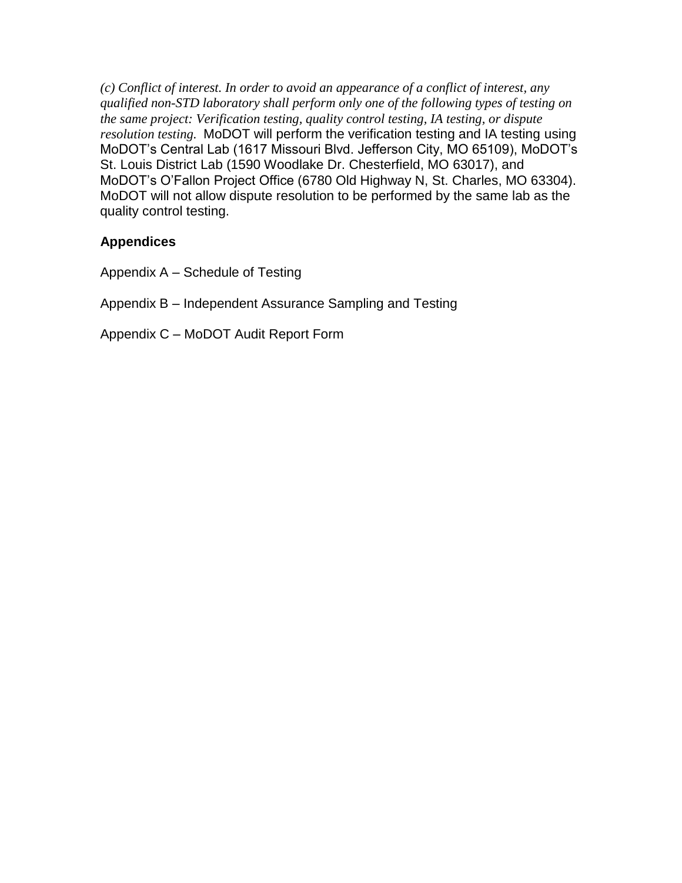*(c) Conflict of interest. In order to avoid an appearance of a conflict of interest, any qualified non-STD laboratory shall perform only one of the following types of testing on the same project: Verification testing, quality control testing, IA testing, or dispute resolution testing.* MoDOT will perform the verification testing and IA testing using MoDOT's Central Lab (1617 Missouri Blvd. Jefferson City, MO 65109), MoDOT's St. Louis District Lab (1590 Woodlake Dr. Chesterfield, MO 63017), and MoDOT's O'Fallon Project Office (6780 Old Highway N, St. Charles, MO 63304). MoDOT will not allow dispute resolution to be performed by the same lab as the quality control testing.

**Appendices**

Appendix A – Schedule of Testing

Appendix B – Independent Assurance Sampling and Testing

Appendix C – MoDOT Audit Report Form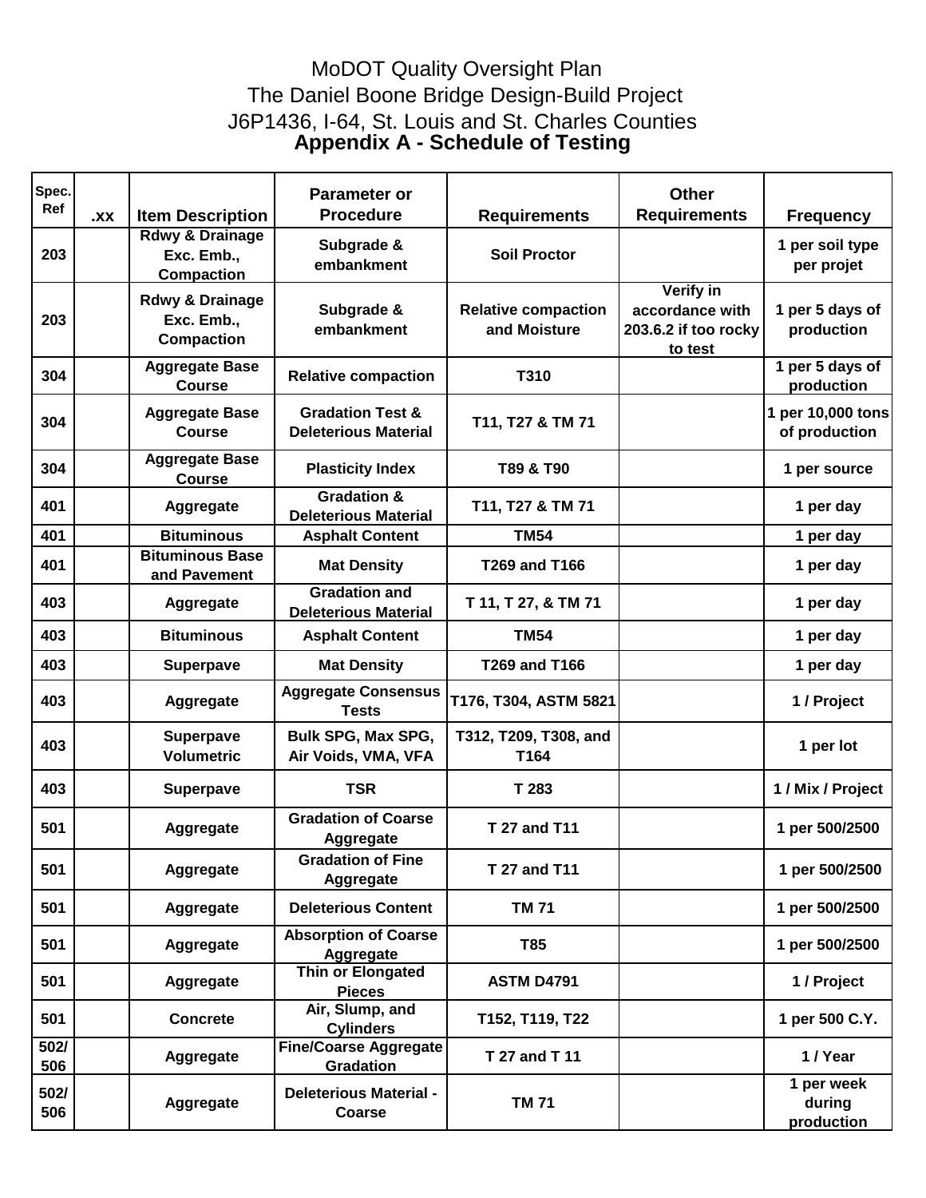MoDOT Quality Oversight Plan
The Daniel Boone Bridge Design-Build Project
J6P1436, I-64, St. Louis and St. Charles Counties

# Appendix A - Schedule of Testing

| Spec. Ref | .xx | Item Description | Parameter or Procedure | Requirements | Other Requirements | Frequency |
|---|---|---|---|---|---|---|
| 203 | | Rdwy & Drainage Exc. Emb., Compaction | Subgrade & embankment | Soil Proctor | | 1 per soil type per projet |
| 203 | | Rdwy & Drainage Exc. Emb., Compaction | Subgrade & embankment | Relative compaction and Moisture | Verify in accordance with 203.6.2 if too rocky to test | 1 per 5 days of production |
| 304 | | Aggregate Base Course | Relative compaction | T310 | | 1 per 5 days of production |
| 304 | | Aggregate Base Course | Gradation Test & Deleterious Material | T11, T27 & TM 71 | | 1 per 10,000 tons of production |
| 304 | | Aggregate Base Course | Plasticity Index | T89 & T90 | | 1 per source |
| 401 | | Aggregate | Gradation & Deleterious Material | T11, T27 & TM 71 | | 1 per day |
| 401 | | Bituminous | Asphalt Content | TM54 | | 1 per day |
| 401 | | Bituminous Base and Pavement | Mat Density | T269 and T166 | | 1 per day |
| 403 | | Aggregate | Gradation and Deleterious Material | T 11, T 27, & TM 71 | | 1 per day |
| 403 | | Bituminous | Asphalt Content | TM54 | | 1 per day |
| 403 | | Superpave | Mat Density | T269 and T166 | | 1 per day |
| 403 | | Aggregate | Aggregate Consensus Tests | T176, T304, ASTM 5821 | | 1 / Project |
| 403 | | Superpave Volumetric | Bulk SPG, Max SPG, Air Voids, VMA, VFA | T312, T209, T308, and T164 | | 1 per lot |
| 403 | | Superpave | TSR | T 283 | | 1 / Mix / Project |
| 501 | | Aggregate | Gradation of Coarse Aggregate | T 27 and T11 | | 1 per 500/2500 |
| 501 | | Aggregate | Gradation of Fine Aggregate | T 27 and T11 | | 1 per 500/2500 |
| 501 | | Aggregate | Deleterious Content | TM 71 | | 1 per 500/2500 |
| 501 | | Aggregate | Absorption of Coarse Aggregate | T85 | | 1 per 500/2500 |
| 501 | | Aggregate | Thin or Elongated Pieces | ASTM D4791 | | 1 / Project |
| 501 | | Concrete | Air, Slump, and Cylinders | T152, T119, T22 | | 1 per 500 C.Y. |
| 502/ 506 | | Aggregate | Fine/Coarse Aggregate Gradation | T 27 and T 11 | | 1 / Year |
| 502/ 506 | | Aggregate | Deleterious Material - Coarse | TM 71 | | 1 per week during production |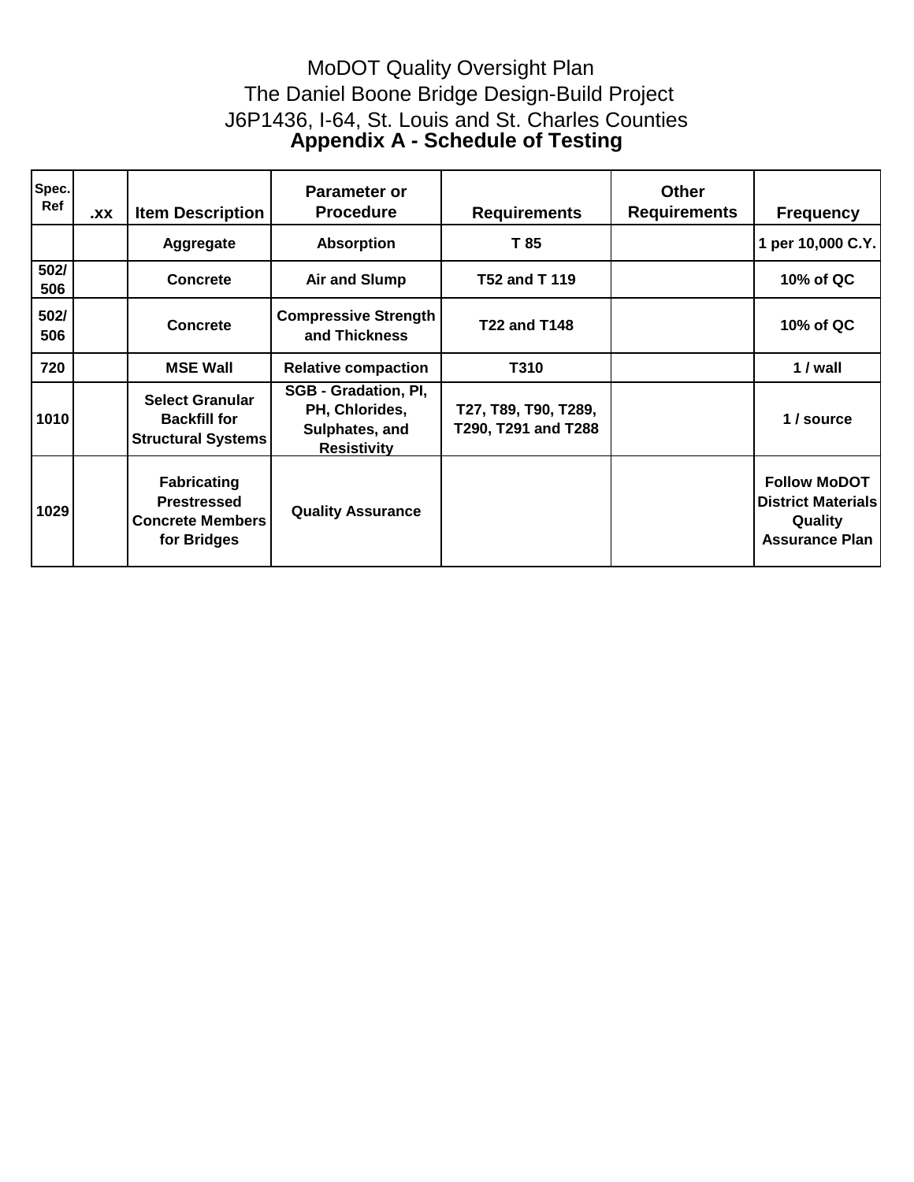MoDOT Quality Oversight Plan
The Daniel Boone Bridge Design-Build Project
J6P1436, I-64, St. Louis and St. Charles Counties

# Appendix A - Schedule of Testing

| Spec. Ref | .xx | Item Description | Parameter or Procedure | Requirements | Other Requirements | Frequency |
|---|---|---|---|---|---|---|
| | | Aggregate | Absorption | T 85 | | 1 per 10,000 C.Y. |
| 502/ 506 | | Concrete | Air and Slump | T52 and T 119 | | 10% of QC |
| 502/ 506 | | Concrete | Compressive Strength and Thickness | T22 and T148 | | 10% of QC |
| 720 | | MSE Wall | Relative compaction | T310 | | 1 / wall |
| 1010 | | Select Granular Backfill for Structural Systems | SGB - Gradation, PI, PH, Chlorides, Sulphates, and Resistivity | T27, T89, T90, T289, T290, T291 and T288 | | 1 / source |
| 1029 | | Fabricating Prestressed Concrete Members for Bridges | Quality Assurance | | | Follow MoDOT District Materials Quality Assurance Plan |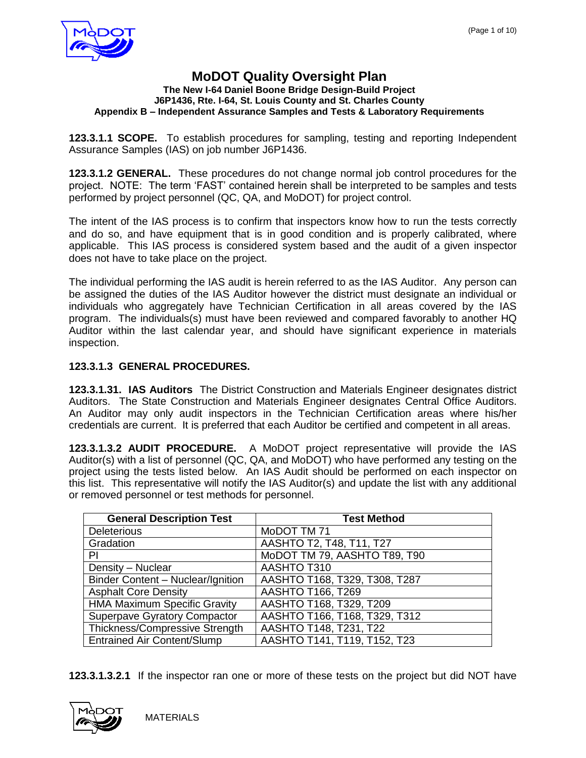# MoDOT Quality Oversight Plan

**The New I-64 Daniel Boone Bridge Design-Build Project**
**J6P1436, Rte. I-64, St. Louis County and St. Charles County**
**Appendix B – Independent Assurance Samples and Tests & Laboratory Requirements**

**123.3.1.1 SCOPE.** To establish procedures for sampling, testing and reporting Independent Assurance Samples (IAS) on job number J6P1436.

**123.3.1.2 GENERAL.** These procedures do not change normal job control procedures for the project. NOTE: The term 'FAST' contained herein shall be interpreted to be samples and tests performed by project personnel (QC, QA, and MoDOT) for project control.

The intent of the IAS process is to confirm that inspectors know how to run the tests correctly and do so, and have equipment that is in good condition and is properly calibrated, where applicable. This IAS process is considered system based and the audit of a given inspector does not have to take place on the project.

The individual performing the IAS audit is herein referred to as the IAS Auditor. Any person can be assigned the duties of the IAS Auditor however the district must designate an individual or individuals who aggregately have Technician Certification in all areas covered by the IAS program. The individuals(s) must have been reviewed and compared favorably to another HQ Auditor within the last calendar year, and should have significant experience in materials inspection.

**123.3.1.3 GENERAL PROCEDURES.**

**123.3.1.31. IAS Auditors** The District Construction and Materials Engineer designates district Auditors. The State Construction and Materials Engineer designates Central Office Auditors. An Auditor may only audit inspectors in the Technician Certification areas where his/her credentials are current. It is preferred that each Auditor be certified and competent in all areas.

**123.3.1.3.2 AUDIT PROCEDURE.** A MoDOT project representative will provide the IAS Auditor(s) with a list of personnel (QC, QA, and MoDOT) who have performed any testing on the project using the tests listed below. An IAS Audit should be performed on each inspector on this list. This representative will notify the IAS Auditor(s) and update the list with any additional or removed personnel or test methods for personnel.

| General Description Test | Test Method |
|---|---|
| Deleterious | MoDOT TM 71 |
| Gradation | AASHTO T2, T48, T11, T27 |
| PI | MoDOT TM 79, AASHTO T89, T90 |
| Density – Nuclear | AASHTO T310 |
| Binder Content – Nuclear/Ignition | AASHTO T168, T329, T308, T287 |
| Asphalt Core Density | AASHTO T166, T269 |
| HMA Maximum Specific Gravity | AASHTO T168, T329, T209 |
| Superpave Gyratory Compactor | AASHTO T166, T168, T329, T312 |
| Thickness/Compressive Strength | AASHTO T148, T231, T22 |
| Entrained Air Content/Slump | AASHTO T141, T119, T152, T23 |

**123.3.1.3.2.1** If the inspector ran one or more of these tests on the project but did NOT have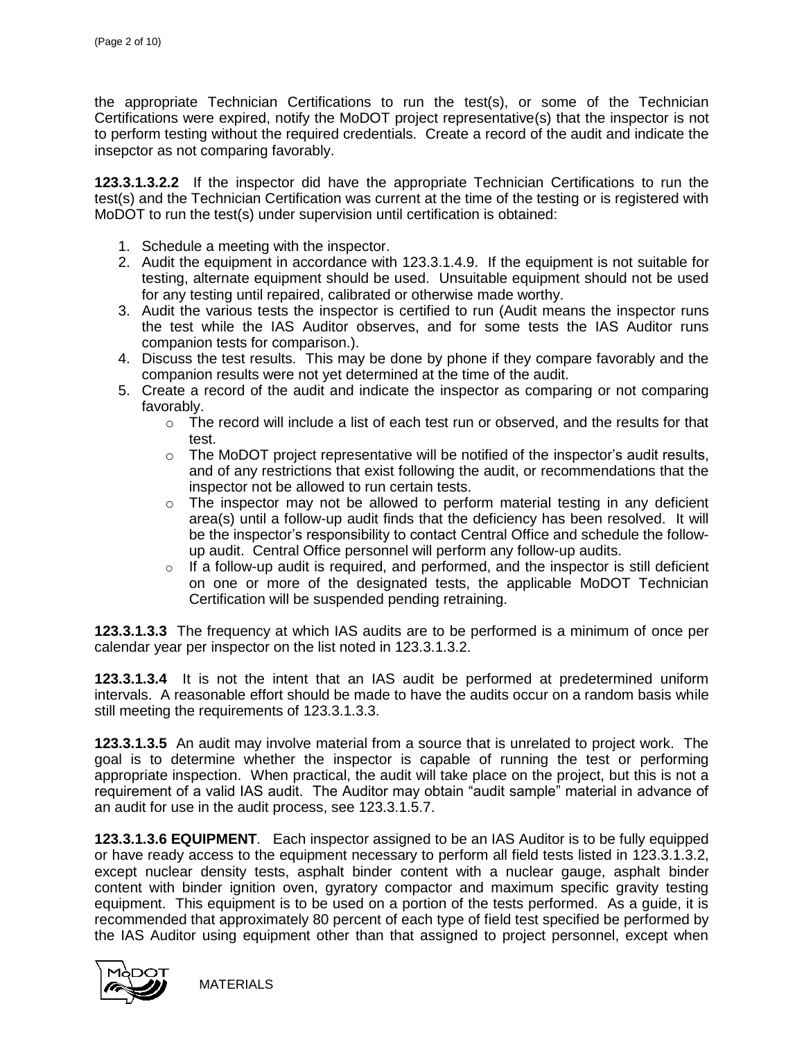the appropriate Technician Certifications to run the test(s), or some of the Technician Certifications were expired, notify the MoDOT project representative(s) that the inspector is not to perform testing without the required credentials. Create a record of the audit and indicate the insepctor as not comparing favorably.

**123.3.1.3.2.2** If the inspector did have the appropriate Technician Certifications to run the test(s) and the Technician Certification was current at the time of the testing or is registered with MoDOT to run the test(s) under supervision until certification is obtained:

1. Schedule a meeting with the inspector.
2. Audit the equipment in accordance with 123.3.1.4.9. If the equipment is not suitable for testing, alternate equipment should be used. Unsuitable equipment should not be used for any testing until repaired, calibrated or otherwise made worthy.
3. Audit the various tests the inspector is certified to run (Audit means the inspector runs the test while the IAS Auditor observes, and for some tests the IAS Auditor runs companion tests for comparison.).
4. Discuss the test results. This may be done by phone if they compare favorably and the companion results were not yet determined at the time of the audit.
5. Create a record of the audit and indicate the inspector as comparing or not comparing favorably.
   - The record will include a list of each test run or observed, and the results for that test.
   - The MoDOT project representative will be notified of the inspector's audit results, and of any restrictions that exist following the audit, or recommendations that the inspector not be allowed to run certain tests.
   - The inspector may not be allowed to perform material testing in any deficient area(s) until a follow-up audit finds that the deficiency has been resolved. It will be the inspector's responsibility to contact Central Office and schedule the follow-up audit. Central Office personnel will perform any follow-up audits.
   - If a follow-up audit is required, and performed, and the inspector is still deficient on one or more of the designated tests, the applicable MoDOT Technician Certification will be suspended pending retraining.

**123.3.1.3.3** The frequency at which IAS audits are to be performed is a minimum of once per calendar year per inspector on the list noted in 123.3.1.3.2.

**123.3.1.3.4** It is not the intent that an IAS audit be performed at predetermined uniform intervals. A reasonable effort should be made to have the audits occur on a random basis while still meeting the requirements of 123.3.1.3.3.

**123.3.1.3.5** An audit may involve material from a source that is unrelated to project work. The goal is to determine whether the inspector is capable of running the test or performing appropriate inspection. When practical, the audit will take place on the project, but this is not a requirement of a valid IAS audit. The Auditor may obtain "audit sample" material in advance of an audit for use in the audit process, see 123.3.1.5.7.

**123.3.1.3.6 EQUIPMENT**. Each inspector assigned to be an IAS Auditor is to be fully equipped or have ready access to the equipment necessary to perform all field tests listed in 123.3.1.3.2, except nuclear density tests, asphalt binder content with a nuclear gauge, asphalt binder content with binder ignition oven, gyratory compactor and maximum specific gravity testing equipment. This equipment is to be used on a portion of the tests performed. As a guide, it is recommended that approximately 80 percent of each type of field test specified be performed by the IAS Auditor using equipment other than that assigned to project personnel, except when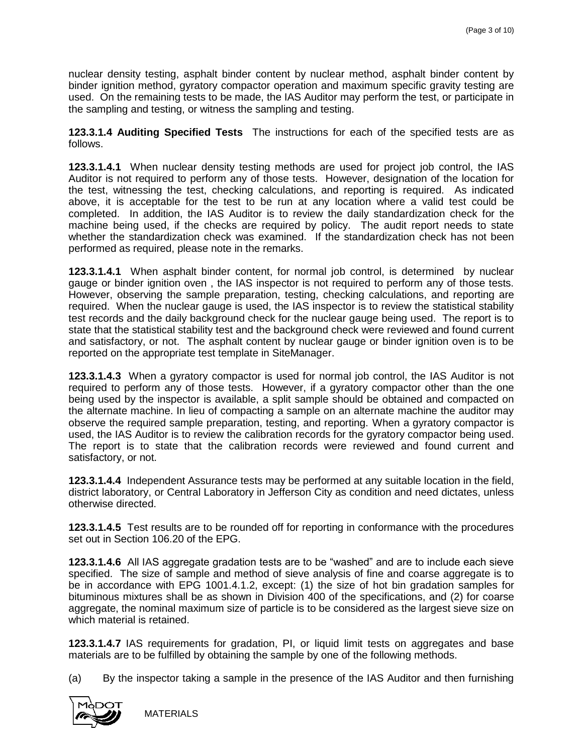nuclear density testing, asphalt binder content by nuclear method, asphalt binder content by binder ignition method, gyratory compactor operation and maximum specific gravity testing are used. On the remaining tests to be made, the IAS Auditor may perform the test, or participate in the sampling and testing, or witness the sampling and testing.

**123.3.1.4 Auditing Specified Tests** The instructions for each of the specified tests are as follows.

**123.3.1.4.1** When nuclear density testing methods are used for project job control, the IAS Auditor is not required to perform any of those tests. However, designation of the location for the test, witnessing the test, checking calculations, and reporting is required. As indicated above, it is acceptable for the test to be run at any location where a valid test could be completed. In addition, the IAS Auditor is to review the daily standardization check for the machine being used, if the checks are required by policy. The audit report needs to state whether the standardization check was examined. If the standardization check has not been performed as required, please note in the remarks.

**123.3.1.4.1** When asphalt binder content, for normal job control, is determined by nuclear gauge or binder ignition oven , the IAS inspector is not required to perform any of those tests. However, observing the sample preparation, testing, checking calculations, and reporting are required. When the nuclear gauge is used, the IAS inspector is to review the statistical stability test records and the daily background check for the nuclear gauge being used. The report is to state that the statistical stability test and the background check were reviewed and found current and satisfactory, or not. The asphalt content by nuclear gauge or binder ignition oven is to be reported on the appropriate test template in SiteManager.

**123.3.1.4.3** When a gyratory compactor is used for normal job control, the IAS Auditor is not required to perform any of those tests. However, if a gyratory compactor other than the one being used by the inspector is available, a split sample should be obtained and compacted on the alternate machine. In lieu of compacting a sample on an alternate machine the auditor may observe the required sample preparation, testing, and reporting. When a gyratory compactor is used, the IAS Auditor is to review the calibration records for the gyratory compactor being used. The report is to state that the calibration records were reviewed and found current and satisfactory, or not.

**123.3.1.4.4** Independent Assurance tests may be performed at any suitable location in the field, district laboratory, or Central Laboratory in Jefferson City as condition and need dictates, unless otherwise directed.

**123.3.1.4.5** Test results are to be rounded off for reporting in conformance with the procedures set out in Section 106.20 of the EPG.

**123.3.1.4.6** All IAS aggregate gradation tests are to be "washed" and are to include each sieve specified. The size of sample and method of sieve analysis of fine and coarse aggregate is to be in accordance with EPG 1001.4.1.2, except: (1) the size of hot bin gradation samples for bituminous mixtures shall be as shown in Division 400 of the specifications, and (2) for coarse aggregate, the nominal maximum size of particle is to be considered as the largest sieve size on which material is retained.

**123.3.1.4.7** IAS requirements for gradation, PI, or liquid limit tests on aggregates and base materials are to be fulfilled by obtaining the sample by one of the following methods.

(a) By the inspector taking a sample in the presence of the IAS Auditor and then furnishing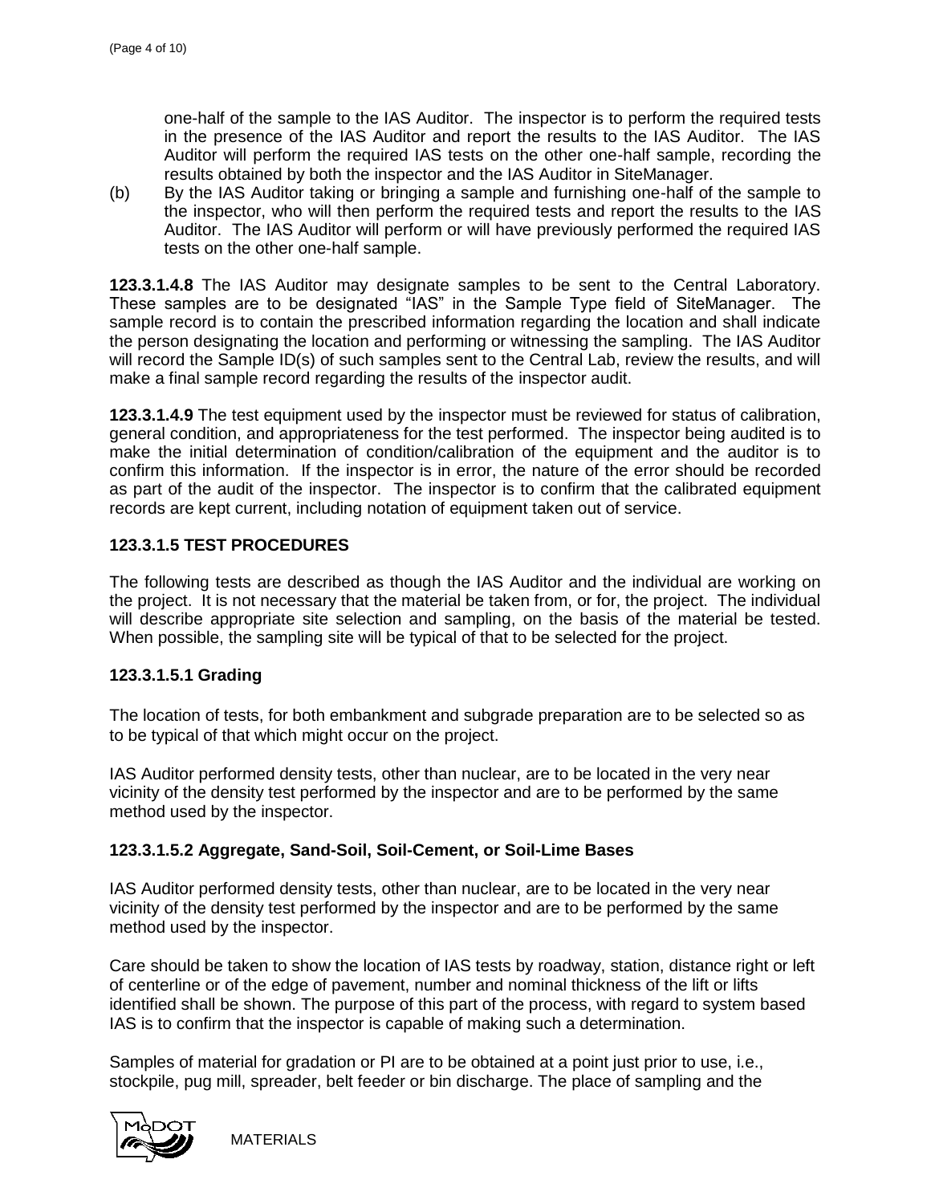one-half of the sample to the IAS Auditor. The inspector is to perform the required tests in the presence of the IAS Auditor and report the results to the IAS Auditor. The IAS Auditor will perform the required IAS tests on the other one-half sample, recording the results obtained by both the inspector and the IAS Auditor in SiteManager.

(b) By the IAS Auditor taking or bringing a sample and furnishing one-half of the sample to the inspector, who will then perform the required tests and report the results to the IAS Auditor. The IAS Auditor will perform or will have previously performed the required IAS tests on the other one-half sample.

**123.3.1.4.8** The IAS Auditor may designate samples to be sent to the Central Laboratory. These samples are to be designated "IAS" in the Sample Type field of SiteManager. The sample record is to contain the prescribed information regarding the location and shall indicate the person designating the location and performing or witnessing the sampling. The IAS Auditor will record the Sample ID(s) of such samples sent to the Central Lab, review the results, and will make a final sample record regarding the results of the inspector audit.

**123.3.1.4.9** The test equipment used by the inspector must be reviewed for status of calibration, general condition, and appropriateness for the test performed. The inspector being audited is to make the initial determination of condition/calibration of the equipment and the auditor is to confirm this information. If the inspector is in error, the nature of the error should be recorded as part of the audit of the inspector. The inspector is to confirm that the calibrated equipment records are kept current, including notation of equipment taken out of service.

### 123.3.1.5 TEST PROCEDURES

The following tests are described as though the IAS Auditor and the individual are working on the project. It is not necessary that the material be taken from, or for, the project. The individual will describe appropriate site selection and sampling, on the basis of the material be tested. When possible, the sampling site will be typical of that to be selected for the project.

### 123.3.1.5.1 Grading

The location of tests, for both embankment and subgrade preparation are to be selected so as to be typical of that which might occur on the project.

IAS Auditor performed density tests, other than nuclear, are to be located in the very near vicinity of the density test performed by the inspector and are to be performed by the same method used by the inspector.

### 123.3.1.5.2 Aggregate, Sand-Soil, Soil-Cement, or Soil-Lime Bases

IAS Auditor performed density tests, other than nuclear, are to be located in the very near vicinity of the density test performed by the inspector and are to be performed by the same method used by the inspector.

Care should be taken to show the location of IAS tests by roadway, station, distance right or left of centerline or of the edge of pavement, number and nominal thickness of the lift or lifts identified shall be shown. The purpose of this part of the process, with regard to system based IAS is to confirm that the inspector is capable of making such a determination.

Samples of material for gradation or PI are to be obtained at a point just prior to use, i.e., stockpile, pug mill, spreader, belt feeder or bin discharge. The place of sampling and the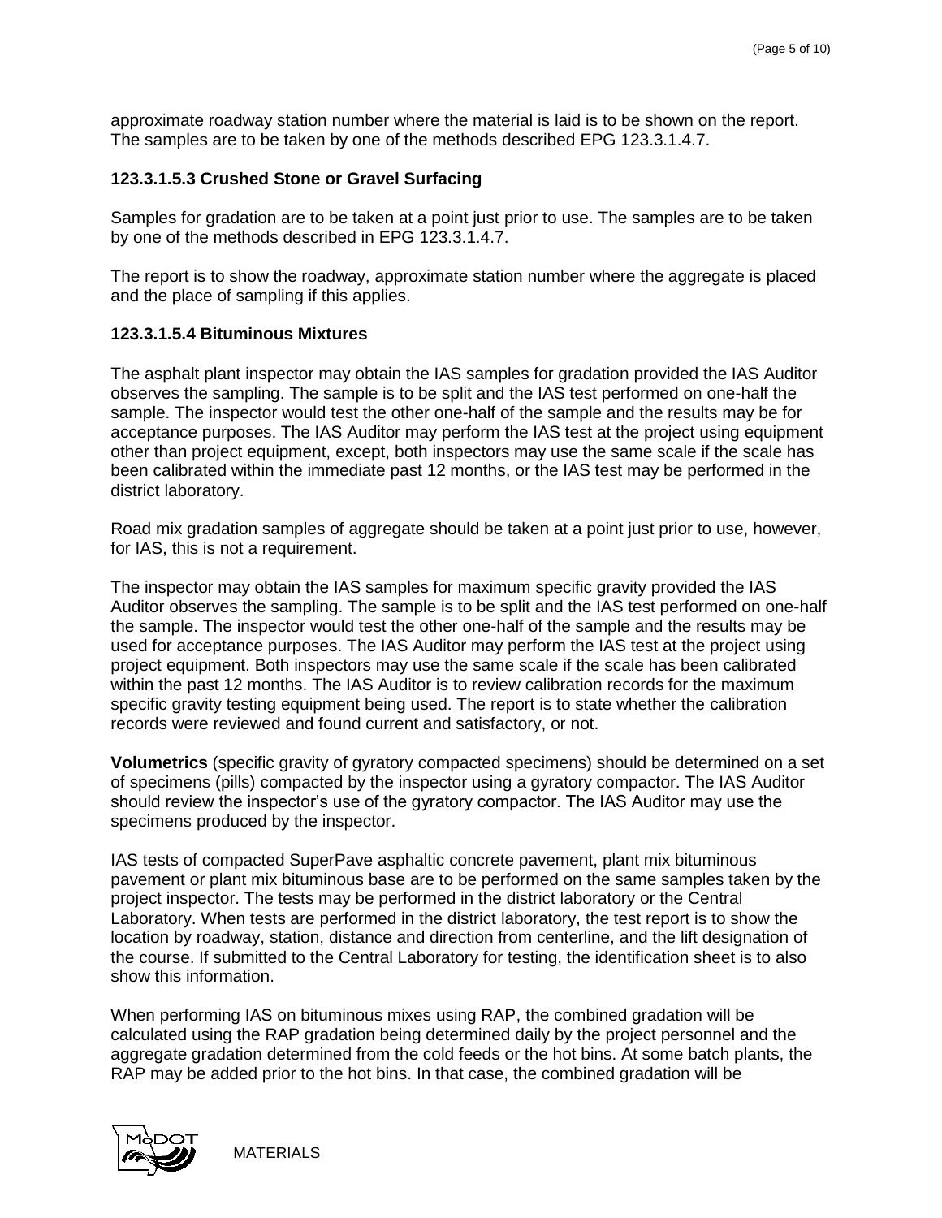approximate roadway station number where the material is laid is to be shown on the report. The samples are to be taken by one of the methods described EPG 123.3.1.4.7.

### 123.3.1.5.3 Crushed Stone or Gravel Surfacing

Samples for gradation are to be taken at a point just prior to use. The samples are to be taken by one of the methods described in EPG 123.3.1.4.7.

The report is to show the roadway, approximate station number where the aggregate is placed and the place of sampling if this applies.

### 123.3.1.5.4 Bituminous Mixtures

The asphalt plant inspector may obtain the IAS samples for gradation provided the IAS Auditor observes the sampling. The sample is to be split and the IAS test performed on one-half the sample. The inspector would test the other one-half of the sample and the results may be for acceptance purposes. The IAS Auditor may perform the IAS test at the project using equipment other than project equipment, except, both inspectors may use the same scale if the scale has been calibrated within the immediate past 12 months, or the IAS test may be performed in the district laboratory.

Road mix gradation samples of aggregate should be taken at a point just prior to use, however, for IAS, this is not a requirement.

The inspector may obtain the IAS samples for maximum specific gravity provided the IAS Auditor observes the sampling. The sample is to be split and the IAS test performed on one-half the sample. The inspector would test the other one-half of the sample and the results may be used for acceptance purposes. The IAS Auditor may perform the IAS test at the project using project equipment. Both inspectors may use the same scale if the scale has been calibrated within the past 12 months. The IAS Auditor is to review calibration records for the maximum specific gravity testing equipment being used. The report is to state whether the calibration records were reviewed and found current and satisfactory, or not.

**Volumetrics** (specific gravity of gyratory compacted specimens) should be determined on a set of specimens (pills) compacted by the inspector using a gyratory compactor. The IAS Auditor should review the inspector's use of the gyratory compactor. The IAS Auditor may use the specimens produced by the inspector.

IAS tests of compacted SuperPave asphaltic concrete pavement, plant mix bituminous pavement or plant mix bituminous base are to be performed on the same samples taken by the project inspector. The tests may be performed in the district laboratory or the Central Laboratory. When tests are performed in the district laboratory, the test report is to show the location by roadway, station, distance and direction from centerline, and the lift designation of the course. If submitted to the Central Laboratory for testing, the identification sheet is to also show this information.

When performing IAS on bituminous mixes using RAP, the combined gradation will be calculated using the RAP gradation being determined daily by the project personnel and the aggregate gradation determined from the cold feeds or the hot bins. At some batch plants, the RAP may be added prior to the hot bins. In that case, the combined gradation will be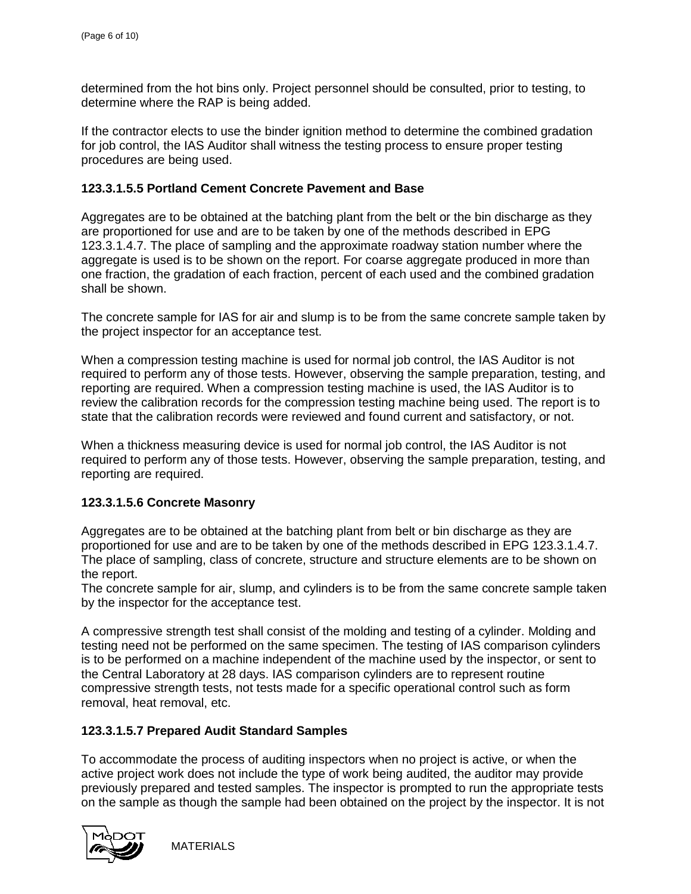determined from the hot bins only. Project personnel should be consulted, prior to testing, to determine where the RAP is being added.

If the contractor elects to use the binder ignition method to determine the combined gradation for job control, the IAS Auditor shall witness the testing process to ensure proper testing procedures are being used.

**123.3.1.5.5 Portland Cement Concrete Pavement and Base**

Aggregates are to be obtained at the batching plant from the belt or the bin discharge as they are proportioned for use and are to be taken by one of the methods described in EPG 123.3.1.4.7. The place of sampling and the approximate roadway station number where the aggregate is used is to be shown on the report. For coarse aggregate produced in more than one fraction, the gradation of each fraction, percent of each used and the combined gradation shall be shown.

The concrete sample for IAS for air and slump is to be from the same concrete sample taken by the project inspector for an acceptance test.

When a compression testing machine is used for normal job control, the IAS Auditor is not required to perform any of those tests. However, observing the sample preparation, testing, and reporting are required. When a compression testing machine is used, the IAS Auditor is to review the calibration records for the compression testing machine being used. The report is to state that the calibration records were reviewed and found current and satisfactory, or not.

When a thickness measuring device is used for normal job control, the IAS Auditor is not required to perform any of those tests. However, observing the sample preparation, testing, and reporting are required.

**123.3.1.5.6 Concrete Masonry**

Aggregates are to be obtained at the batching plant from belt or bin discharge as they are proportioned for use and are to be taken by one of the methods described in EPG 123.3.1.4.7. The place of sampling, class of concrete, structure and structure elements are to be shown on the report.
The concrete sample for air, slump, and cylinders is to be from the same concrete sample taken by the inspector for the acceptance test.

A compressive strength test shall consist of the molding and testing of a cylinder. Molding and testing need not be performed on the same specimen. The testing of IAS comparison cylinders is to be performed on a machine independent of the machine used by the inspector, or sent to the Central Laboratory at 28 days. IAS comparison cylinders are to represent routine compressive strength tests, not tests made for a specific operational control such as form removal, heat removal, etc.

**123.3.1.5.7 Prepared Audit Standard Samples**

To accommodate the process of auditing inspectors when no project is active, or when the active project work does not include the type of work being audited, the auditor may provide previously prepared and tested samples. The inspector is prompted to run the appropriate tests on the sample as though the sample had been obtained on the project by the inspector. It is not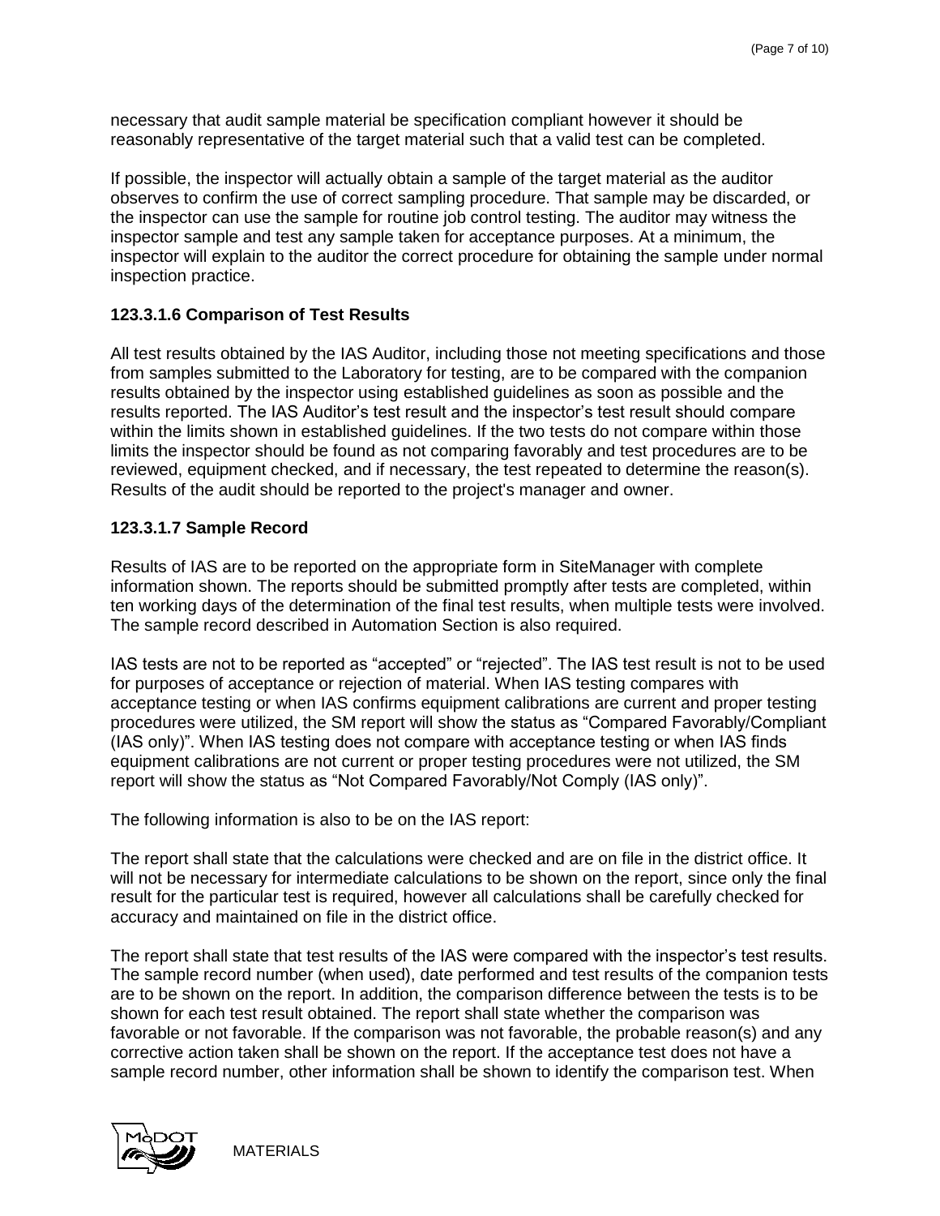necessary that audit sample material be specification compliant however it should be reasonably representative of the target material such that a valid test can be completed.

If possible, the inspector will actually obtain a sample of the target material as the auditor observes to confirm the use of correct sampling procedure. That sample may be discarded, or the inspector can use the sample for routine job control testing. The auditor may witness the inspector sample and test any sample taken for acceptance purposes. At a minimum, the inspector will explain to the auditor the correct procedure for obtaining the sample under normal inspection practice.

### 123.3.1.6 Comparison of Test Results

All test results obtained by the IAS Auditor, including those not meeting specifications and those from samples submitted to the Laboratory for testing, are to be compared with the companion results obtained by the inspector using established guidelines as soon as possible and the results reported. The IAS Auditor's test result and the inspector's test result should compare within the limits shown in established guidelines. If the two tests do not compare within those limits the inspector should be found as not comparing favorably and test procedures are to be reviewed, equipment checked, and if necessary, the test repeated to determine the reason(s). Results of the audit should be reported to the project's manager and owner.

### 123.3.1.7 Sample Record

Results of IAS are to be reported on the appropriate form in SiteManager with complete information shown. The reports should be submitted promptly after tests are completed, within ten working days of the determination of the final test results, when multiple tests were involved. The sample record described in Automation Section is also required.

IAS tests are not to be reported as "accepted" or "rejected". The IAS test result is not to be used for purposes of acceptance or rejection of material. When IAS testing compares with acceptance testing or when IAS confirms equipment calibrations are current and proper testing procedures were utilized, the SM report will show the status as "Compared Favorably/Compliant (IAS only)". When IAS testing does not compare with acceptance testing or when IAS finds equipment calibrations are not current or proper testing procedures were not utilized, the SM report will show the status as "Not Compared Favorably/Not Comply (IAS only)".

The following information is also to be on the IAS report:

The report shall state that the calculations were checked and are on file in the district office. It will not be necessary for intermediate calculations to be shown on the report, since only the final result for the particular test is required, however all calculations shall be carefully checked for accuracy and maintained on file in the district office.

The report shall state that test results of the IAS were compared with the inspector's test results. The sample record number (when used), date performed and test results of the companion tests are to be shown on the report. In addition, the comparison difference between the tests is to be shown for each test result obtained. The report shall state whether the comparison was favorable or not favorable. If the comparison was not favorable, the probable reason(s) and any corrective action taken shall be shown on the report. If the acceptance test does not have a sample record number, other information shall be shown to identify the comparison test. When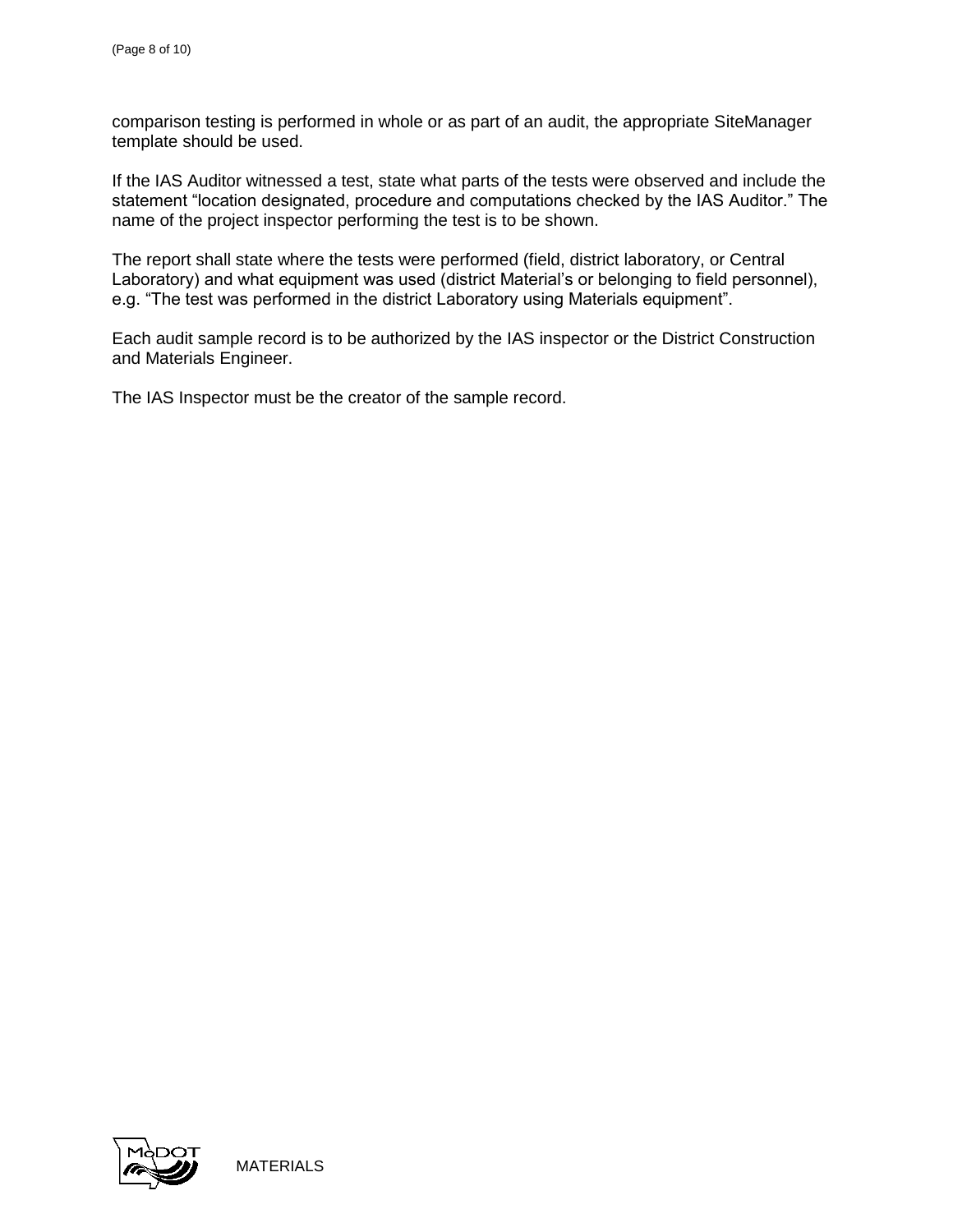comparison testing is performed in whole or as part of an audit, the appropriate SiteManager template should be used.

If the IAS Auditor witnessed a test, state what parts of the tests were observed and include the statement "location designated, procedure and computations checked by the IAS Auditor." The name of the project inspector performing the test is to be shown.

The report shall state where the tests were performed (field, district laboratory, or Central Laboratory) and what equipment was used (district Material's or belonging to field personnel), e.g. "The test was performed in the district Laboratory using Materials equipment".

Each audit sample record is to be authorized by the IAS inspector or the District Construction and Materials Engineer.

The IAS Inspector must be the creator of the sample record.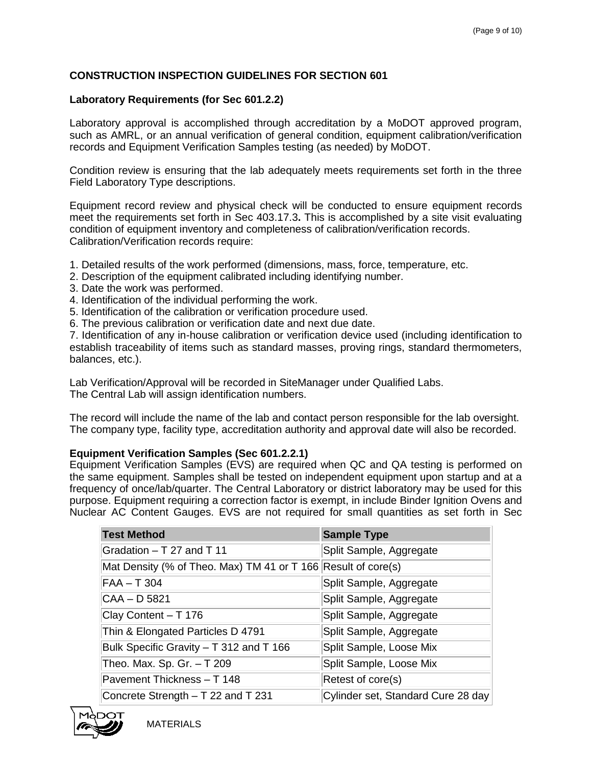## CONSTRUCTION INSPECTION GUIDELINES FOR SECTION 601

### Laboratory Requirements (for Sec 601.2.2)

Laboratory approval is accomplished through accreditation by a MoDOT approved program, such as AMRL, or an annual verification of general condition, equipment calibration/verification records and Equipment Verification Samples testing (as needed) by MoDOT.

Condition review is ensuring that the lab adequately meets requirements set forth in the three Field Laboratory Type descriptions.

Equipment record review and physical check will be conducted to ensure equipment records meet the requirements set forth in Sec 403.17.3**.** This is accomplished by a site visit evaluating condition of equipment inventory and completeness of calibration/verification records.
Calibration/Verification records require:

1. Detailed results of the work performed (dimensions, mass, force, temperature, etc.
2. Description of the equipment calibrated including identifying number.
3. Date the work was performed.
4. Identification of the individual performing the work.
5. Identification of the calibration or verification procedure used.
6. The previous calibration or verification date and next due date.
7. Identification of any in-house calibration or verification device used (including identification to establish traceability of items such as standard masses, proving rings, standard thermometers, balances, etc.).

Lab Verification/Approval will be recorded in SiteManager under Qualified Labs.
The Central Lab will assign identification numbers.

The record will include the name of the lab and contact person responsible for the lab oversight. The company type, facility type, accreditation authority and approval date will also be recorded.

**Equipment Verification Samples (Sec 601.2.2.1)**
Equipment Verification Samples (EVS) are required when QC and QA testing is performed on the same equipment. Samples shall be tested on independent equipment upon startup and at a frequency of once/lab/quarter. The Central Laboratory or district laboratory may be used for this purpose. Equipment requiring a correction factor is exempt, in include Binder Ignition Ovens and Nuclear AC Content Gauges. EVS are not required for small quantities as set forth in Sec

| Test Method | Sample Type |
|---|---|
| Gradation – T 27 and T 11 | Split Sample, Aggregate |
| Mat Density (% of Theo. Max) TM 41 or T 166 | Result of core(s) |
| FAA – T 304 | Split Sample, Aggregate |
| CAA – D 5821 | Split Sample, Aggregate |
| Clay Content – T 176 | Split Sample, Aggregate |
| Thin & Elongated Particles D 4791 | Split Sample, Aggregate |
| Bulk Specific Gravity – T 312 and T 166 | Split Sample, Loose Mix |
| Theo. Max. Sp. Gr. – T 209 | Split Sample, Loose Mix |
| Pavement Thickness – T 148 | Retest of core(s) |
| Concrete Strength – T 22 and T 231 | Cylinder set, Standard Cure 28 day |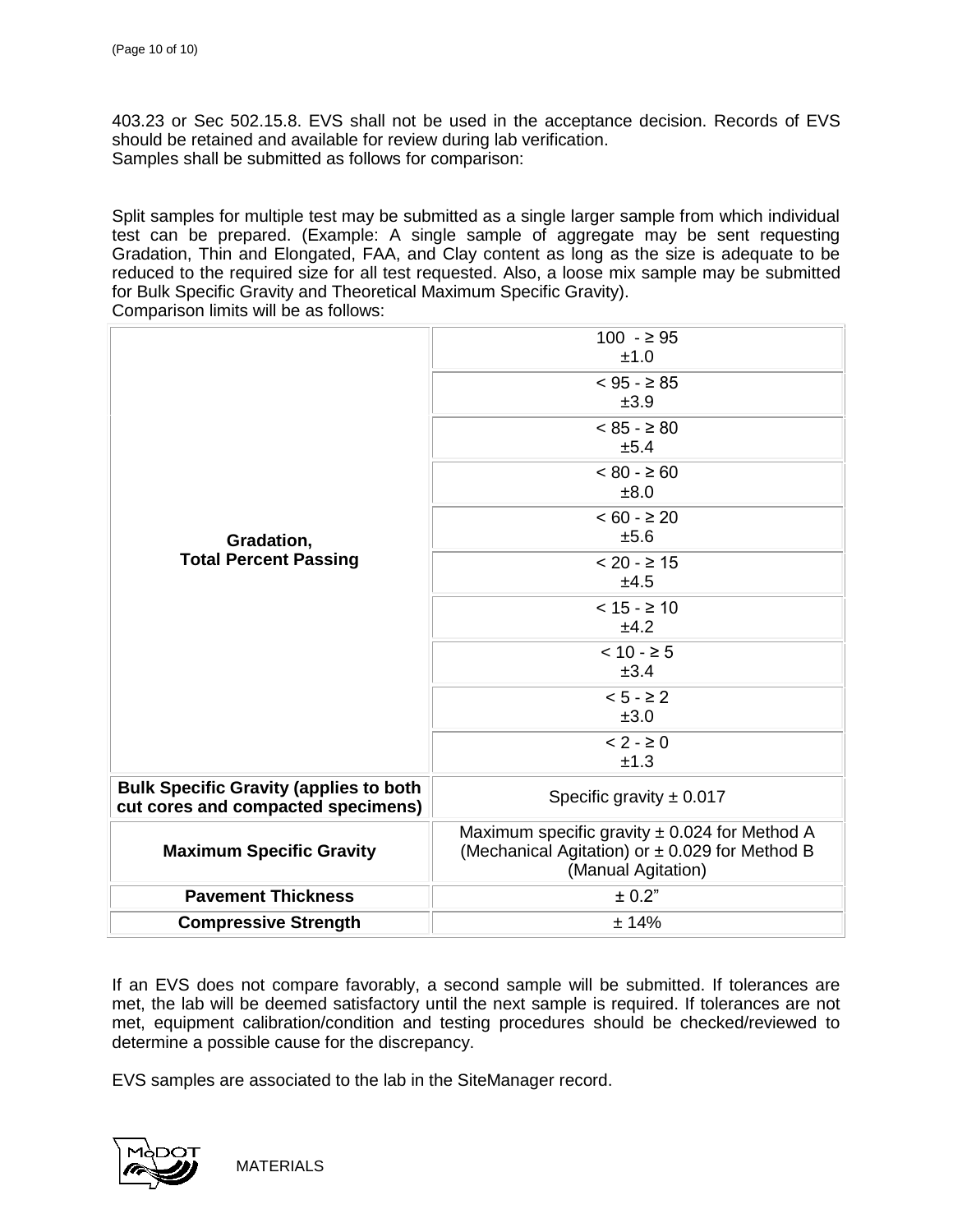403.23 or Sec 502.15.8. EVS shall not be used in the acceptance decision. Records of EVS should be retained and available for review during lab verification.
Samples shall be submitted as follows for comparison:

Split samples for multiple test may be submitted as a single larger sample from which individual test can be prepared. (Example: A single sample of aggregate may be sent requesting Gradation, Thin and Elongated, FAA, and Clay content as long as the size is adequate to be reduced to the required size for all test requested. Also, a loose mix sample may be submitted for Bulk Specific Gravity and Theoretical Maximum Specific Gravity).
Comparison limits will be as follows:

| | |
|---|---|
| **Gradation, Total Percent Passing** | 100 - ≥ 95<br>±1.0 |
| | < 95 - ≥ 85<br>±3.9 |
| | < 85 - ≥ 80<br>±5.4 |
| | < 80 - ≥ 60<br>±8.0 |
| | < 60 - ≥ 20<br>±5.6 |
| | < 20 - ≥ 15<br>±4.5 |
| | < 15 - ≥ 10<br>±4.2 |
| | < 10 - ≥ 5<br>±3.4 |
| | < 5 - ≥ 2<br>±3.0 |
| | < 2 - ≥ 0<br>±1.3 |
| **Bulk Specific Gravity (applies to both cut cores and compacted specimens)** | Specific gravity ± 0.017 |
| **Maximum Specific Gravity** | Maximum specific gravity ± 0.024 for Method A (Mechanical Agitation) or ± 0.029 for Method B (Manual Agitation) |
| **Pavement Thickness** | ± 0.2" |
| **Compressive Strength** | ± 14% |

If an EVS does not compare favorably, a second sample will be submitted. If tolerances are met, the lab will be deemed satisfactory until the next sample is required. If tolerances are not met, equipment calibration/condition and testing procedures should be checked/reviewed to determine a possible cause for the discrepancy.

EVS samples are associated to the lab in the SiteManager record.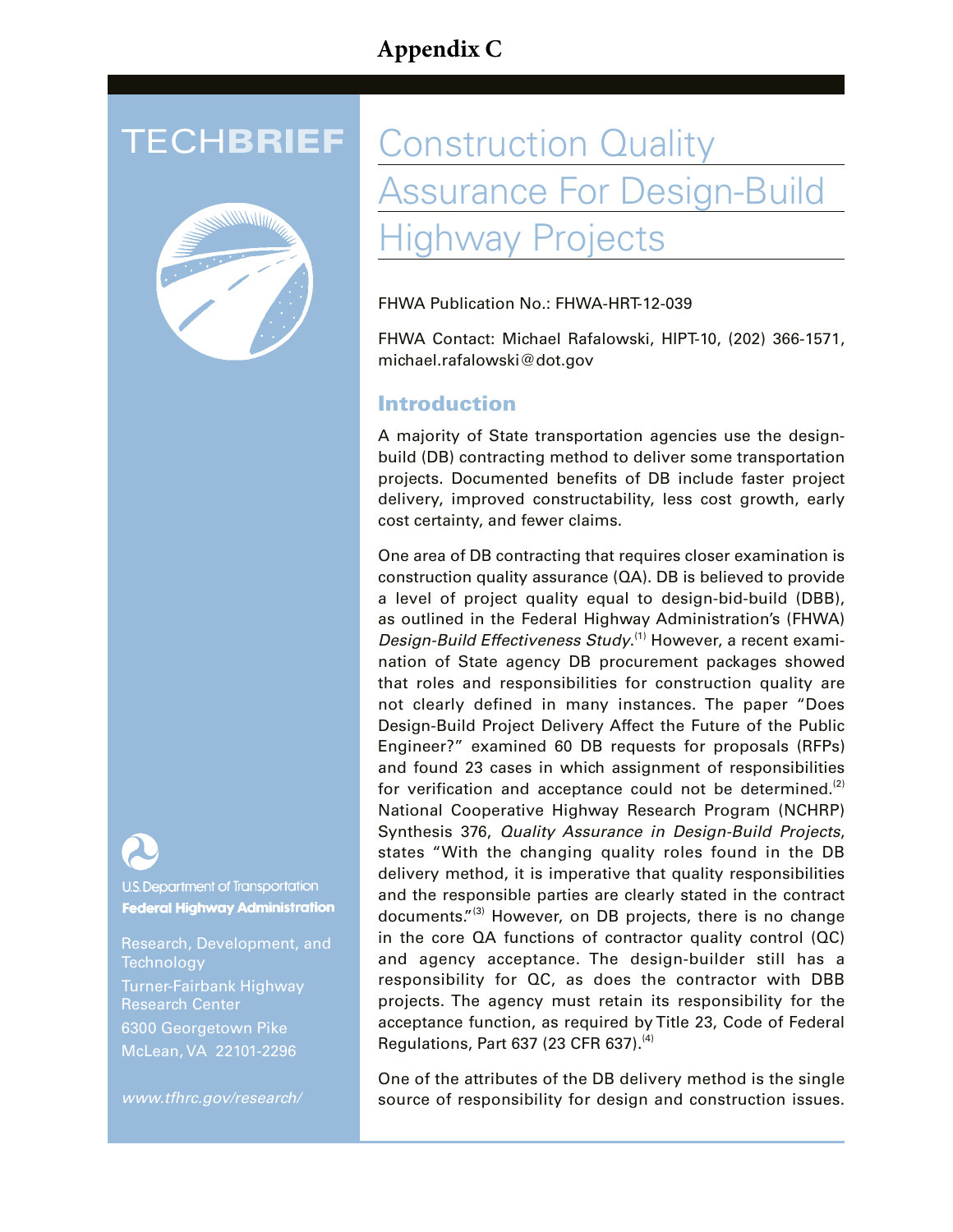# Appendix C

TECHBRIEF

# Construction Quality Assurance For Design-Build Highway Projects

FHWA Publication No.: FHWA-HRT-12-039

FHWA Contact: Michael Rafalowski, HIPT-10, (202) 366-1571, michael.rafalowski@dot.gov

U.S. Department of Transportation
**Federal Highway Administration**

Research, Development, and Technology
Turner-Fairbank Highway Research Center
6300 Georgetown Pike
McLean, VA 22101-2296

*www.tfhrc.gov/research/*

## Introduction

A majority of State transportation agencies use the design-build (DB) contracting method to deliver some transportation projects. Documented benefits of DB include faster project delivery, improved constructability, less cost growth, early cost certainty, and fewer claims.

One area of DB contracting that requires closer examination is construction quality assurance (QA). DB is believed to provide a level of project quality equal to design-bid-build (DBB), as outlined in the Federal Highway Administration's (FHWA) *Design-Build Effectiveness Study*.[1] However, a recent examination of State agency DB procurement packages showed that roles and responsibilities for construction quality are not clearly defined in many instances. The paper "Does Design-Build Project Delivery Affect the Future of the Public Engineer?" examined 60 DB requests for proposals (RFPs) and found 23 cases in which assignment of responsibilities for verification and acceptance could not be determined.[2] National Cooperative Highway Research Program (NCHRP) Synthesis 376, *Quality Assurance in Design-Build Projects*, states "With the changing quality roles found in the DB delivery method, it is imperative that quality responsibilities and the responsible parties are clearly stated in the contract documents."[3] However, on DB projects, there is no change in the core QA functions of contractor quality control (QC) and agency acceptance. The design-builder still has a responsibility for QC, as does the contractor with DBB projects. The agency must retain its responsibility for the acceptance function, as required by Title 23, Code of Federal Regulations, Part 637 (23 CFR 637).[4]

One of the attributes of the DB delivery method is the single source of responsibility for design and construction issues.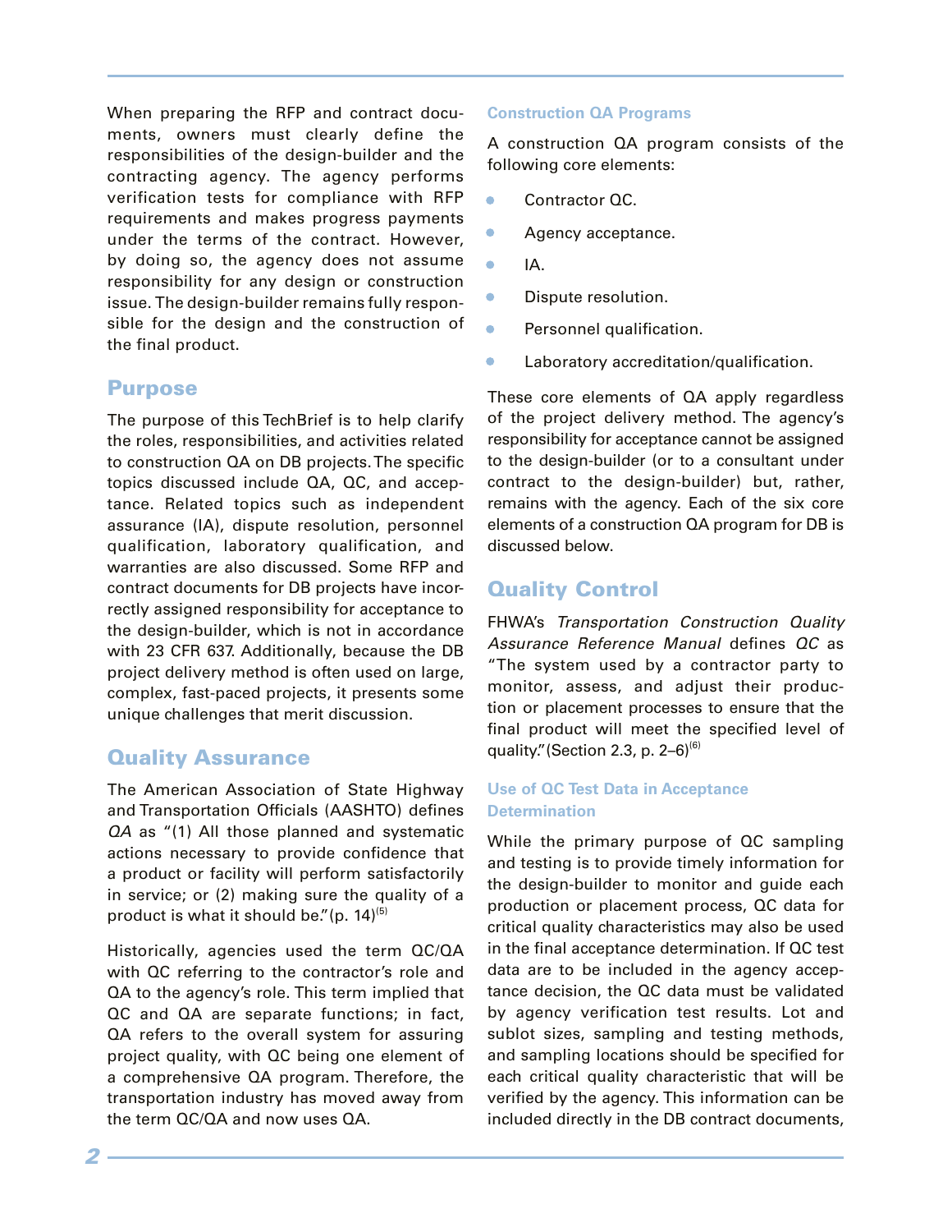When preparing the RFP and contract documents, owners must clearly define the responsibilities of the design-builder and the contracting agency. The agency performs verification tests for compliance with RFP requirements and makes progress payments under the terms of the contract. However, by doing so, the agency does not assume responsibility for any design or construction issue. The design-builder remains fully responsible for the design and the construction of the final product.

## Purpose

The purpose of this TechBrief is to help clarify the roles, responsibilities, and activities related to construction QA on DB projects. The specific topics discussed include QA, QC, and acceptance. Related topics such as independent assurance (IA), dispute resolution, personnel qualification, laboratory qualification, and warranties are also discussed. Some RFP and contract documents for DB projects have incorrectly assigned responsibility for acceptance to the design-builder, which is not in accordance with 23 CFR 637. Additionally, because the DB project delivery method is often used on large, complex, fast-paced projects, it presents some unique challenges that merit discussion.

## Quality Assurance

The American Association of State Highway and Transportation Officials (AASHTO) defines *QA* as "(1) All those planned and systematic actions necessary to provide confidence that a product or facility will perform satisfactorily in service; or (2) making sure the quality of a product is what it should be." (p. 14)[5]

Historically, agencies used the term QC/QA with QC referring to the contractor's role and QA to the agency's role. This term implied that QC and QA are separate functions; in fact, QA refers to the overall system for assuring project quality, with QC being one element of a comprehensive QA program. Therefore, the transportation industry has moved away from the term QC/QA and now uses QA.

### Construction QA Programs

A construction QA program consists of the following core elements:

- Contractor QC.
- Agency acceptance.
- IA.
- Dispute resolution.
- Personnel qualification.
- Laboratory accreditation/qualification.

These core elements of QA apply regardless of the project delivery method. The agency's responsibility for acceptance cannot be assigned to the design-builder (or to a consultant under contract to the design-builder) but, rather, remains with the agency. Each of the six core elements of a construction QA program for DB is discussed below.

## Quality Control

FHWA's *Transportation Construction Quality Assurance Reference Manual* defines *QC* as "The system used by a contractor party to monitor, assess, and adjust their production or placement processes to ensure that the final product will meet the specified level of quality." (Section 2.3, p. 2–6)[6]

### Use of QC Test Data in Acceptance Determination

While the primary purpose of QC sampling and testing is to provide timely information for the design-builder to monitor and guide each production or placement process, QC data for critical quality characteristics may also be used in the final acceptance determination. If QC test data are to be included in the agency acceptance decision, the QC data must be validated by agency verification test results. Lot and sublot sizes, sampling and testing methods, and sampling locations should be specified for each critical quality characteristic that will be verified by the agency. This information can be included directly in the DB contract documents,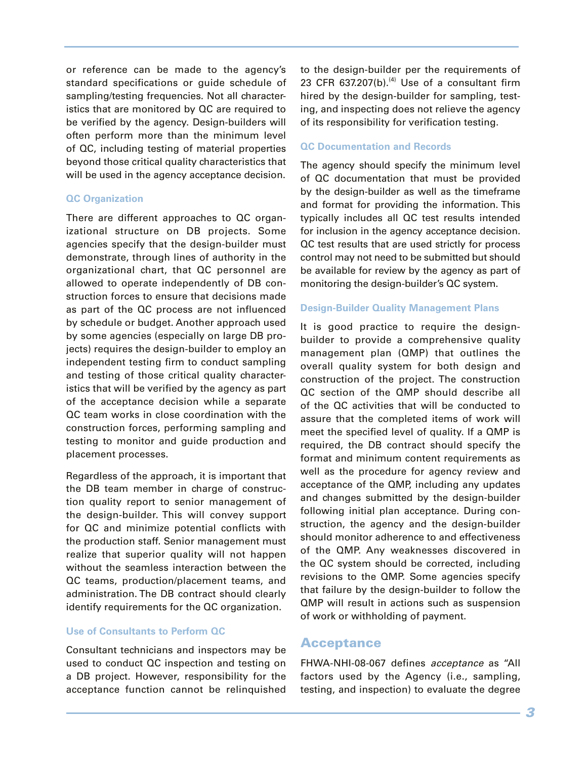or reference can be made to the agency's standard specifications or guide schedule of sampling/testing frequencies. Not all characteristics that are monitored by QC are required to be verified by the agency. Design-builders will often perform more than the minimum level of QC, including testing of material properties beyond those critical quality characteristics that will be used in the agency acceptance decision.

### QC Organization

There are different approaches to QC organizational structure on DB projects. Some agencies specify that the design-builder must demonstrate, through lines of authority in the organizational chart, that QC personnel are allowed to operate independently of DB construction forces to ensure that decisions made as part of the QC process are not influenced by schedule or budget. Another approach used by some agencies (especially on large DB projects) requires the design-builder to employ an independent testing firm to conduct sampling and testing of those critical quality characteristics that will be verified by the agency as part of the acceptance decision while a separate QC team works in close coordination with the construction forces, performing sampling and testing to monitor and guide production and placement processes.

Regardless of the approach, it is important that the DB team member in charge of construction quality report to senior management of the design-builder. This will convey support for QC and minimize potential conflicts with the production staff. Senior management must realize that superior quality will not happen without the seamless interaction between the QC teams, production/placement teams, and administration. The DB contract should clearly identify requirements for the QC organization.

### Use of Consultants to Perform QC

Consultant technicians and inspectors may be used to conduct QC inspection and testing on a DB project. However, responsibility for the acceptance function cannot be relinquished to the design-builder per the requirements of 23 CFR 637.207(b).[4] Use of a consultant firm hired by the design-builder for sampling, testing, and inspecting does not relieve the agency of its responsibility for verification testing.

### QC Documentation and Records

The agency should specify the minimum level of QC documentation that must be provided by the design-builder as well as the timeframe and format for providing the information. This typically includes all QC test results intended for inclusion in the agency acceptance decision. QC test results that are used strictly for process control may not need to be submitted but should be available for review by the agency as part of monitoring the design-builder's QC system.

### Design-Builder Quality Management Plans

It is good practice to require the design-builder to provide a comprehensive quality management plan (QMP) that outlines the overall quality system for both design and construction of the project. The construction QC section of the QMP should describe all of the QC activities that will be conducted to assure that the completed items of work will meet the specified level of quality. If a QMP is required, the DB contract should specify the format and minimum content requirements as well as the procedure for agency review and acceptance of the QMP, including any updates and changes submitted by the design-builder following initial plan acceptance. During construction, the agency and the design-builder should monitor adherence to and effectiveness of the QMP. Any weaknesses discovered in the QC system should be corrected, including revisions to the QMP. Some agencies specify that failure by the design-builder to follow the QMP will result in actions such as suspension of work or withholding of payment.

## Acceptance

FHWA-NHI-08-067 defines *acceptance* as "All factors used by the Agency (i.e., sampling, testing, and inspection) to evaluate the degree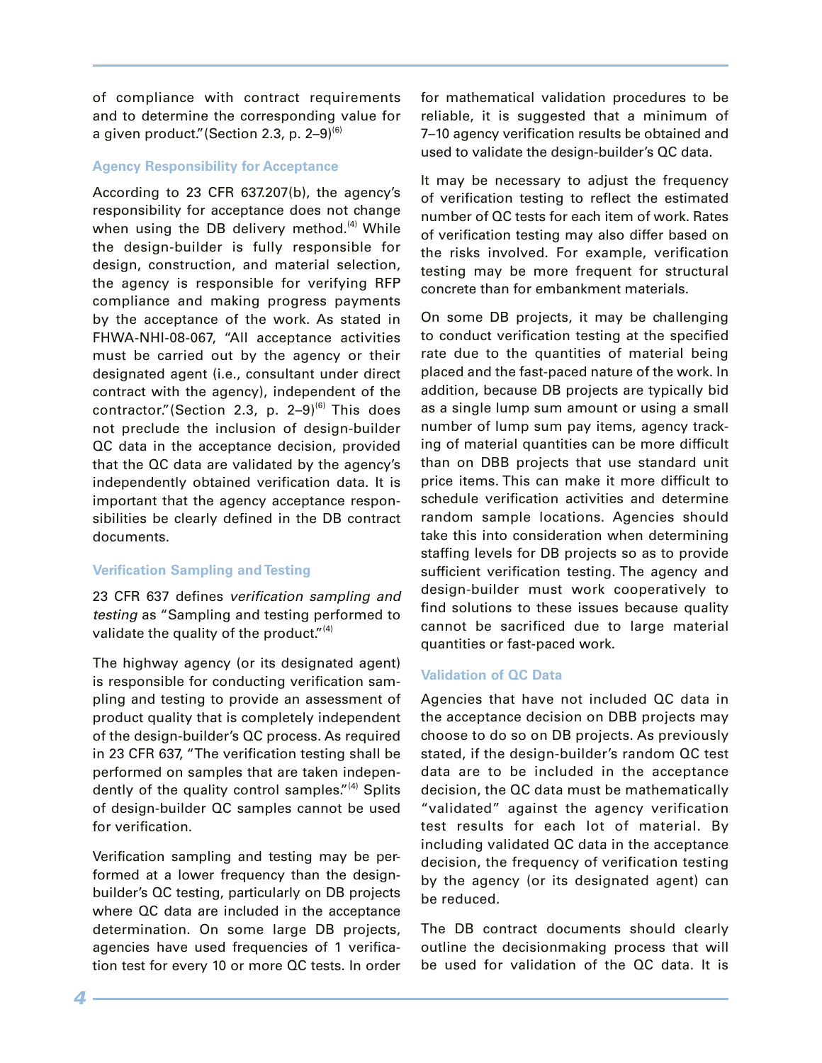of compliance with contract requirements and to determine the corresponding value for a given product." (Section 2.3, p. 2–9)[6]

### Agency Responsibility for Acceptance

According to 23 CFR 637.207(b), the agency's responsibility for acceptance does not change when using the DB delivery method.[4] While the design-builder is fully responsible for design, construction, and material selection, the agency is responsible for verifying RFP compliance and making progress payments by the acceptance of the work. As stated in FHWA-NHI-08-067, "All acceptance activities must be carried out by the agency or their designated agent (i.e., consultant under direct contract with the agency), independent of the contractor." (Section 2.3, p. 2–9)[6] This does not preclude the inclusion of design-builder QC data in the acceptance decision, provided that the QC data are validated by the agency's independently obtained verification data. It is important that the agency acceptance responsibilities be clearly defined in the DB contract documents.

### Verification Sampling and Testing

23 CFR 637 defines *verification sampling and testing* as "Sampling and testing performed to validate the quality of the product."[4]

The highway agency (or its designated agent) is responsible for conducting verification sampling and testing to provide an assessment of product quality that is completely independent of the design-builder's QC process. As required in 23 CFR 637, "The verification testing shall be performed on samples that are taken independently of the quality control samples."[4] Splits of design-builder QC samples cannot be used for verification.

Verification sampling and testing may be performed at a lower frequency than the design-builder's QC testing, particularly on DB projects where QC data are included in the acceptance determination. On some large DB projects, agencies have used frequencies of 1 verification test for every 10 or more QC tests. In order for mathematical validation procedures to be reliable, it is suggested that a minimum of 7–10 agency verification results be obtained and used to validate the design-builder's QC data.

It may be necessary to adjust the frequency of verification testing to reflect the estimated number of QC tests for each item of work. Rates of verification testing may also differ based on the risks involved. For example, verification testing may be more frequent for structural concrete than for embankment materials.

On some DB projects, it may be challenging to conduct verification testing at the specified rate due to the quantities of material being placed and the fast-paced nature of the work. In addition, because DB projects are typically bid as a single lump sum amount or using a small number of lump sum pay items, agency tracking of material quantities can be more difficult than on DBB projects that use standard unit price items. This can make it more difficult to schedule verification activities and determine random sample locations. Agencies should take this into consideration when determining staffing levels for DB projects so as to provide sufficient verification testing. The agency and design-builder must work cooperatively to find solutions to these issues because quality cannot be sacrificed due to large material quantities or fast-paced work.

### Validation of QC Data

Agencies that have not included QC data in the acceptance decision on DBB projects may choose to do so on DB projects. As previously stated, if the design-builder's random QC test data are to be included in the acceptance decision, the QC data must be mathematically "validated" against the agency verification test results for each lot of material. By including validated QC data in the acceptance decision, the frequency of verification testing by the agency (or its designated agent) can be reduced.

The DB contract documents should clearly outline the decisionmaking process that will be used for validation of the QC data. It is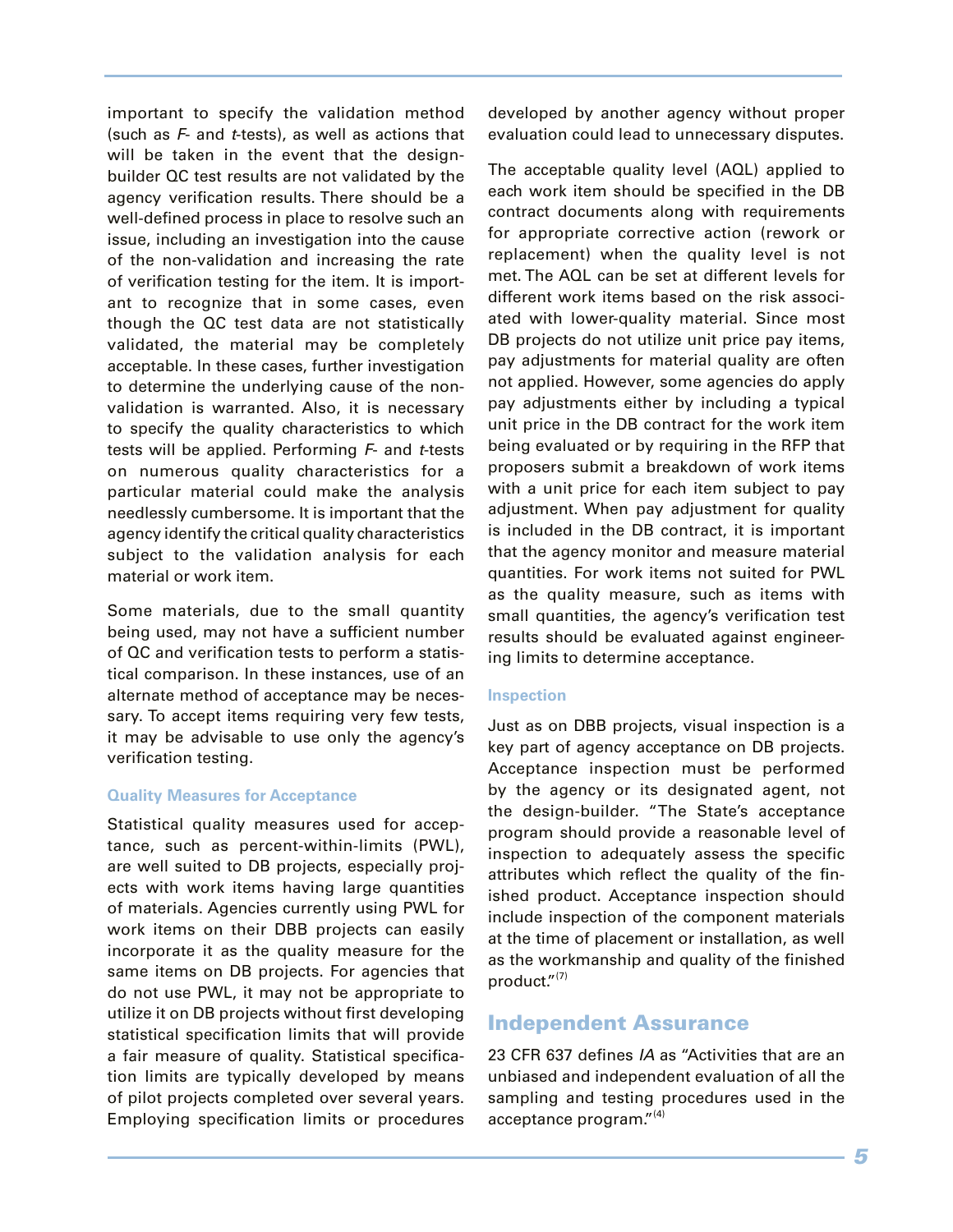important to specify the validation method (such as *F*- and *t*-tests), as well as actions that will be taken in the event that the design-builder QC test results are not validated by the agency verification results. There should be a well-defined process in place to resolve such an issue, including an investigation into the cause of the non-validation and increasing the rate of verification testing for the item. It is important to recognize that in some cases, even though the QC test data are not statistically validated, the material may be completely acceptable. In these cases, further investigation to determine the underlying cause of the non-validation is warranted. Also, it is necessary to specify the quality characteristics to which tests will be applied. Performing *F*- and *t*-tests on numerous quality characteristics for a particular material could make the analysis needlessly cumbersome. It is important that the agency identify the critical quality characteristics subject to the validation analysis for each material or work item.

Some materials, due to the small quantity being used, may not have a sufficient number of QC and verification tests to perform a statistical comparison. In these instances, use of an alternate method of acceptance may be necessary. To accept items requiring very few tests, it may be advisable to use only the agency's verification testing.

#### Quality Measures for Acceptance

Statistical quality measures used for acceptance, such as percent-within-limits (PWL), are well suited to DB projects, especially projects with work items having large quantities of materials. Agencies currently using PWL for work items on their DBB projects can easily incorporate it as the quality measure for the same items on DB projects. For agencies that do not use PWL, it may not be appropriate to utilize it on DB projects without first developing statistical specification limits that will provide a fair measure of quality. Statistical specification limits are typically developed by means of pilot projects completed over several years. Employing specification limits or procedures developed by another agency without proper evaluation could lead to unnecessary disputes.

The acceptable quality level (AQL) applied to each work item should be specified in the DB contract documents along with requirements for appropriate corrective action (rework or replacement) when the quality level is not met. The AQL can be set at different levels for different work items based on the risk associated with lower-quality material. Since most DB projects do not utilize unit price pay items, pay adjustments for material quality are often not applied. However, some agencies do apply pay adjustments either by including a typical unit price in the DB contract for the work item being evaluated or by requiring in the RFP that proposers submit a breakdown of work items with a unit price for each item subject to pay adjustment. When pay adjustment for quality is included in the DB contract, it is important that the agency monitor and measure material quantities. For work items not suited for PWL as the quality measure, such as items with small quantities, the agency's verification test results should be evaluated against engineering limits to determine acceptance.

#### Inspection

Just as on DBB projects, visual inspection is a key part of agency acceptance on DB projects. Acceptance inspection must be performed by the agency or its designated agent, not the design-builder. "The State's acceptance program should provide a reasonable level of inspection to adequately assess the specific attributes which reflect the quality of the finished product. Acceptance inspection should include inspection of the component materials at the time of placement or installation, as well as the workmanship and quality of the finished product."[7]

## Independent Assurance

23 CFR 637 defines *IA* as "Activities that are an unbiased and independent evaluation of all the sampling and testing procedures used in the acceptance program."[4]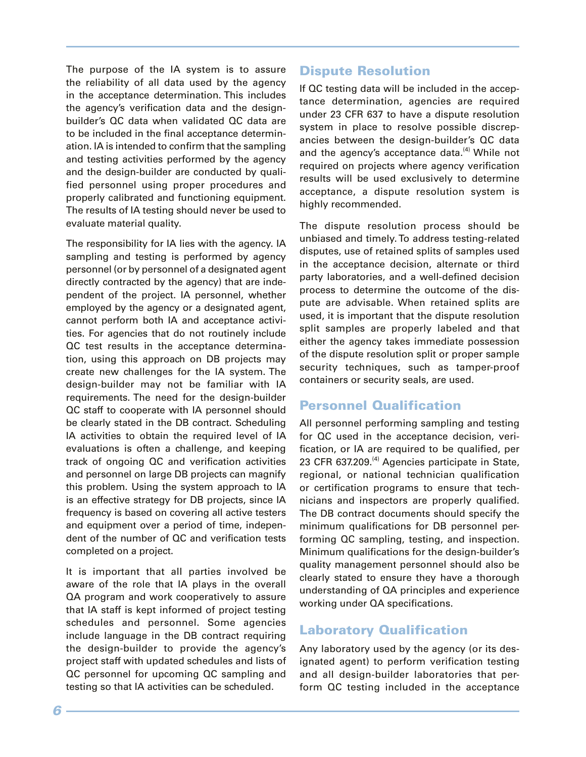The purpose of the IA system is to assure the reliability of all data used by the agency in the acceptance determination. This includes the agency's verification data and the design-builder's QC data when validated QC data are to be included in the final acceptance determination. IA is intended to confirm that the sampling and testing activities performed by the agency and the design-builder are conducted by qualified personnel using proper procedures and properly calibrated and functioning equipment. The results of IA testing should never be used to evaluate material quality.

The responsibility for IA lies with the agency. IA sampling and testing is performed by agency personnel (or by personnel of a designated agent directly contracted by the agency) that are independent of the project. IA personnel, whether employed by the agency or a designated agent, cannot perform both IA and acceptance activities. For agencies that do not routinely include QC test results in the acceptance determination, using this approach on DB projects may create new challenges for the IA system. The design-builder may not be familiar with IA requirements. The need for the design-builder QC staff to cooperate with IA personnel should be clearly stated in the DB contract. Scheduling IA activities to obtain the required level of IA evaluations is often a challenge, and keeping track of ongoing QC and verification activities and personnel on large DB projects can magnify this problem. Using the system approach to IA is an effective strategy for DB projects, since IA frequency is based on covering all active testers and equipment over a period of time, independent of the number of QC and verification tests completed on a project.

It is important that all parties involved be aware of the role that IA plays in the overall QA program and work cooperatively to assure that IA staff is kept informed of project testing schedules and personnel. Some agencies include language in the DB contract requiring the design-builder to provide the agency's project staff with updated schedules and lists of QC personnel for upcoming QC sampling and testing so that IA activities can be scheduled.

## Dispute Resolution

If QC testing data will be included in the acceptance determination, agencies are required under 23 CFR 637 to have a dispute resolution system in place to resolve possible discrepancies between the design-builder's QC data and the agency's acceptance data.[4] While not required on projects where agency verification results will be used exclusively to determine acceptance, a dispute resolution system is highly recommended.

The dispute resolution process should be unbiased and timely. To address testing-related disputes, use of retained splits of samples used in the acceptance decision, alternate or third party laboratories, and a well-defined decision process to determine the outcome of the dispute are advisable. When retained splits are used, it is important that the dispute resolution split samples are properly labeled and that either the agency takes immediate possession of the dispute resolution split or proper sample security techniques, such as tamper-proof containers or security seals, are used.

## Personnel Qualification

All personnel performing sampling and testing for QC used in the acceptance decision, verification, or IA are required to be qualified, per 23 CFR 637.209.[4] Agencies participate in State, regional, or national technician qualification or certification programs to ensure that technicians and inspectors are properly qualified. The DB contract documents should specify the minimum qualifications for DB personnel performing QC sampling, testing, and inspection. Minimum qualifications for the design-builder's quality management personnel should also be clearly stated to ensure they have a thorough understanding of QA principles and experience working under QA specifications.

## Laboratory Qualification

Any laboratory used by the agency (or its designated agent) to perform verification testing and all design-builder laboratories that perform QC testing included in the acceptance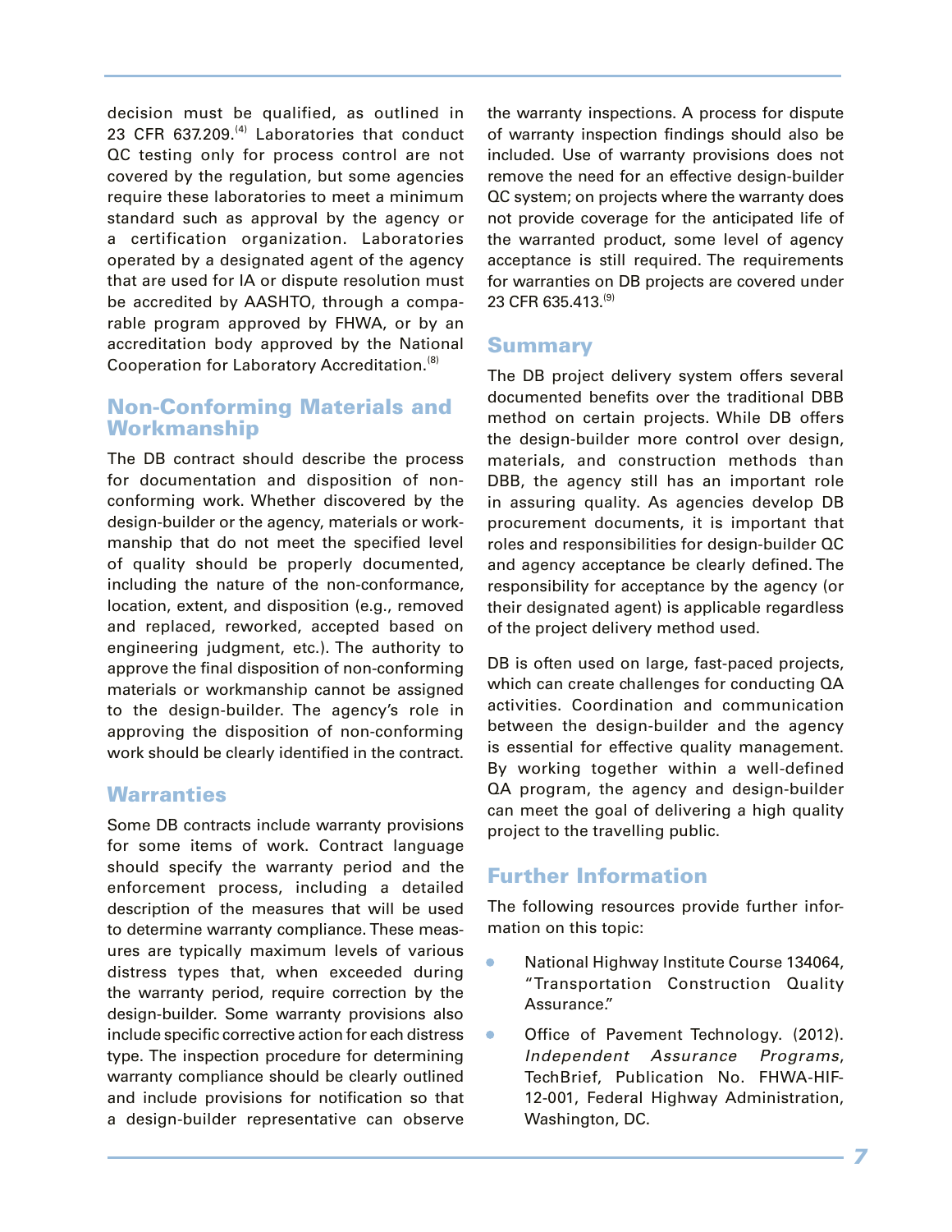decision must be qualified, as outlined in 23 CFR 637.209.[4] Laboratories that conduct QC testing only for process control are not covered by the regulation, but some agencies require these laboratories to meet a minimum standard such as approval by the agency or a certification organization. Laboratories operated by a designated agent of the agency that are used for IA or dispute resolution must be accredited by AASHTO, through a comparable program approved by FHWA, or by an accreditation body approved by the National Cooperation for Laboratory Accreditation.[8]

## Non-Conforming Materials and Workmanship

The DB contract should describe the process for documentation and disposition of non-conforming work. Whether discovered by the design-builder or the agency, materials or workmanship that do not meet the specified level of quality should be properly documented, including the nature of the non-conformance, location, extent, and disposition (e.g., removed and replaced, reworked, accepted based on engineering judgment, etc.). The authority to approve the final disposition of non-conforming materials or workmanship cannot be assigned to the design-builder. The agency's role in approving the disposition of non-conforming work should be clearly identified in the contract.

## Warranties

Some DB contracts include warranty provisions for some items of work. Contract language should specify the warranty period and the enforcement process, including a detailed description of the measures that will be used to determine warranty compliance. These measures are typically maximum levels of various distress types that, when exceeded during the warranty period, require correction by the design-builder. Some warranty provisions also include specific corrective action for each distress type. The inspection procedure for determining warranty compliance should be clearly outlined and include provisions for notification so that a design-builder representative can observe the warranty inspections. A process for dispute of warranty inspection findings should also be included. Use of warranty provisions does not remove the need for an effective design-builder QC system; on projects where the warranty does not provide coverage for the anticipated life of the warranted product, some level of agency acceptance is still required. The requirements for warranties on DB projects are covered under 23 CFR 635.413.[9]

## Summary

The DB project delivery system offers several documented benefits over the traditional DBB method on certain projects. While DB offers the design-builder more control over design, materials, and construction methods than DBB, the agency still has an important role in assuring quality. As agencies develop DB procurement documents, it is important that roles and responsibilities for design-builder QC and agency acceptance be clearly defined. The responsibility for acceptance by the agency (or their designated agent) is applicable regardless of the project delivery method used.

DB is often used on large, fast-paced projects, which can create challenges for conducting QA activities. Coordination and communication between the design-builder and the agency is essential for effective quality management. By working together within a well-defined QA program, the agency and design-builder can meet the goal of delivering a high quality project to the travelling public.

## Further Information

The following resources provide further information on this topic:

- National Highway Institute Course 134064, "Transportation Construction Quality Assurance."
- Office of Pavement Technology. (2012). *Independent Assurance Programs*, TechBrief, Publication No. FHWA-HIF-12-001, Federal Highway Administration, Washington, DC.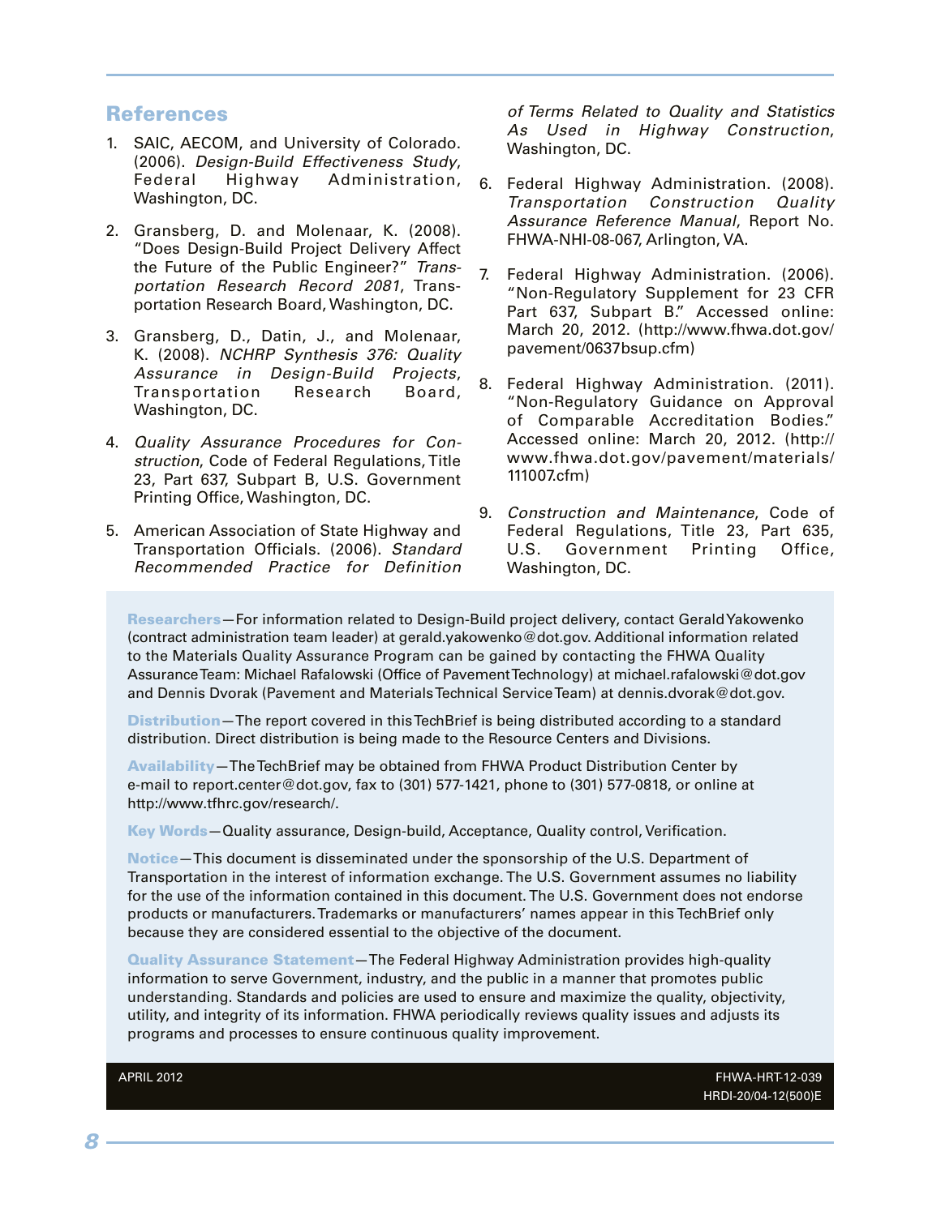## References

1. SAIC, AECOM, and University of Colorado. (2006). *Design-Build Effectiveness Study*, Federal Highway Administration, Washington, DC.

2. Gransberg, D. and Molenaar, K. (2008). "Does Design-Build Project Delivery Affect the Future of the Public Engineer?" *Transportation Research Record 2081*, Transportation Research Board, Washington, DC.

3. Gransberg, D., Datin, J., and Molenaar, K. (2008). *NCHRP Synthesis 376: Quality Assurance in Design-Build Projects*, Transportation Research Board, Washington, DC.

4. *Quality Assurance Procedures for Construction*, Code of Federal Regulations, Title 23, Part 637, Subpart B, U.S. Government Printing Office, Washington, DC.

5. American Association of State Highway and Transportation Officials. (2006). *Standard Recommended Practice for Definition of Terms Related to Quality and Statistics As Used in Highway Construction*, Washington, DC.

6. Federal Highway Administration. (2008). *Transportation Construction Quality Assurance Reference Manual*, Report No. FHWA-NHI-08-067, Arlington, VA.

7. Federal Highway Administration. (2006). "Non-Regulatory Supplement for 23 CFR Part 637, Subpart B." Accessed online: March 20, 2012. (http://www.fhwa.dot.gov/pavement/0637bsup.cfm)

8. Federal Highway Administration. (2011). "Non-Regulatory Guidance on Approval of Comparable Accreditation Bodies." Accessed online: March 20, 2012. (http://www.fhwa.dot.gov/pavement/materials/111007.cfm)

9. *Construction and Maintenance*, Code of Federal Regulations, Title 23, Part 635, U.S. Government Printing Office, Washington, DC.

**Researchers**—For information related to Design-Build project delivery, contact Gerald Yakowenko (contract administration team leader) at gerald.yakowenko@dot.gov. Additional information related to the Materials Quality Assurance Program can be gained by contacting the FHWA Quality Assurance Team: Michael Rafalowski (Office of Pavement Technology) at michael.rafalowski@dot.gov and Dennis Dvorak (Pavement and Materials Technical Service Team) at dennis.dvorak@dot.gov.

**Distribution**—The report covered in this TechBrief is being distributed according to a standard distribution. Direct distribution is being made to the Resource Centers and Divisions.

**Availability**—The TechBrief may be obtained from FHWA Product Distribution Center by e-mail to report.center@dot.gov, fax to (301) 577-1421, phone to (301) 577-0818, or online at http://www.tfhrc.gov/research/.

**Key Words**—Quality assurance, Design-build, Acceptance, Quality control, Verification.

**Notice**—This document is disseminated under the sponsorship of the U.S. Department of Transportation in the interest of information exchange. The U.S. Government assumes no liability for the use of the information contained in this document. The U.S. Government does not endorse products or manufacturers. Trademarks or manufacturers' names appear in this TechBrief only because they are considered essential to the objective of the document.

**Quality Assurance Statement**—The Federal Highway Administration provides high-quality information to serve Government, industry, and the public in a manner that promotes public understanding. Standards and policies are used to ensure and maximize the quality, objectivity, utility, and integrity of its information. FHWA periodically reviews quality issues and adjusts its programs and processes to ensure continuous quality improvement.

APRIL 2012

FHWA-HRT-12-039
HRDI-20/04-12(500)E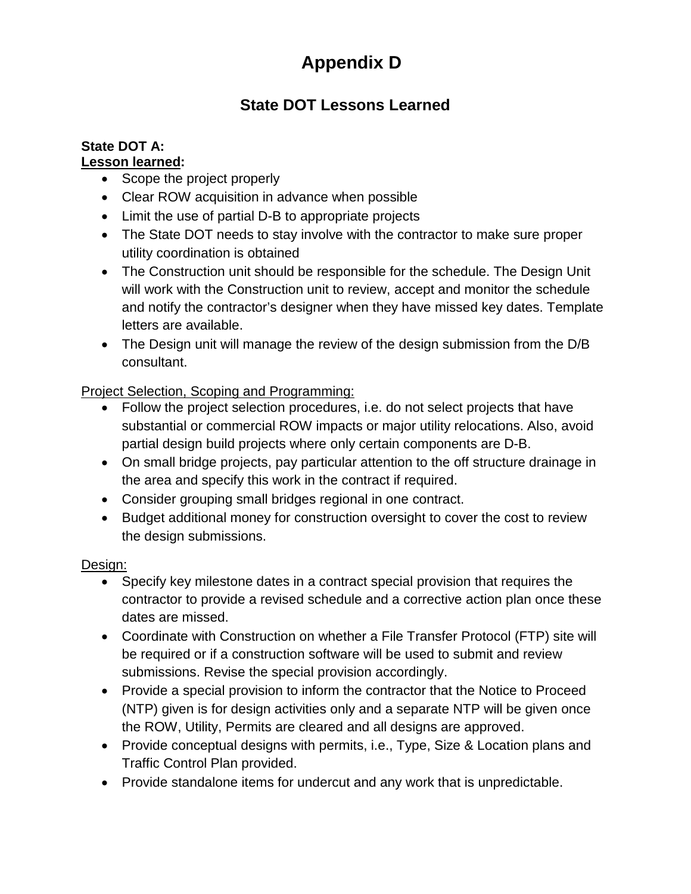# Appendix D

## State DOT Lessons Learned

**State DOT A:**
**<u>Lesson learned</u>:**

- Scope the project properly
- Clear ROW acquisition in advance when possible
- Limit the use of partial D-B to appropriate projects
- The State DOT needs to stay involve with the contractor to make sure proper utility coordination is obtained
- The Construction unit should be responsible for the schedule. The Design Unit will work with the Construction unit to review, accept and monitor the schedule and notify the contractor's designer when they have missed key dates. Template letters are available.
- The Design unit will manage the review of the design submission from the D/B consultant.

<u>Project Selection, Scoping and Programming:</u>

- Follow the project selection procedures, i.e. do not select projects that have substantial or commercial ROW impacts or major utility relocations. Also, avoid partial design build projects where only certain components are D-B.
- On small bridge projects, pay particular attention to the off structure drainage in the area and specify this work in the contract if required.
- Consider grouping small bridges regional in one contract.
- Budget additional money for construction oversight to cover the cost to review the design submissions.

<u>Design:</u>

- Specify key milestone dates in a contract special provision that requires the contractor to provide a revised schedule and a corrective action plan once these dates are missed.
- Coordinate with Construction on whether a File Transfer Protocol (FTP) site will be required or if a construction software will be used to submit and review submissions. Revise the special provision accordingly.
- Provide a special provision to inform the contractor that the Notice to Proceed (NTP) given is for design activities only and a separate NTP will be given once the ROW, Utility, Permits are cleared and all designs are approved.
- Provide conceptual designs with permits, i.e., Type, Size & Location plans and Traffic Control Plan provided.
- Provide standalone items for undercut and any work that is unpredictable.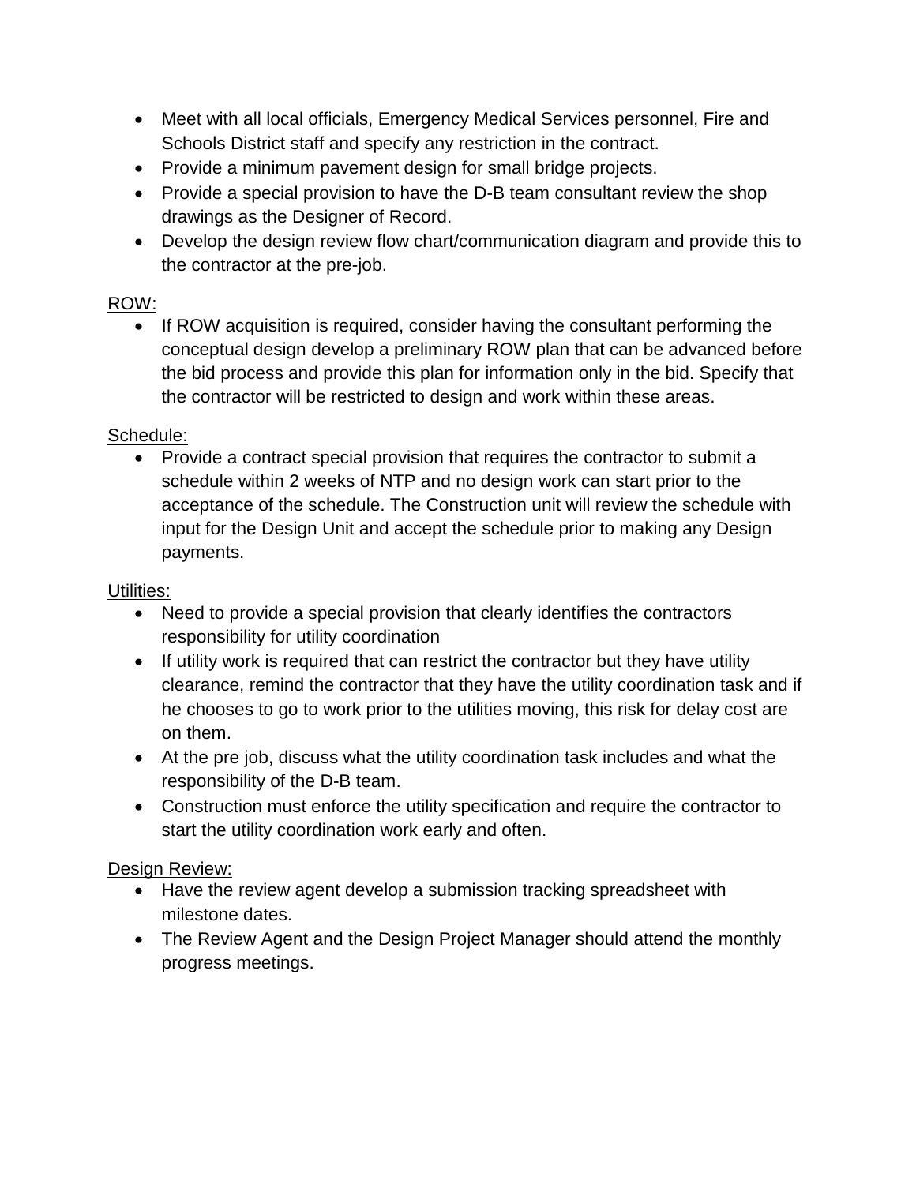- Meet with all local officials, Emergency Medical Services personnel, Fire and Schools District staff and specify any restriction in the contract.
- Provide a minimum pavement design for small bridge projects.
- Provide a special provision to have the D-B team consultant review the shop drawings as the Designer of Record.
- Develop the design review flow chart/communication diagram and provide this to the contractor at the pre-job.

ROW:

- If ROW acquisition is required, consider having the consultant performing the conceptual design develop a preliminary ROW plan that can be advanced before the bid process and provide this plan for information only in the bid. Specify that the contractor will be restricted to design and work within these areas.

Schedule:

- Provide a contract special provision that requires the contractor to submit a schedule within 2 weeks of NTP and no design work can start prior to the acceptance of the schedule. The Construction unit will review the schedule with input for the Design Unit and accept the schedule prior to making any Design payments.

Utilities:

- Need to provide a special provision that clearly identifies the contractors responsibility for utility coordination
- If utility work is required that can restrict the contractor but they have utility clearance, remind the contractor that they have the utility coordination task and if he chooses to go to work prior to the utilities moving, this risk for delay cost are on them.
- At the pre job, discuss what the utility coordination task includes and what the responsibility of the D-B team.
- Construction must enforce the utility specification and require the contractor to start the utility coordination work early and often.

Design Review:

- Have the review agent develop a submission tracking spreadsheet with milestone dates.
- The Review Agent and the Design Project Manager should attend the monthly progress meetings.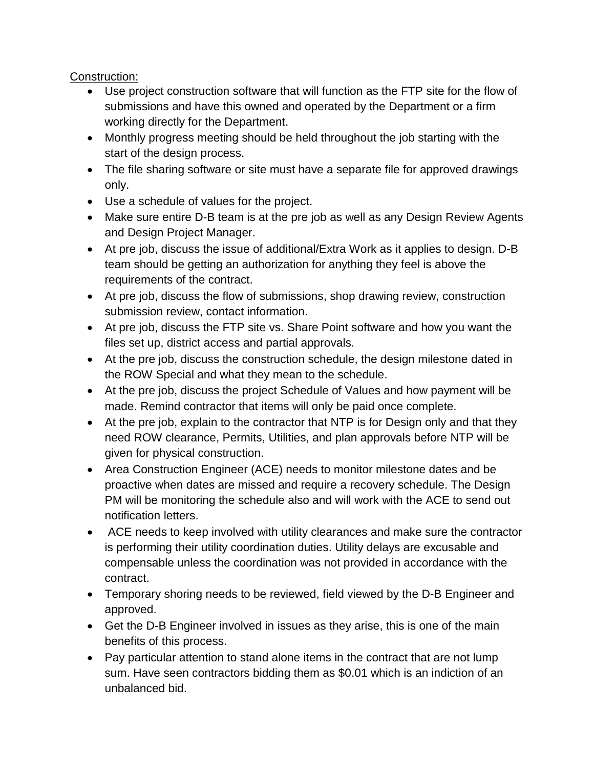Construction:

- Use project construction software that will function as the FTP site for the flow of submissions and have this owned and operated by the Department or a firm working directly for the Department.
- Monthly progress meeting should be held throughout the job starting with the start of the design process.
- The file sharing software or site must have a separate file for approved drawings only.
- Use a schedule of values for the project.
- Make sure entire D-B team is at the pre job as well as any Design Review Agents and Design Project Manager.
- At pre job, discuss the issue of additional/Extra Work as it applies to design. D-B team should be getting an authorization for anything they feel is above the requirements of the contract.
- At pre job, discuss the flow of submissions, shop drawing review, construction submission review, contact information.
- At pre job, discuss the FTP site vs. Share Point software and how you want the files set up, district access and partial approvals.
- At the pre job, discuss the construction schedule, the design milestone dated in the ROW Special and what they mean to the schedule.
- At the pre job, discuss the project Schedule of Values and how payment will be made. Remind contractor that items will only be paid once complete.
- At the pre job, explain to the contractor that NTP is for Design only and that they need ROW clearance, Permits, Utilities, and plan approvals before NTP will be given for physical construction.
- Area Construction Engineer (ACE) needs to monitor milestone dates and be proactive when dates are missed and require a recovery schedule. The Design PM will be monitoring the schedule also and will work with the ACE to send out notification letters.
- ACE needs to keep involved with utility clearances and make sure the contractor is performing their utility coordination duties. Utility delays are excusable and compensable unless the coordination was not provided in accordance with the contract.
- Temporary shoring needs to be reviewed, field viewed by the D-B Engineer and approved.
- Get the D-B Engineer involved in issues as they arise, this is one of the main benefits of this process.
- Pay particular attention to stand alone items in the contract that are not lump sum. Have seen contractors bidding them as $0.01 which is an indiction of an unbalanced bid.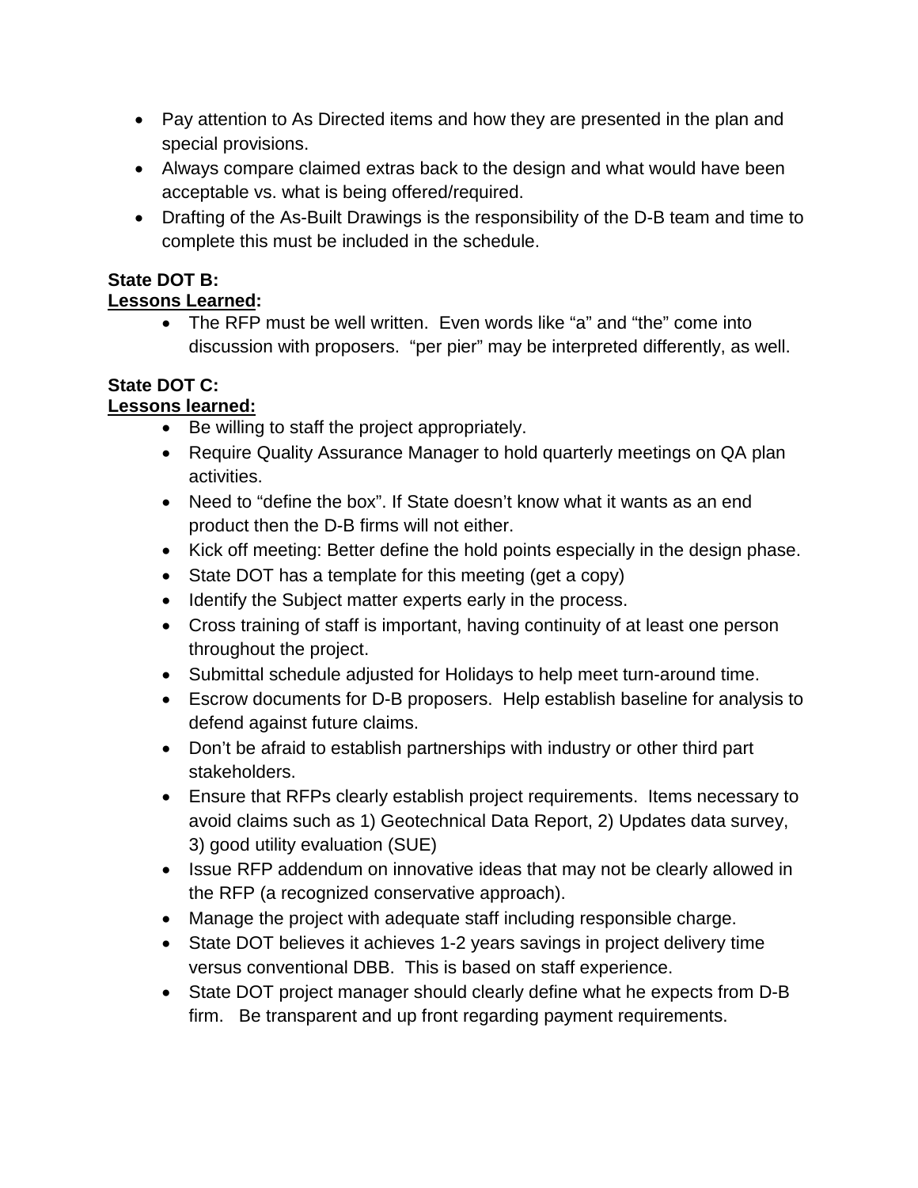- Pay attention to As Directed items and how they are presented in the plan and special provisions.
- Always compare claimed extras back to the design and what would have been acceptable vs. what is being offered/required.
- Drafting of the As-Built Drawings is the responsibility of the D-B team and time to complete this must be included in the schedule.

**State DOT B:**
**<u>Lessons Learned</u>:**

- The RFP must be well written. Even words like "a" and "the" come into discussion with proposers. "per pier" may be interpreted differently, as well.

**State DOT C:**
**<u>Lessons learned:</u>**

- Be willing to staff the project appropriately.
- Require Quality Assurance Manager to hold quarterly meetings on QA plan activities.
- Need to "define the box". If State doesn't know what it wants as an end product then the D-B firms will not either.
- Kick off meeting: Better define the hold points especially in the design phase.
- State DOT has a template for this meeting (get a copy)
- Identify the Subject matter experts early in the process.
- Cross training of staff is important, having continuity of at least one person throughout the project.
- Submittal schedule adjusted for Holidays to help meet turn-around time.
- Escrow documents for D-B proposers. Help establish baseline for analysis to defend against future claims.
- Don't be afraid to establish partnerships with industry or other third part stakeholders.
- Ensure that RFPs clearly establish project requirements. Items necessary to avoid claims such as 1) Geotechnical Data Report, 2) Updates data survey, 3) good utility evaluation (SUE)
- Issue RFP addendum on innovative ideas that may not be clearly allowed in the RFP (a recognized conservative approach).
- Manage the project with adequate staff including responsible charge.
- State DOT believes it achieves 1-2 years savings in project delivery time versus conventional DBB. This is based on staff experience.
- State DOT project manager should clearly define what he expects from D-B firm. Be transparent and up front regarding payment requirements.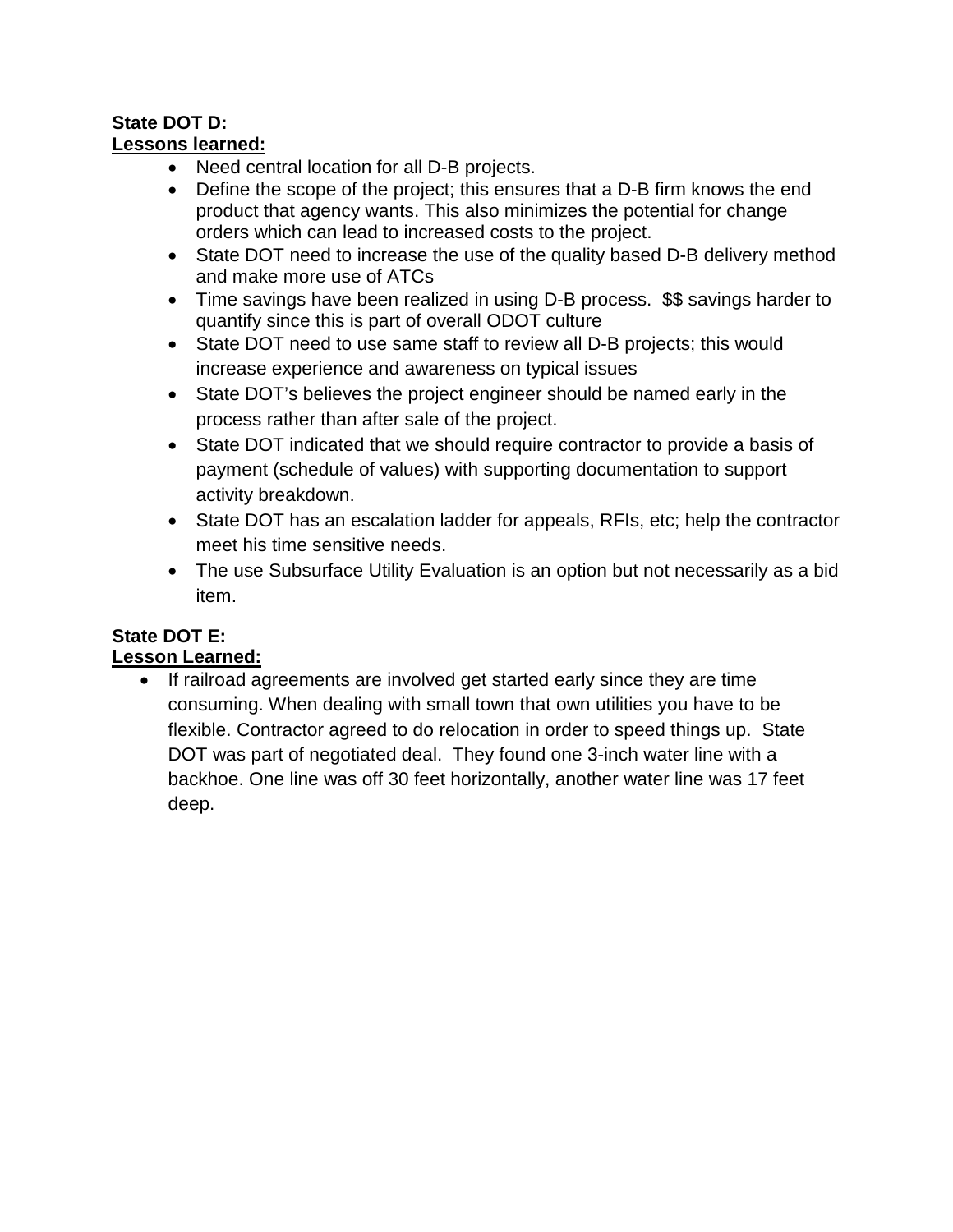**State DOT D:**
**Lessons learned:**

- Need central location for all D-B projects.
- Define the scope of the project; this ensures that a D-B firm knows the end product that agency wants. This also minimizes the potential for change orders which can lead to increased costs to the project.
- State DOT need to increase the use of the quality based D-B delivery method and make more use of ATCs
- Time savings have been realized in using D-B process. $$ savings harder to quantify since this is part of overall ODOT culture
- State DOT need to use same staff to review all D-B projects; this would increase experience and awareness on typical issues
- State DOT's believes the project engineer should be named early in the process rather than after sale of the project.
- State DOT indicated that we should require contractor to provide a basis of payment (schedule of values) with supporting documentation to support activity breakdown.
- State DOT has an escalation ladder for appeals, RFIs, etc; help the contractor meet his time sensitive needs.
- The use Subsurface Utility Evaluation is an option but not necessarily as a bid item.

**State DOT E:**
**Lesson Learned:**

- If railroad agreements are involved get started early since they are time consuming. When dealing with small town that own utilities you have to be flexible. Contractor agreed to do relocation in order to speed things up. State DOT was part of negotiated deal. They found one 3-inch water line with a backhoe. One line was off 30 feet horizontally, another water line was 17 feet deep.